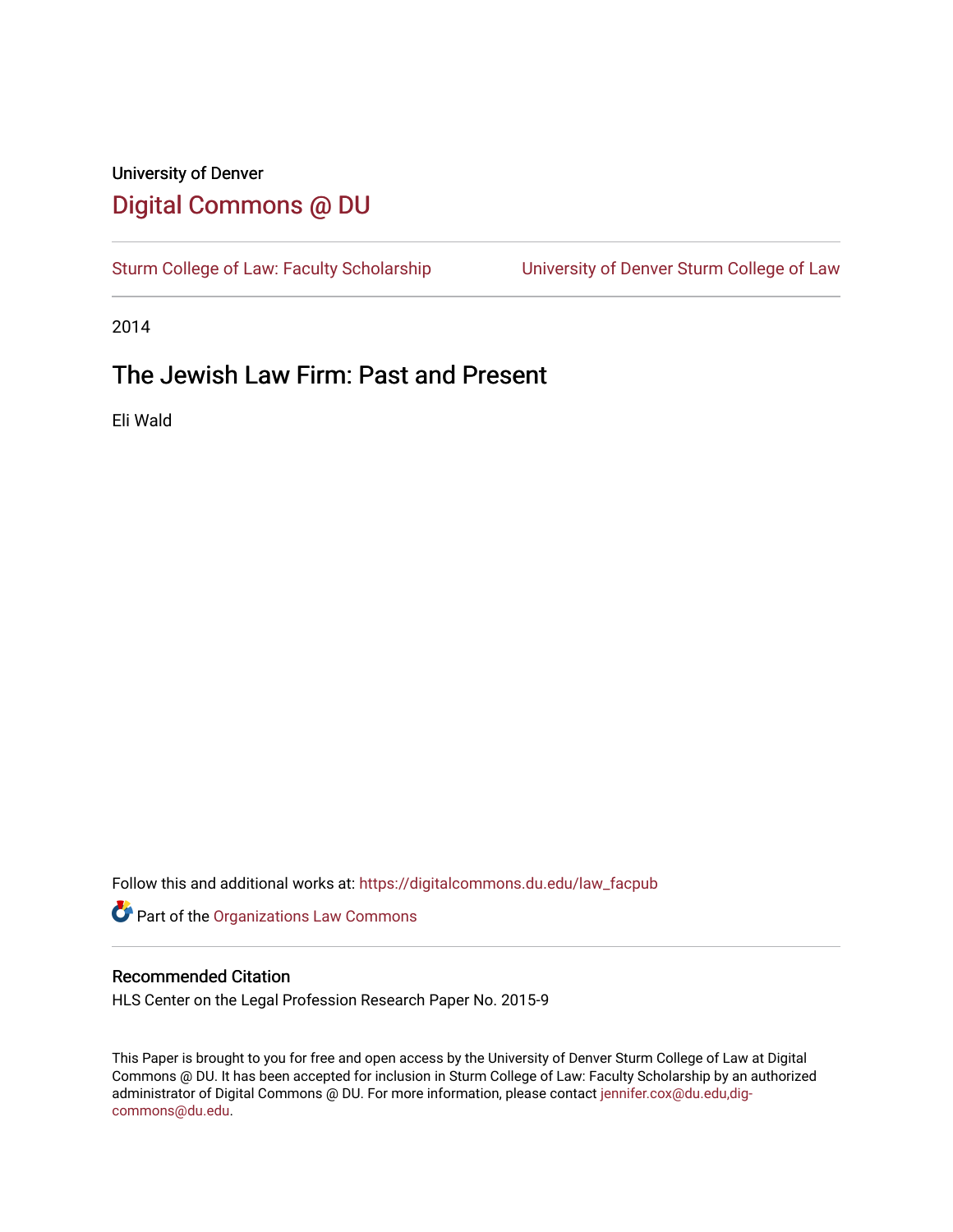University of Denver

# Digital Commons @ DU

Sturm College of Law: Faculty Scholarship | University of Denver Sturm College of Law

2014

## The Jewish Law Firm: Past and Present

Eli Wald

Follow this and additional works at: https://digitalcommons.du.edu/law_facpub

Part of the Organizations Law Commons

### Recommended Citation

HLS Center on the Legal Profession Research Paper No. 2015-9

This Paper is brought to you for free and open access by the University of Denver Sturm College of Law at Digital Commons @ DU. It has been accepted for inclusion in Sturm College of Law: Faculty Scholarship by an authorized administrator of Digital Commons @ DU. For more information, please contact jennifer.cox@du.edu,dig-commons@du.edu.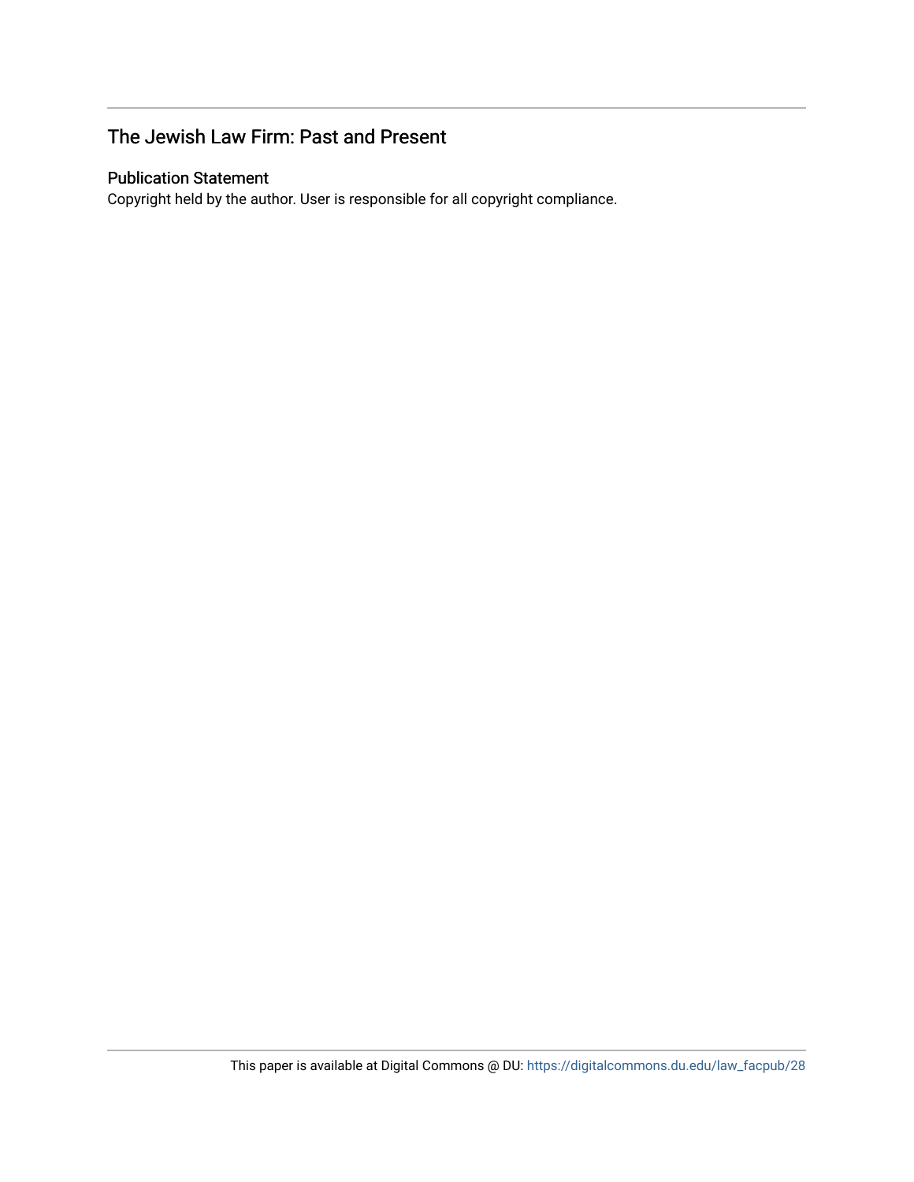## The Jewish Law Firm: Past and Present

### Publication Statement

Copyright held by the author. User is responsible for all copyright compliance.

This paper is available at Digital Commons @ DU: https://digitalcommons.du.edu/law_facpub/28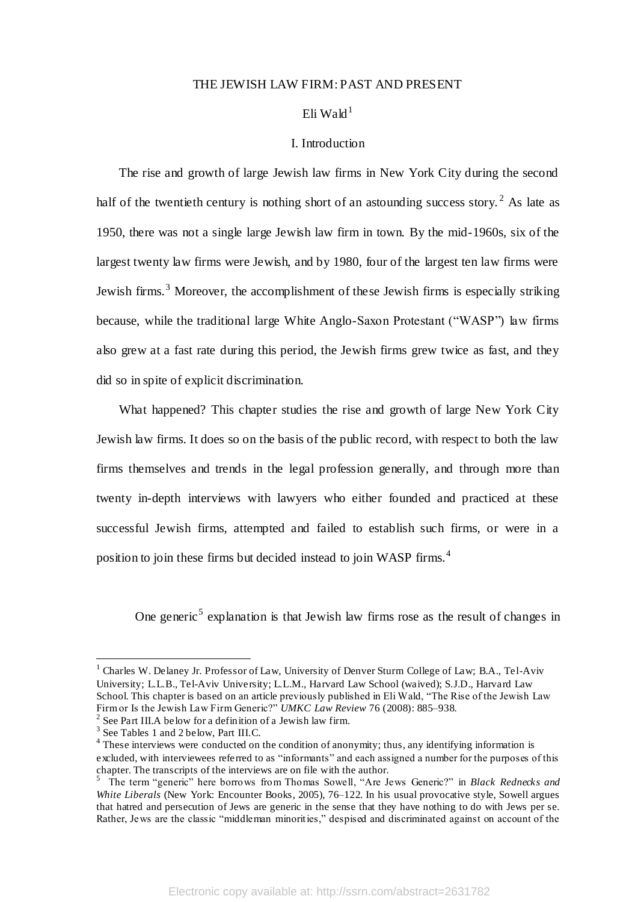THE JEWISH LAW FIRM: PAST AND PRESENT

Eli Wald[1]

I. Introduction

The rise and growth of large Jewish law firms in New York City during the second half of the twentieth century is nothing short of an astounding success story.[2] As late as 1950, there was not a single large Jewish law firm in town. By the mid-1960s, six of the largest twenty law firms were Jewish, and by 1980, four of the largest ten law firms were Jewish firms.[3] Moreover, the accomplishment of these Jewish firms is especially striking because, while the traditional large White Anglo-Saxon Protestant ("WASP") law firms also grew at a fast rate during this period, the Jewish firms grew twice as fast, and they did so in spite of explicit discrimination.

What happened? This chapter studies the rise and growth of large New York City Jewish law firms. It does so on the basis of the public record, with respect to both the law firms themselves and trends in the legal profession generally, and through more than twenty in-depth interviews with lawyers who either founded and practiced at these successful Jewish firms, attempted and failed to establish such firms, or were in a position to join these firms but decided instead to join WASP firms.[4]

One generic[5] explanation is that Jewish law firms rose as the result of changes in

---

[1] Charles W. Delaney Jr. Professor of Law, University of Denver Sturm College of Law; B.A., Tel-Aviv University; L.L.B., Tel-Aviv University; L.L.M., Harvard Law School (waived); S.J.D., Harvard Law School. This chapter is based on an article previously published in Eli Wald, "The Rise of the Jewish Law Firm or Is the Jewish Law Firm Generic?" *UMKC Law Review* 76 (2008): 885–938.

[2] See Part III.A below for a definition of a Jewish law firm.

[3] See Tables 1 and 2 below, Part III.C.

[4] These interviews were conducted on the condition of anonymity; thus, any identifying information is excluded, with interviewees referred to as "informants" and each assigned a number for the purposes of this chapter. The transcripts of the interviews are on file with the author.

[5] The term "generic" here borrows from Thomas Sowell, "Are Jews Generic?" in *Black Rednecks and White Liberals* (New York: Encounter Books, 2005), 76–122. In his usual provocative style, Sowell argues that hatred and persecution of Jews are generic in the sense that they have nothing to do with Jews per se. Rather, Jews are the classic "middleman minorities," despised and discriminated against on account of the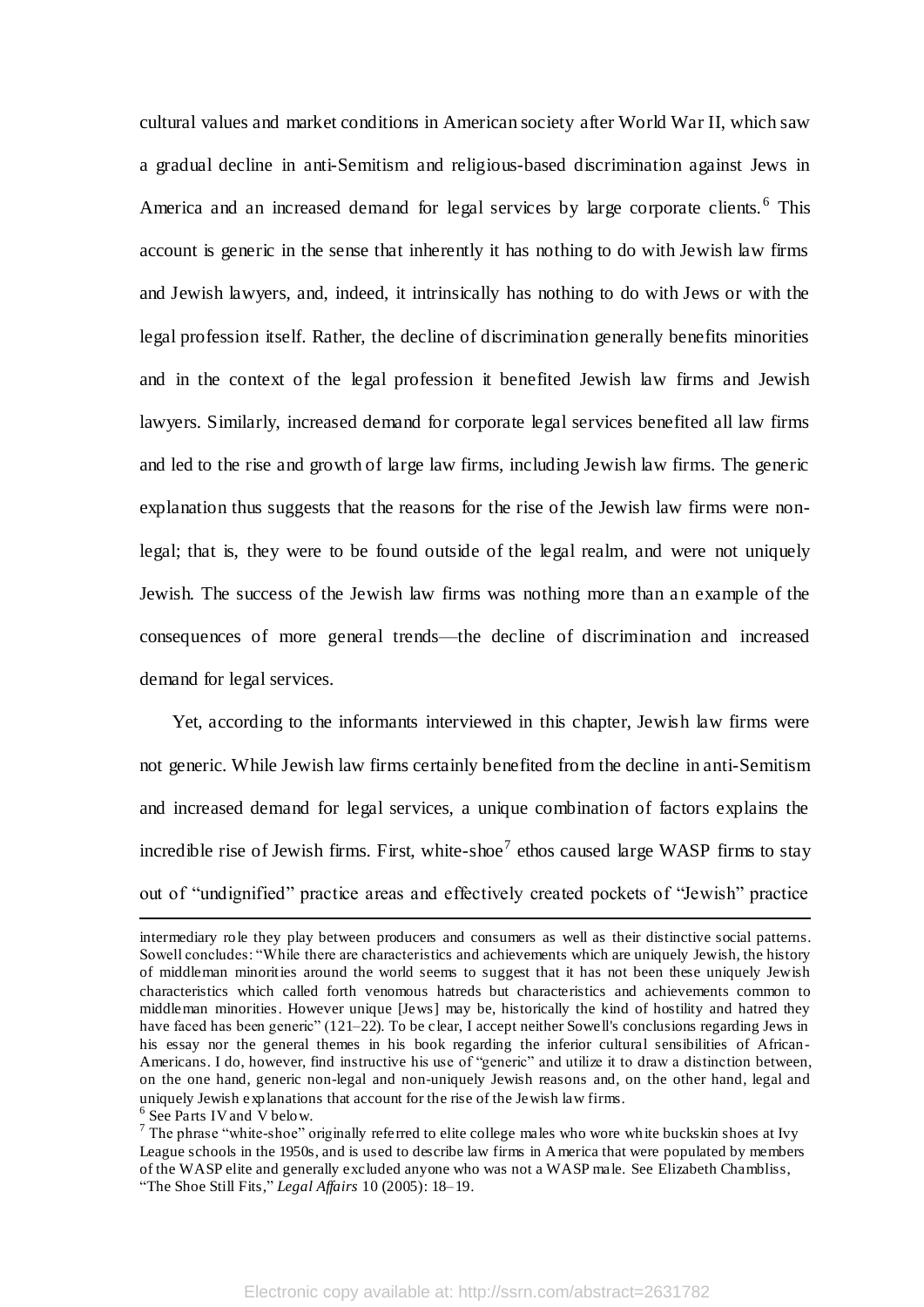cultural values and market conditions in American society after World War II, which saw a gradual decline in anti-Semitism and religious-based discrimination against Jews in America and an increased demand for legal services by large corporate clients.[6] This account is generic in the sense that inherently it has nothing to do with Jewish law firms and Jewish lawyers, and, indeed, it intrinsically has nothing to do with Jews or with the legal profession itself. Rather, the decline of discrimination generally benefits minorities and in the context of the legal profession it benefited Jewish law firms and Jewish lawyers. Similarly, increased demand for corporate legal services benefited all law firms and led to the rise and growth of large law firms, including Jewish law firms. The generic explanation thus suggests that the reasons for the rise of the Jewish law firms were non-legal; that is, they were to be found outside of the legal realm, and were not uniquely Jewish. The success of the Jewish law firms was nothing more than an example of the consequences of more general trends—the decline of discrimination and increased demand for legal services.

Yet, according to the informants interviewed in this chapter, Jewish law firms were not generic. While Jewish law firms certainly benefited from the decline in anti-Semitism and increased demand for legal services, a unique combination of factors explains the incredible rise of Jewish firms. First, white-shoe[7] ethos caused large WASP firms to stay out of "undignified" practice areas and effectively created pockets of "Jewish" practice

---

intermediary role they play between producers and consumers as well as their distinctive social patterns. Sowell concludes: "While there are characteristics and achievements that are uniquely Jewish, the history of middleman minorities around the world seems to suggest that it has not been these uniquely Jewish characteristics which called forth venomous hatreds but characteristics and achievements common to middleman minorities. However unique [Jews] may be, historically the kind of hostility and hatred they have faced has been generic" (121–22). To be clear, I accept neither Sowell's conclusions regarding Jews in his essay nor the general themes in his book regarding the inferior cultural sensibilities of African-Americans. I do, however, find instructive his use of "generic" and utilize it to draw a distinction between, on the one hand, generic non-legal and non-uniquely Jewish reasons and, on the other hand, legal and uniquely Jewish explanations that account for the rise of the Jewish law firms.

[6] See Parts IV and V below.

[7] The phrase "white-shoe" originally referred to elite college males who wore white buckskin shoes at Ivy League schools in the 1950s, and is used to describe law firms in America that were populated by members of the WASP elite and generally excluded anyone who was not a WASP male. See Elizabeth Chambliss, "The Shoe Still Fits," *Legal Affairs* 10 (2005): 18–19.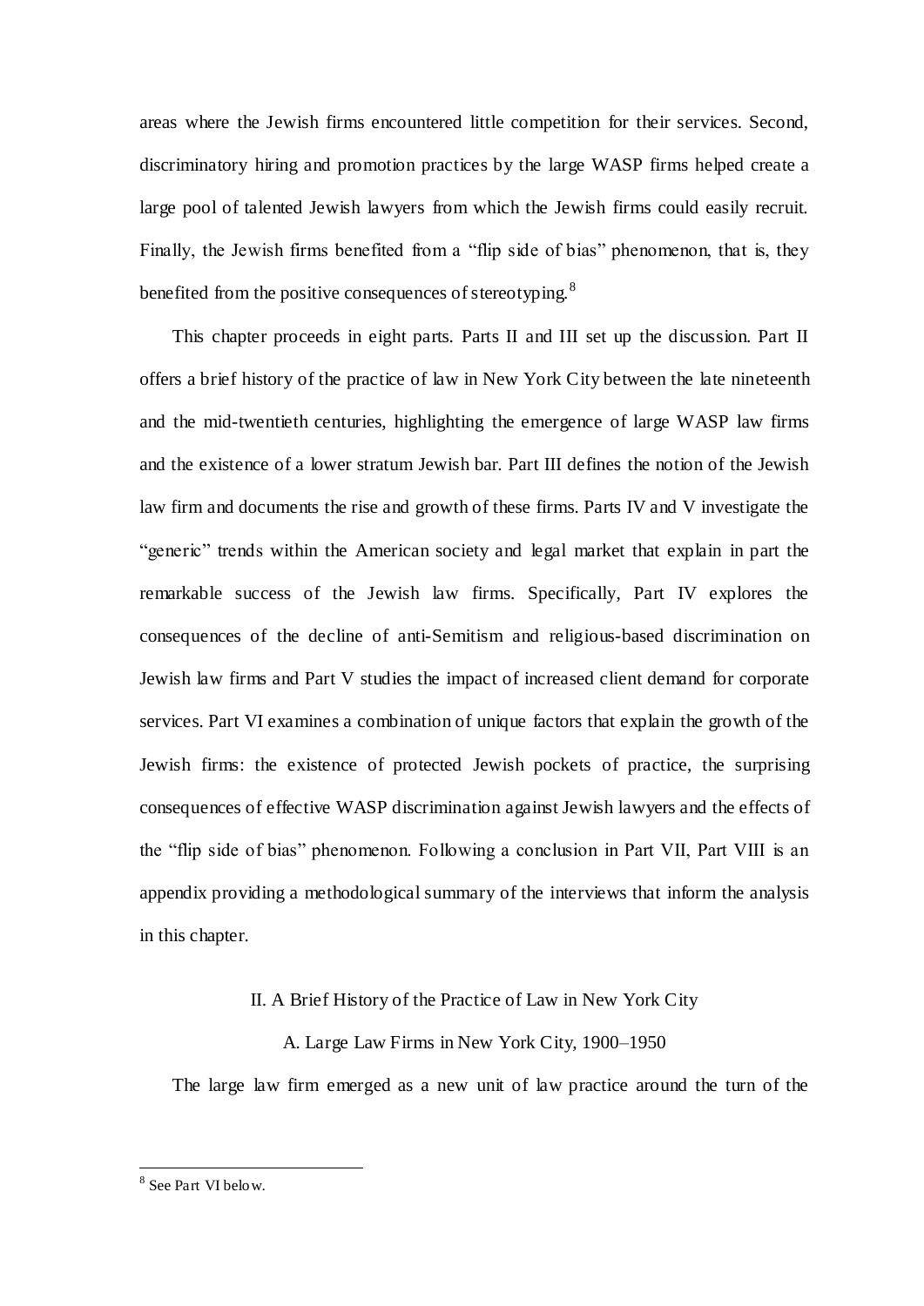areas where the Jewish firms encountered little competition for their services. Second, discriminatory hiring and promotion practices by the large WASP firms helped create a large pool of talented Jewish lawyers from which the Jewish firms could easily recruit. Finally, the Jewish firms benefited from a "flip side of bias" phenomenon, that is, they benefited from the positive consequences of stereotyping.[8]

This chapter proceeds in eight parts. Parts II and III set up the discussion. Part II offers a brief history of the practice of law in New York City between the late nineteenth and the mid-twentieth centuries, highlighting the emergence of large WASP law firms and the existence of a lower stratum Jewish bar. Part III defines the notion of the Jewish law firm and documents the rise and growth of these firms. Parts IV and V investigate the "generic" trends within the American society and legal market that explain in part the remarkable success of the Jewish law firms. Specifically, Part IV explores the consequences of the decline of anti-Semitism and religious-based discrimination on Jewish law firms and Part V studies the impact of increased client demand for corporate services. Part VI examines a combination of unique factors that explain the growth of the Jewish firms: the existence of protected Jewish pockets of practice, the surprising consequences of effective WASP discrimination against Jewish lawyers and the effects of the "flip side of bias" phenomenon. Following a conclusion in Part VII, Part VIII is an appendix providing a methodological summary of the interviews that inform the analysis in this chapter.

## II. A Brief History of the Practice of Law in New York City

### A. Large Law Firms in New York City, 1900–1950

The large law firm emerged as a new unit of law practice around the turn of the

[8] See Part VI below.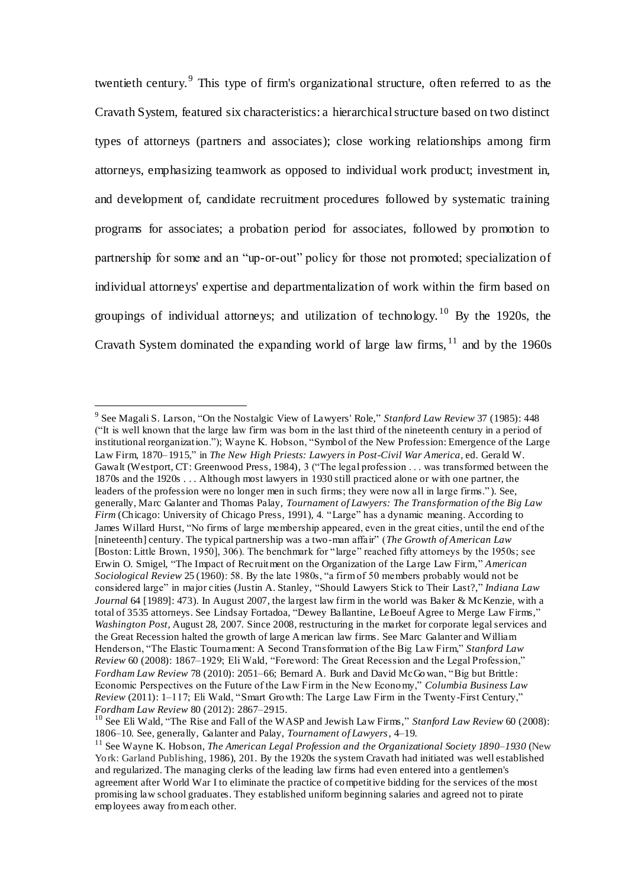twentieth century.[9] This type of firm's organizational structure, often referred to as the Cravath System, featured six characteristics: a hierarchical structure based on two distinct types of attorneys (partners and associates); close working relationships among firm attorneys, emphasizing teamwork as opposed to individual work product; investment in, and development of, candidate recruitment procedures followed by systematic training programs for associates; a probation period for associates, followed by promotion to partnership for some and an "up-or-out" policy for those not promoted; specialization of individual attorneys' expertise and departmentalization of work within the firm based on groupings of individual attorneys; and utilization of technology.[10] By the 1920s, the Cravath System dominated the expanding world of large law firms,[11] and by the 1960s

---

[9] See Magali S. Larson, "On the Nostalgic View of Lawyers' Role," *Stanford Law Review* 37 (1985): 448 ("It is well known that the large law firm was born in the last third of the nineteenth century in a period of institutional reorganization."); Wayne K. Hobson, "Symbol of the New Profession: Emergence of the Large Law Firm, 1870–1915," in *The New High Priests: Lawyers in Post-Civil War America*, ed. Gerald W. Gawalt (Westport, CT: Greenwood Press, 1984), 3 ("The legal profession . . . was transformed between the 1870s and the 1920s . . . Although most lawyers in 1930 still practiced alone or with one partner, the leaders of the profession were no longer men in such firms; they were now all in large firms."). See, generally, Marc Galanter and Thomas Palay, *Tournament of Lawyers: The Transformation of the Big Law Firm* (Chicago: University of Chicago Press, 1991), 4. "Large" has a dynamic meaning. According to James Willard Hurst, "No firms of large membership appeared, even in the great cities, until the end of the [nineteenth] century. The typical partnership was a two-man affair" (*The Growth of American Law* [Boston: Little Brown, 1950], 306). The benchmark for "large" reached fifty attorneys by the 1950s; see Erwin O. Smigel, "The Impact of Recruitment on the Organization of the Large Law Firm," *American Sociological Review* 25 (1960): 58. By the late 1980s, "a firm of 50 members probably would not be considered large" in major cities (Justin A. Stanley, "Should Lawyers Stick to Their Last?," *Indiana Law Journal* 64 [1989]: 473). In August 2007, the largest law firm in the world was Baker & McKenzie, with a total of 3535 attorneys. See Lindsay Fortadoa, "Dewey Ballantine, LeBoeuf Agree to Merge Law Firms," *Washington Post*, August 28, 2007. Since 2008, restructuring in the market for corporate legal services and the Great Recession halted the growth of large American law firms. See Marc Galanter and William Henderson, "The Elastic Tournament: A Second Transformation of the Big Law Firm," *Stanford Law Review* 60 (2008): 1867–1929; Eli Wald, "Foreword: The Great Recession and the Legal Profession," *Fordham Law Review* 78 (2010): 2051–66; Bernard A. Burk and David McGowan, "Big but Brittle: Economic Perspectives on the Future of the Law Firm in the New Economy," *Columbia Business Law Review* (2011): 1–117; Eli Wald, "Smart Growth: The Large Law Firm in the Twenty-First Century," *Fordham Law Review* 80 (2012): 2867–2915.

[10] See Eli Wald, "The Rise and Fall of the WASP and Jewish Law Firms," *Stanford Law Review* 60 (2008): 1806–10. See, generally, Galanter and Palay, *Tournament of Lawyers*, 4–19.

[11] See Wayne K. Hobson, *The American Legal Profession and the Organizational Society 1890–1930* (New York: Garland Publishing, 1986), 201. By the 1920s the system Cravath had initiated was well established and regularized. The managing clerks of the leading law firms had even entered into a gentlemen's agreement after World War I to eliminate the practice of competitive bidding for the services of the most promising law school graduates. They established uniform beginning salaries and agreed not to pirate employees away from each other.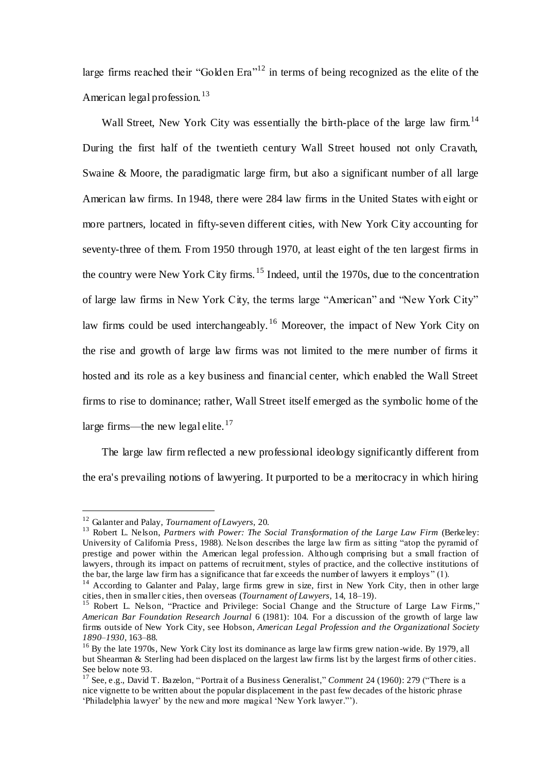large firms reached their "Golden Era"[12] in terms of being recognized as the elite of the American legal profession.[13]

Wall Street, New York City was essentially the birth-place of the large law firm.[14] During the first half of the twentieth century Wall Street housed not only Cravath, Swaine & Moore, the paradigmatic large firm, but also a significant number of all large American law firms. In 1948, there were 284 law firms in the United States with eight or more partners, located in fifty-seven different cities, with New York City accounting for seventy-three of them. From 1950 through 1970, at least eight of the ten largest firms in the country were New York City firms.[15] Indeed, until the 1970s, due to the concentration of large law firms in New York City, the terms large "American" and "New York City" law firms could be used interchangeably.[16] Moreover, the impact of New York City on the rise and growth of large law firms was not limited to the mere number of firms it hosted and its role as a key business and financial center, which enabled the Wall Street firms to rise to dominance; rather, Wall Street itself emerged as the symbolic home of the large firms—the new legal elite.[17]

The large law firm reflected a new professional ideology significantly different from the era's prevailing notions of lawyering. It purported to be a meritocracy in which hiring

---

[12] Galanter and Palay, *Tournament of Lawyers*, 20.

[13] Robert L. Nelson, *Partners with Power: The Social Transformation of the Large Law Firm* (Berkeley: University of California Press, 1988). Nelson describes the large law firm as sitting "atop the pyramid of prestige and power within the American legal profession. Although comprising but a small fraction of lawyers, through its impact on patterns of recruitment, styles of practice, and the collective institutions of the bar, the large law firm has a significance that far exceeds the number of lawyers it employs" (1).

[14] According to Galanter and Palay, large firms grew in size, first in New York City, then in other large cities, then in smaller cities, then overseas (*Tournament of Lawyers*, 14, 18–19).

[15] Robert L. Nelson, "Practice and Privilege: Social Change and the Structure of Large Law Firms," *American Bar Foundation Research Journal* 6 (1981): 104. For a discussion of the growth of large law firms outside of New York City, see Hobson, *American Legal Profession and the Organizational Society 1890–1930*, 163–88.

[16] By the late 1970s, New York City lost its dominance as large law firms grew nation-wide. By 1979, all but Shearman & Sterling had been displaced on the largest law firms list by the largest firms of other cities. See below note 93.

[17] See, e.g., David T. Bazelon, "Portrait of a Business Generalist," *Comment* 24 (1960): 279 ("There is a nice vignette to be written about the popular displacement in the past few decades of the historic phrase 'Philadelphia lawyer' by the new and more magical 'New York lawyer.'").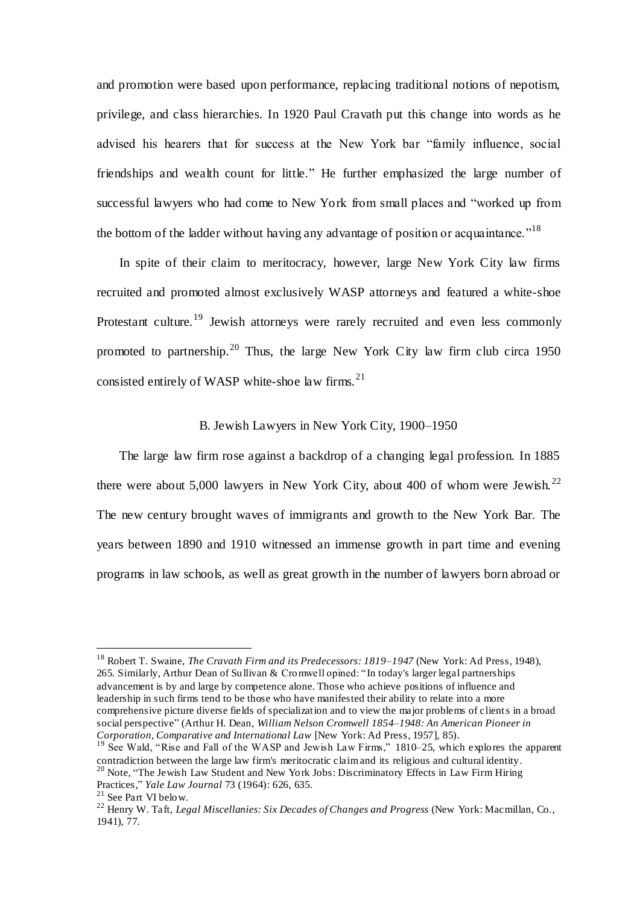and promotion were based upon performance, replacing traditional notions of nepotism, privilege, and class hierarchies. In 1920 Paul Cravath put this change into words as he advised his hearers that for success at the New York bar "family influence, social friendships and wealth count for little." He further emphasized the large number of successful lawyers who had come to New York from small places and "worked up from the bottom of the ladder without having any advantage of position or acquaintance."[18]

In spite of their claim to meritocracy, however, large New York City law firms recruited and promoted almost exclusively WASP attorneys and featured a white-shoe Protestant culture.[19] Jewish attorneys were rarely recruited and even less commonly promoted to partnership.[20] Thus, the large New York City law firm club circa 1950 consisted entirely of WASP white-shoe law firms.[21]

### B. Jewish Lawyers in New York City, 1900–1950

The large law firm rose against a backdrop of a changing legal profession. In 1885 there were about 5,000 lawyers in New York City, about 400 of whom were Jewish.[22] The new century brought waves of immigrants and growth to the New York Bar. The years between 1890 and 1910 witnessed an immense growth in part time and evening programs in law schools, as well as great growth in the number of lawyers born abroad or

---

[18] Robert T. Swaine, *The Cravath Firm and its Predecessors: 1819–1947* (New York: Ad Press, 1948), 265. Similarly, Arthur Dean of Sullivan & Cromwell opined: "In today's larger legal partnerships advancement is by and large by competence alone. Those who achieve positions of influence and leadership in such firms tend to be those who have manifested their ability to relate into a more comprehensive picture diverse fields of specialization and to view the major problems of clients in a broad social perspective" (Arthur H. Dean, *William Nelson Cromwell 1854–1948: An American Pioneer in Corporation, Comparative and International Law* [New York: Ad Press, 1957], 85).

[19] See Wald, "Rise and Fall of the WASP and Jewish Law Firms," 1810–25, which explores the apparent contradiction between the large law firm's meritocratic claim and its religious and cultural identity.

[20] Note, "The Jewish Law Student and New York Jobs: Discriminatory Effects in Law Firm Hiring Practices," *Yale Law Journal* 73 (1964): 626, 635.

[21] See Part VI below.

[22] Henry W. Taft, *Legal Miscellanies: Six Decades of Changes and Progress* (New York: Macmillan, Co., 1941), 77.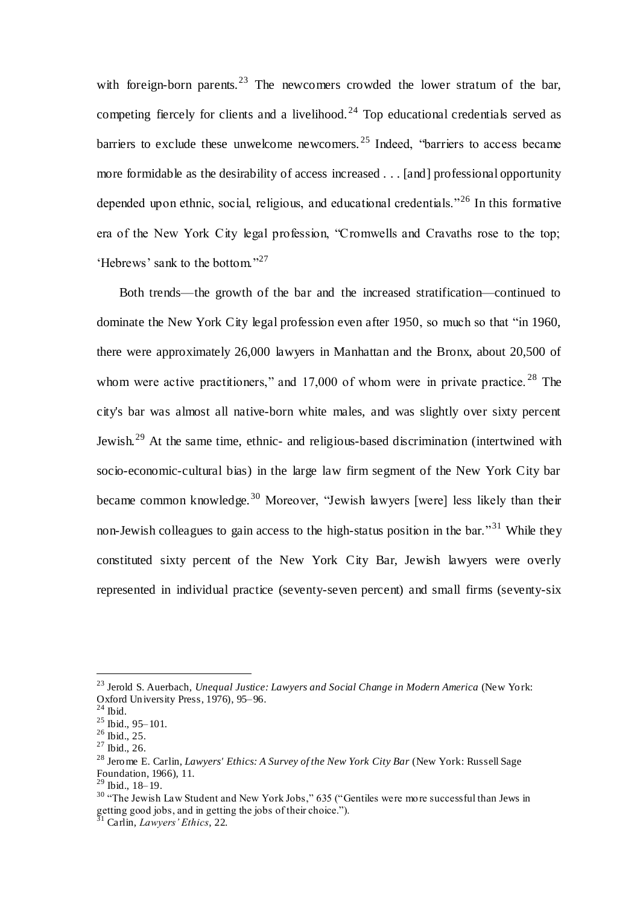with foreign-born parents.[23] The newcomers crowded the lower stratum of the bar, competing fiercely for clients and a livelihood.[24] Top educational credentials served as barriers to exclude these unwelcome newcomers.[25] Indeed, "barriers to access became more formidable as the desirability of access increased . . . [and] professional opportunity depended upon ethnic, social, religious, and educational credentials."[26] In this formative era of the New York City legal profession, "Cromwells and Cravaths rose to the top; 'Hebrews' sank to the bottom."[27]

Both trends—the growth of the bar and the increased stratification—continued to dominate the New York City legal profession even after 1950, so much so that "in 1960, there were approximately 26,000 lawyers in Manhattan and the Bronx, about 20,500 of whom were active practitioners," and 17,000 of whom were in private practice.[28] The city's bar was almost all native-born white males, and was slightly over sixty percent Jewish.[29] At the same time, ethnic- and religious-based discrimination (intertwined with socio-economic-cultural bias) in the large law firm segment of the New York City bar became common knowledge.[30] Moreover, "Jewish lawyers [were] less likely than their non-Jewish colleagues to gain access to the high-status position in the bar."[31] While they constituted sixty percent of the New York City Bar, Jewish lawyers were overly represented in individual practice (seventy-seven percent) and small firms (seventy-six

---

[23] Jerold S. Auerbach, *Unequal Justice: Lawyers and Social Change in Modern America* (New York: Oxford University Press, 1976), 95–96.

[24] Ibid.

[25] Ibid., 95–101.

[26] Ibid., 25.

[27] Ibid., 26.

[28] Jerome E. Carlin, *Lawyers' Ethics: A Survey of the New York City Bar* (New York: Russell Sage Foundation, 1966), 11.

[29] Ibid., 18–19.

[30] "The Jewish Law Student and New York Jobs," 635 ("Gentiles were more successful than Jews in getting good jobs, and in getting the jobs of their choice.").

[31] Carlin, *Lawyers' Ethics*, 22.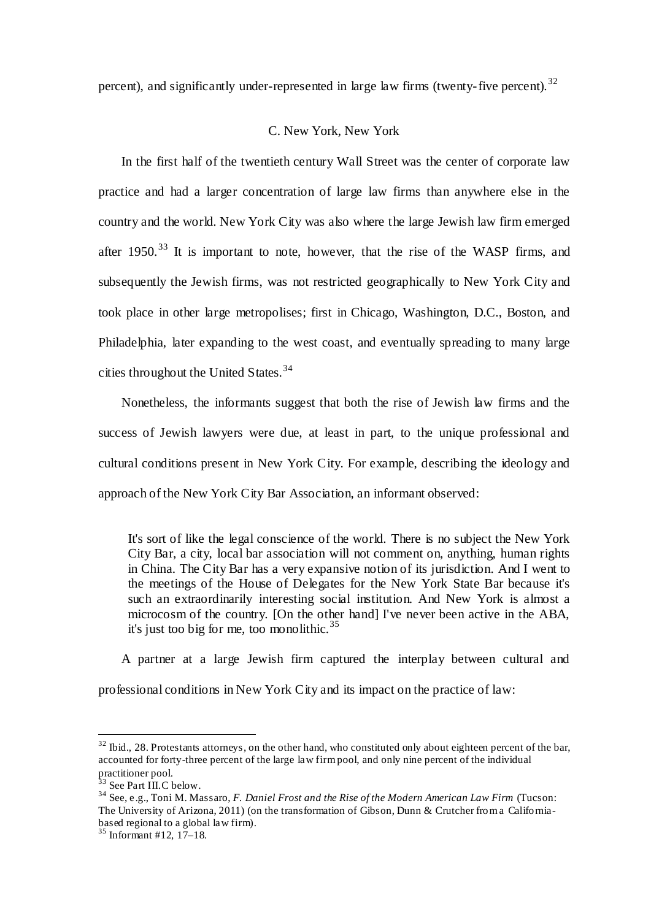percent), and significantly under-represented in large law firms (twenty-five percent).[32]

### C. New York, New York

In the first half of the twentieth century Wall Street was the center of corporate law practice and had a larger concentration of large law firms than anywhere else in the country and the world. New York City was also where the large Jewish law firm emerged after 1950.[33] It is important to note, however, that the rise of the WASP firms, and subsequently the Jewish firms, was not restricted geographically to New York City and took place in other large metropolises; first in Chicago, Washington, D.C., Boston, and Philadelphia, later expanding to the west coast, and eventually spreading to many large cities throughout the United States.[34]

Nonetheless, the informants suggest that both the rise of Jewish law firms and the success of Jewish lawyers were due, at least in part, to the unique professional and cultural conditions present in New York City. For example, describing the ideology and approach of the New York City Bar Association, an informant observed:

> It's sort of like the legal conscience of the world. There is no subject the New York City Bar, a city, local bar association will not comment on, anything, human rights in China. The City Bar has a very expansive notion of its jurisdiction. And I went to the meetings of the House of Delegates for the New York State Bar because it's such an extraordinarily interesting social institution. And New York is almost a microcosm of the country. [On the other hand] I've never been active in the ABA, it's just too big for me, too monolithic.[35]

A partner at a large Jewish firm captured the interplay between cultural and professional conditions in New York City and its impact on the practice of law:

---

[32] Ibid., 28. Protestants attorneys, on the other hand, who constituted only about eighteen percent of the bar, accounted for forty-three percent of the large law firm pool, and only nine percent of the individual practitioner pool.

[33] See Part III.C below.

[34] See, e.g., Toni M. Massaro, *F. Daniel Frost and the Rise of the Modern American Law Firm* (Tucson: The University of Arizona, 2011) (on the transformation of Gibson, Dunn & Crutcher from a California-based regional to a global law firm).

[35] Informant #12, 17–18.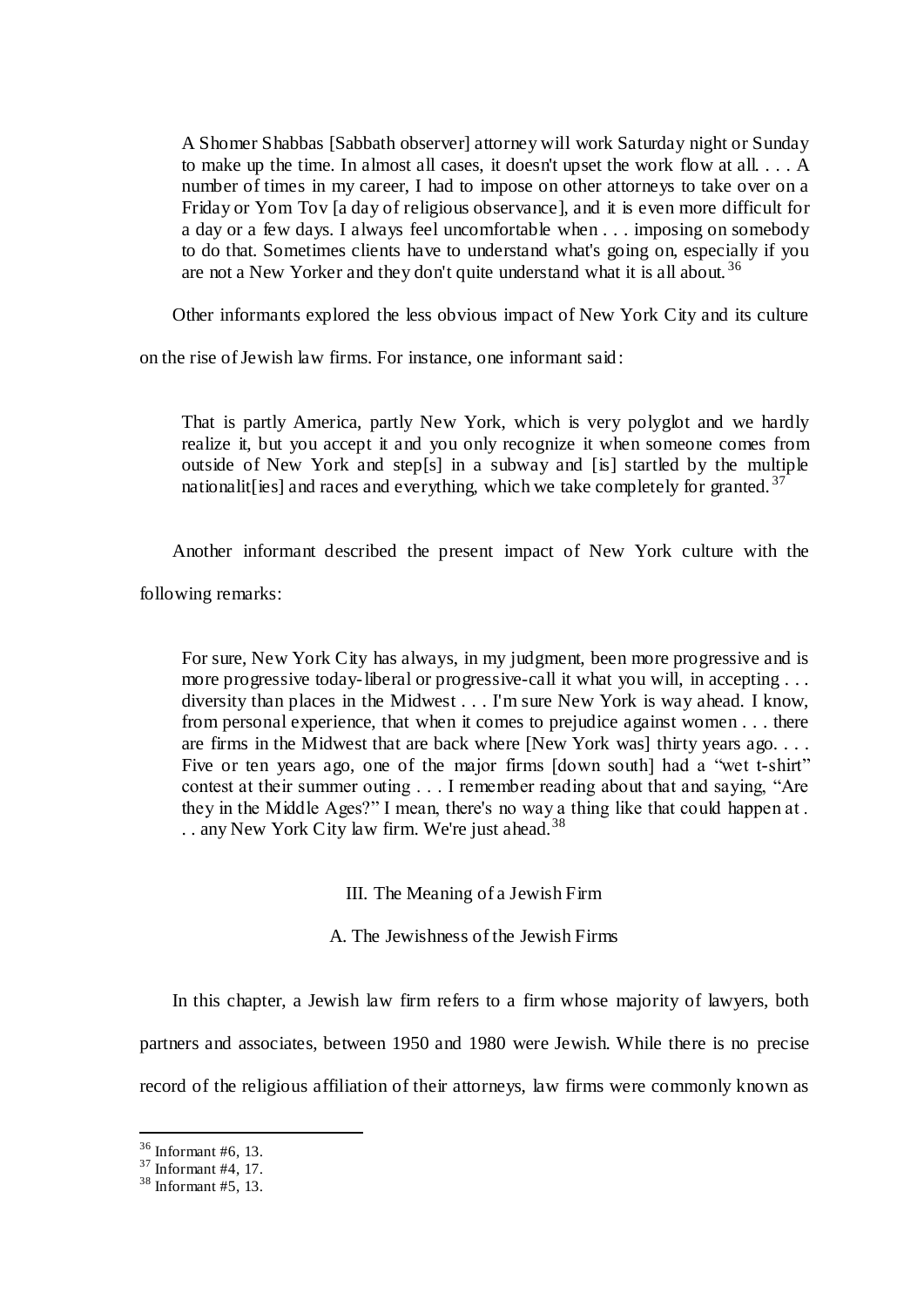> A Shomer Shabbas [Sabbath observer] attorney will work Saturday night or Sunday to make up the time. In almost all cases, it doesn't upset the work flow at all. . . . A number of times in my career, I had to impose on other attorneys to take over on a Friday or Yom Tov [a day of religious observance], and it is even more difficult for a day or a few days. I always feel uncomfortable when . . . imposing on somebody to do that. Sometimes clients have to understand what's going on, especially if you are not a New Yorker and they don't quite understand what it is all about.[36]

Other informants explored the less obvious impact of New York City and its culture on the rise of Jewish law firms. For instance, one informant said:

> That is partly America, partly New York, which is very polyglot and we hardly realize it, but you accept it and you only recognize it when someone comes from outside of New York and step[s] in a subway and [is] startled by the multiple nationalit[ies] and races and everything, which we take completely for granted.[37]

Another informant described the present impact of New York culture with the following remarks:

> For sure, New York City has always, in my judgment, been more progressive and is more progressive today-liberal or progressive-call it what you will, in accepting . . . diversity than places in the Midwest . . . I'm sure New York is way ahead. I know, from personal experience, that when it comes to prejudice against women . . . there are firms in the Midwest that are back where [New York was] thirty years ago. . . . Five or ten years ago, one of the major firms [down south] had a "wet t-shirt" contest at their summer outing . . . I remember reading about that and saying, "Are they in the Middle Ages?" I mean, there's no way a thing like that could happen at . . . any New York City law firm. We're just ahead.[38]

## III. The Meaning of a Jewish Firm

### A. The Jewishness of the Jewish Firms

In this chapter, a Jewish law firm refers to a firm whose majority of lawyers, both partners and associates, between 1950 and 1980 were Jewish. While there is no precise record of the religious affiliation of their attorneys, law firms were commonly known as

---

[36] Informant #6, 13.

[37] Informant #4, 17.

[38] Informant #5, 13.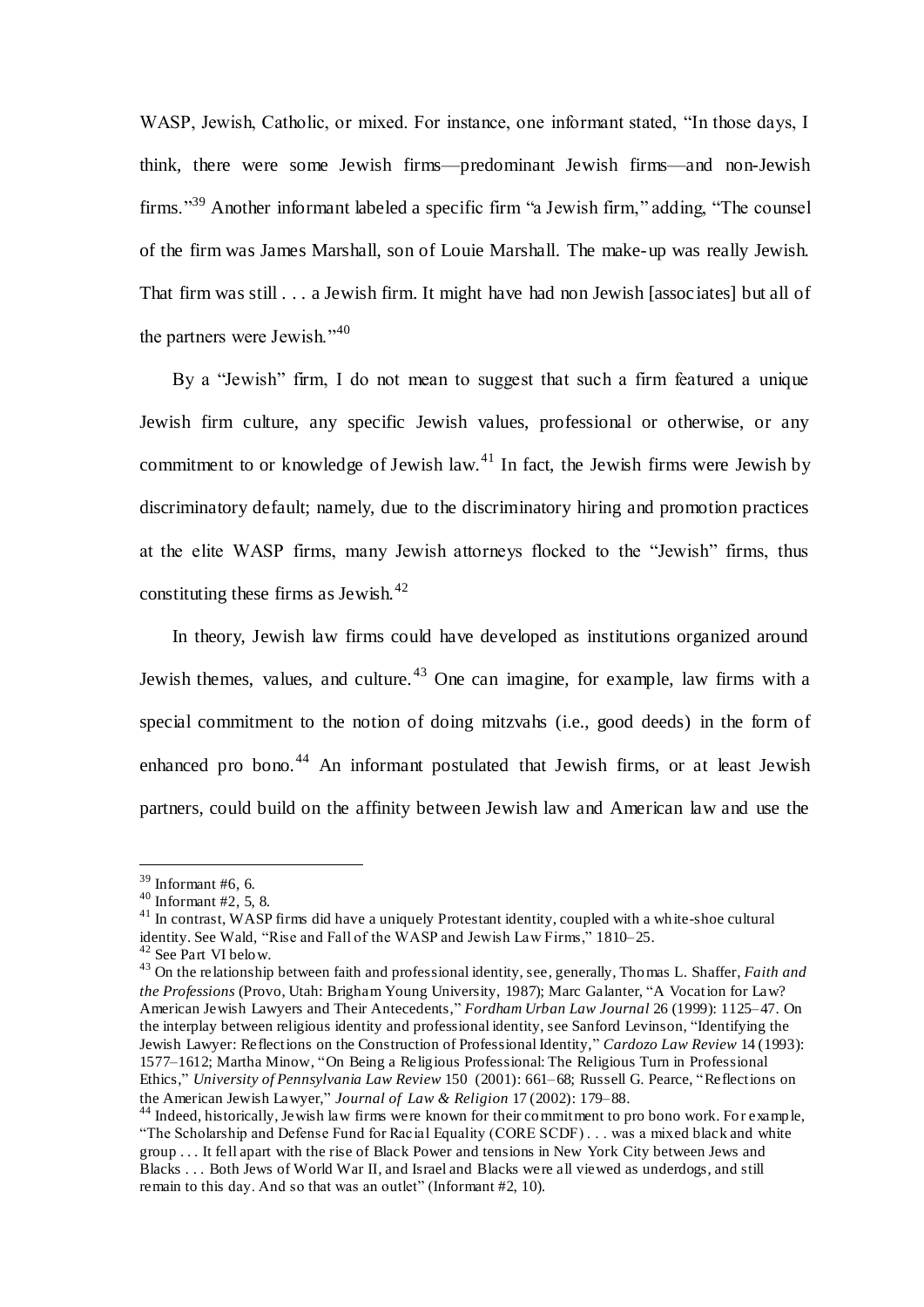WASP, Jewish, Catholic, or mixed. For instance, one informant stated, "In those days, I think, there were some Jewish firms—predominant Jewish firms—and non-Jewish firms."[39] Another informant labeled a specific firm "a Jewish firm," adding, "The counsel of the firm was James Marshall, son of Louie Marshall. The make-up was really Jewish. That firm was still . . . a Jewish firm. It might have had non Jewish [associates] but all of the partners were Jewish."[40]

By a "Jewish" firm, I do not mean to suggest that such a firm featured a unique Jewish firm culture, any specific Jewish values, professional or otherwise, or any commitment to or knowledge of Jewish law.[41] In fact, the Jewish firms were Jewish by discriminatory default; namely, due to the discriminatory hiring and promotion practices at the elite WASP firms, many Jewish attorneys flocked to the "Jewish" firms, thus constituting these firms as Jewish.[42]

In theory, Jewish law firms could have developed as institutions organized around Jewish themes, values, and culture.[43] One can imagine, for example, law firms with a special commitment to the notion of doing mitzvahs (i.e., good deeds) in the form of enhanced pro bono.[44] An informant postulated that Jewish firms, or at least Jewish partners, could build on the affinity between Jewish law and American law and use the

---

[39] Informant #6, 6.

[40] Informant #2, 5, 8.

[41] In contrast, WASP firms did have a uniquely Protestant identity, coupled with a white-shoe cultural identity. See Wald, "Rise and Fall of the WASP and Jewish Law Firms," 1810–25.

[42] See Part VI below.

[43] On the relationship between faith and professional identity, see, generally, Thomas L. Shaffer, *Faith and the Professions* (Provo, Utah: Brigham Young University, 1987); Marc Galanter, "A Vocation for Law? American Jewish Lawyers and Their Antecedents," *Fordham Urban Law Journal* 26 (1999): 1125–47. On the interplay between religious identity and professional identity, see Sanford Levinson, "Identifying the Jewish Lawyer: Reflections on the Construction of Professional Identity," *Cardozo Law Review* 14 (1993): 1577–1612; Martha Minow, "On Being a Religious Professional: The Religious Turn in Professional Ethics," *University of Pennsylvania Law Review* 150 (2001): 661–68; Russell G. Pearce, "Reflections on the American Jewish Lawyer," *Journal of Law & Religion* 17 (2002): 179–88.

[44] Indeed, historically, Jewish law firms were known for their commitment to pro bono work. For example, "The Scholarship and Defense Fund for Racial Equality (CORE SCDF) . . . was a mixed black and white group . . . It fell apart with the rise of Black Power and tensions in New York City between Jews and Blacks . . . Both Jews of World War II, and Israel and Blacks were all viewed as underdogs, and still remain to this day. And so that was an outlet" (Informant #2, 10).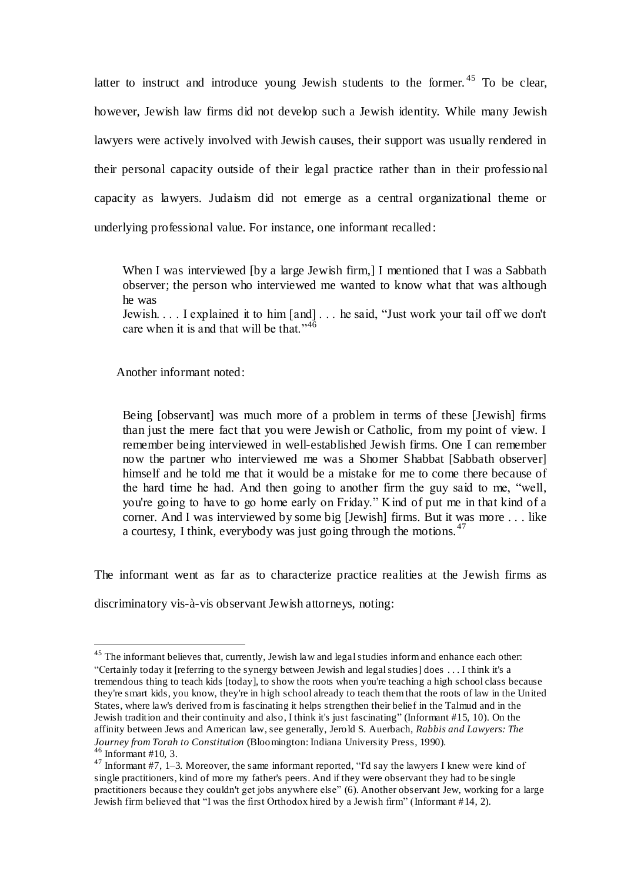latter to instruct and introduce young Jewish students to the former.[45] To be clear, however, Jewish law firms did not develop such a Jewish identity. While many Jewish lawyers were actively involved with Jewish causes, their support was usually rendered in their personal capacity outside of their legal practice rather than in their professional capacity as lawyers. Judaism did not emerge as a central organizational theme or underlying professional value. For instance, one informant recalled:

> When I was interviewed [by a large Jewish firm,] I mentioned that I was a Sabbath observer; the person who interviewed me wanted to know what that was although he was
> Jewish. . . . I explained it to him [and] . . . he said, "Just work your tail off we don't care when it is and that will be that."[46]

Another informant noted:

> Being [observant] was much more of a problem in terms of these [Jewish] firms than just the mere fact that you were Jewish or Catholic, from my point of view. I remember being interviewed in well-established Jewish firms. One I can remember now the partner who interviewed me was a Shomer Shabbat [Sabbath observer] himself and he told me that it would be a mistake for me to come there because of the hard time he had. And then going to another firm the guy said to me, "well, you're going to have to go home early on Friday." Kind of put me in that kind of a corner. And I was interviewed by some big [Jewish] firms. But it was more . . . like a courtesy, I think, everybody was just going through the motions.[47]

The informant went as far as to characterize practice realities at the Jewish firms as discriminatory vis-à-vis observant Jewish attorneys, noting:

---

[45] The informant believes that, currently, Jewish law and legal studies inform and enhance each other: "Certainly today it [referring to the synergy between Jewish and legal studies] does . . . I think it's a tremendous thing to teach kids [today], to show the roots when you're teaching a high school class because they're smart kids, you know, they're in high school already to teach them that the roots of law in the United States, where law's derived from is fascinating it helps strengthen their belief in the Talmud and in the Jewish tradition and their continuity and also, I think it's just fascinating" (Informant #15, 10). On the affinity between Jews and American law, see generally, Jerold S. Auerbach, *Rabbis and Lawyers: The Journey from Torah to Constitution* (Bloomington: Indiana University Press, 1990).

[46] Informant #10, 3.

[47] Informant #7, 1–3. Moreover, the same informant reported, "I'd say the lawyers I knew were kind of single practitioners, kind of more my father's peers. And if they were observant they had to be single practitioners because they couldn't get jobs anywhere else" (6). Another observant Jew, working for a large Jewish firm believed that "I was the first Orthodox hired by a Jewish firm" (Informant #14, 2).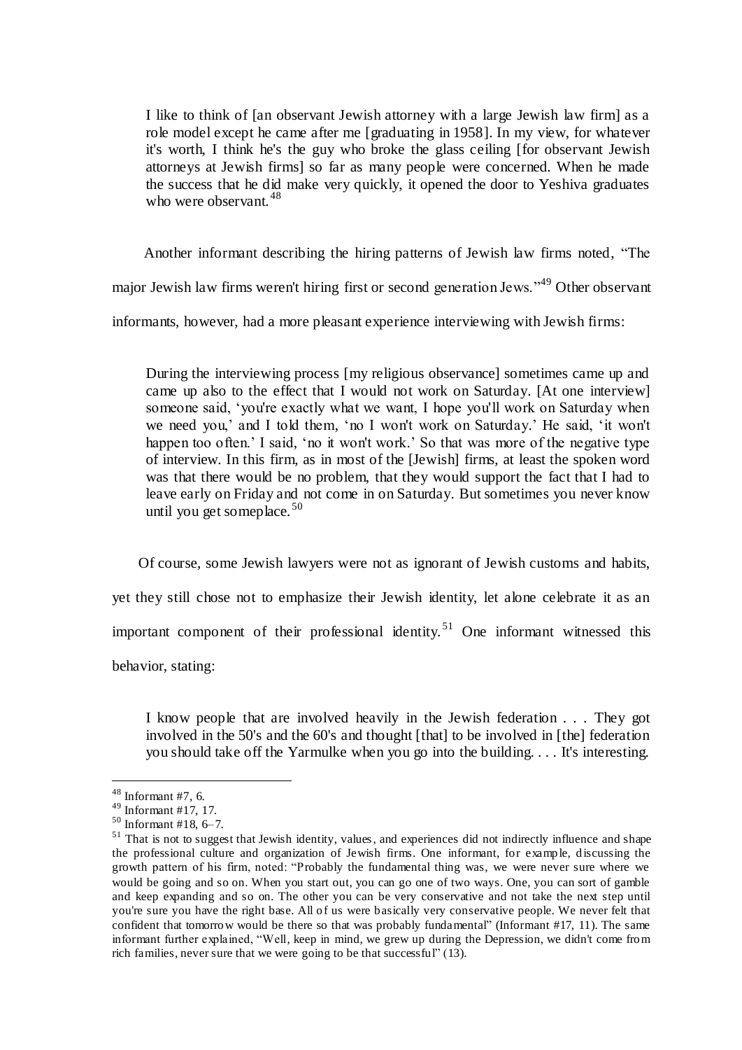> I like to think of [an observant Jewish attorney with a large Jewish law firm] as a role model except he came after me [graduating in 1958]. In my view, for whatever it's worth, I think he's the guy who broke the glass ceiling [for observant Jewish attorneys at Jewish firms] so far as many people were concerned. When he made the success that he did make very quickly, it opened the door to Yeshiva graduates who were observant.[48]

Another informant describing the hiring patterns of Jewish law firms noted, "The major Jewish law firms weren't hiring first or second generation Jews."[49] Other observant informants, however, had a more pleasant experience interviewing with Jewish firms:

> During the interviewing process [my religious observance] sometimes came up and came up also to the effect that I would not work on Saturday. [At one interview] someone said, 'you're exactly what we want, I hope you'll work on Saturday when we need you,' and I told them, 'no I won't work on Saturday.' He said, 'it won't happen too often.' I said, 'no it won't work.' So that was more of the negative type of interview. In this firm, as in most of the [Jewish] firms, at least the spoken word was that there would be no problem, that they would support the fact that I had to leave early on Friday and not come in on Saturday. But sometimes you never know until you get someplace.[50]

Of course, some Jewish lawyers were not as ignorant of Jewish customs and habits, yet they still chose not to emphasize their Jewish identity, let alone celebrate it as an important component of their professional identity.[51] One informant witnessed this behavior, stating:

> I know people that are involved heavily in the Jewish federation . . . They got involved in the 50's and the 60's and thought [that] to be involved in [the] federation you should take off the Yarmulke when you go into the building. . . . It's interesting.

---

[48] Informant #7, 6.

[49] Informant #17, 17.

[50] Informant #18, 6–7.

[51] That is not to suggest that Jewish identity, values, and experiences did not indirectly influence and shape the professional culture and organization of Jewish firms. One informant, for example, discussing the growth pattern of his firm, noted: "Probably the fundamental thing was, we were never sure where we would be going and so on. When you start out, you can go one of two ways. One, you can sort of gamble and keep expanding and so on. The other you can be very conservative and not take the next step until you're sure you have the right base. All of us were basically very conservative people. We never felt that confident that tomorrow would be there so that was probably fundamental" (Informant #17, 11). The same informant further explained, "Well, keep in mind, we grew up during the Depression, we didn't come from rich families, never sure that we were going to be that successful" (13).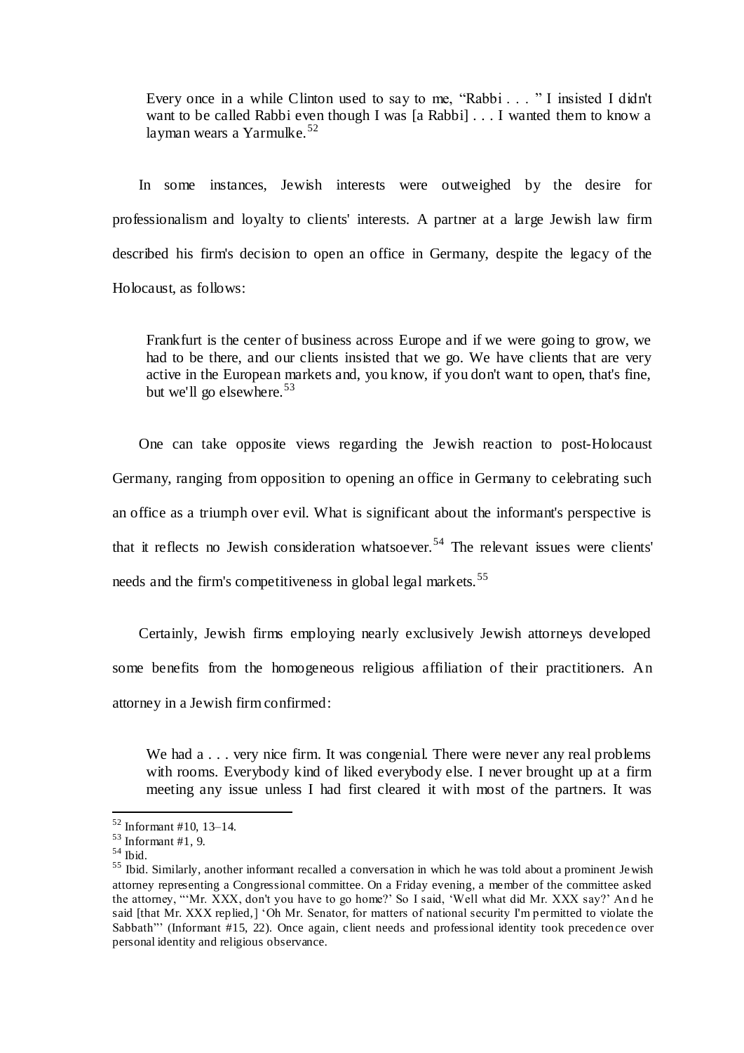> Every once in a while Clinton used to say to me, "Rabbi . . . " I insisted I didn't want to be called Rabbi even though I was [a Rabbi] . . . I wanted them to know a layman wears a Yarmulke.[52]

In some instances, Jewish interests were outweighed by the desire for professionalism and loyalty to clients' interests. A partner at a large Jewish law firm described his firm's decision to open an office in Germany, despite the legacy of the Holocaust, as follows:

> Frankfurt is the center of business across Europe and if we were going to grow, we had to be there, and our clients insisted that we go. We have clients that are very active in the European markets and, you know, if you don't want to open, that's fine, but we'll go elsewhere.[53]

One can take opposite views regarding the Jewish reaction to post-Holocaust Germany, ranging from opposition to opening an office in Germany to celebrating such an office as a triumph over evil. What is significant about the informant's perspective is that it reflects no Jewish consideration whatsoever.[54] The relevant issues were clients' needs and the firm's competitiveness in global legal markets.[55]

Certainly, Jewish firms employing nearly exclusively Jewish attorneys developed some benefits from the homogeneous religious affiliation of their practitioners. An attorney in a Jewish firm confirmed:

> We had a . . . very nice firm. It was congenial. There were never any real problems with rooms. Everybody kind of liked everybody else. I never brought up at a firm meeting any issue unless I had first cleared it with most of the partners. It was

---

[52] Informant #10, 13–14.

[53] Informant #1, 9.

[54] Ibid.

[55] Ibid. Similarly, another informant recalled a conversation in which he was told about a prominent Jewish attorney representing a Congressional committee. On a Friday evening, a member of the committee asked the attorney, "'Mr. XXX, don't you have to go home?' So I said, 'Well what did Mr. XXX say?' And he said [that Mr. XXX replied,] 'Oh Mr. Senator, for matters of national security I'm permitted to violate the Sabbath"' (Informant #15, 22). Once again, client needs and professional identity took precedence over personal identity and religious observance.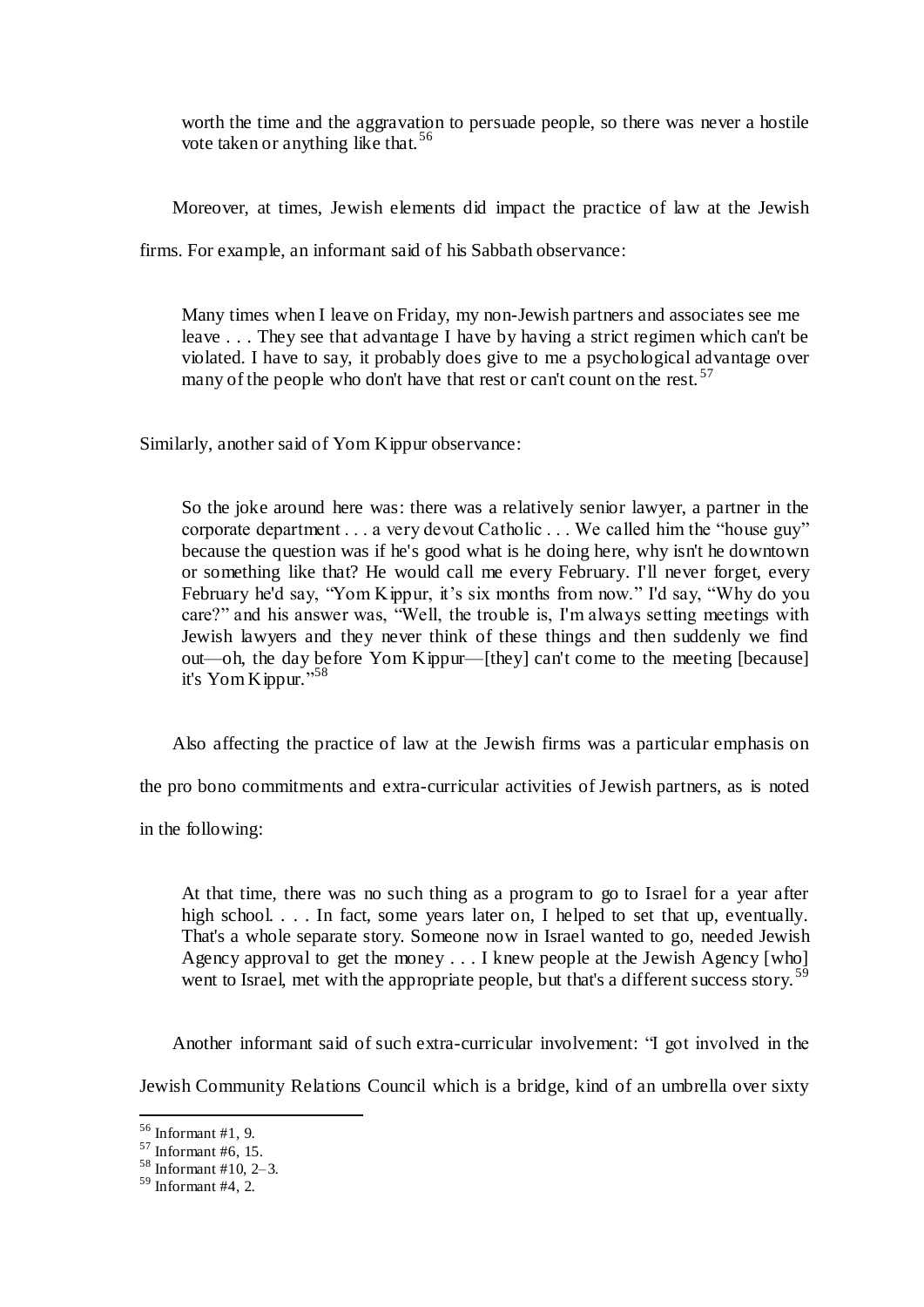> worth the time and the aggravation to persuade people, so there was never a hostile vote taken or anything like that.[56]

Moreover, at times, Jewish elements did impact the practice of law at the Jewish firms. For example, an informant said of his Sabbath observance:

> Many times when I leave on Friday, my non-Jewish partners and associates see me leave . . . They see that advantage I have by having a strict regimen which can't be violated. I have to say, it probably does give to me a psychological advantage over many of the people who don't have that rest or can't count on the rest.[57]

Similarly, another said of Yom Kippur observance:

> So the joke around here was: there was a relatively senior lawyer, a partner in the corporate department . . . a very devout Catholic . . . We called him the "house guy" because the question was if he's good what is he doing here, why isn't he downtown or something like that? He would call me every February. I'll never forget, every February he'd say, "Yom Kippur, it's six months from now." I'd say, "Why do you care?" and his answer was, "Well, the trouble is, I'm always setting meetings with Jewish lawyers and they never think of these things and then suddenly we find out—oh, the day before Yom Kippur—[they] can't come to the meeting [because] it's Yom Kippur."[58]

Also affecting the practice of law at the Jewish firms was a particular emphasis on the pro bono commitments and extra-curricular activities of Jewish partners, as is noted in the following:

> At that time, there was no such thing as a program to go to Israel for a year after high school. . . . In fact, some years later on, I helped to set that up, eventually. That's a whole separate story. Someone now in Israel wanted to go, needed Jewish Agency approval to get the money . . . I knew people at the Jewish Agency [who] went to Israel, met with the appropriate people, but that's a different success story.[59]

Another informant said of such extra-curricular involvement: "I got involved in the Jewish Community Relations Council which is a bridge, kind of an umbrella over sixty

---

[56] Informant #1, 9.
[57] Informant #6, 15.
[58] Informant #10, 2–3.
[59] Informant #4, 2.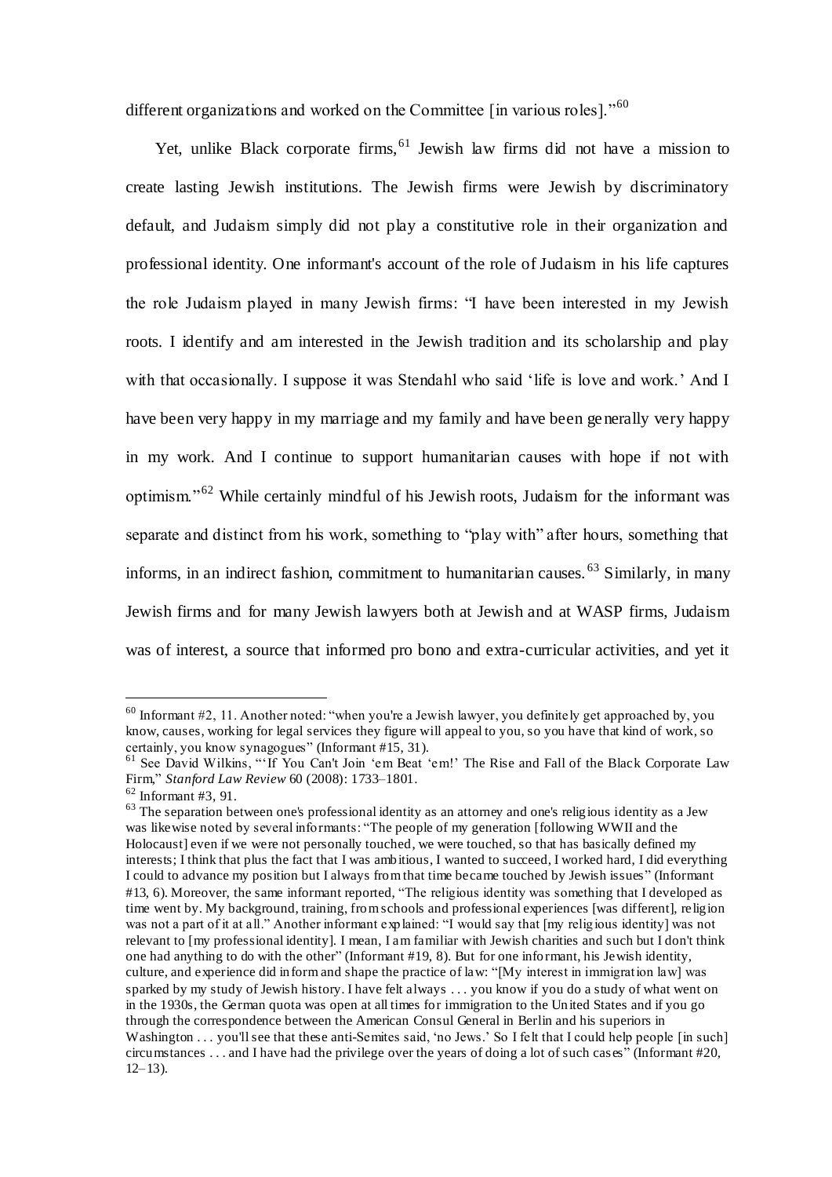different organizations and worked on the Committee [in various roles]."[60]

Yet, unlike Black corporate firms,[61] Jewish law firms did not have a mission to create lasting Jewish institutions. The Jewish firms were Jewish by discriminatory default, and Judaism simply did not play a constitutive role in their organization and professional identity. One informant's account of the role of Judaism in his life captures the role Judaism played in many Jewish firms: "I have been interested in my Jewish roots. I identify and am interested in the Jewish tradition and its scholarship and play with that occasionally. I suppose it was Stendahl who said 'life is love and work.' And I have been very happy in my marriage and my family and have been generally very happy in my work. And I continue to support humanitarian causes with hope if not with optimism."[62] While certainly mindful of his Jewish roots, Judaism for the informant was separate and distinct from his work, something to "play with" after hours, something that informs, in an indirect fashion, commitment to humanitarian causes.[63] Similarly, in many Jewish firms and for many Jewish lawyers both at Jewish and at WASP firms, Judaism was of interest, a source that informed pro bono and extra-curricular activities, and yet it

---

[60] Informant #2, 11. Another noted: "when you're a Jewish lawyer, you definitely get approached by, you know, causes, working for legal services they figure will appeal to you, so you have that kind of work, so certainly, you know synagogues" (Informant #15, 31).

[61] See David Wilkins, "'If You Can't Join 'em Beat 'em!' The Rise and Fall of the Black Corporate Law Firm," *Stanford Law Review* 60 (2008): 1733–1801.

[62] Informant #3, 91.

[63] The separation between one's professional identity as an attorney and one's religious identity as a Jew was likewise noted by several informants: "The people of my generation [following WWII and the Holocaust] even if we were not personally touched, we were touched, so that has basically defined my interests; I think that plus the fact that I was ambitious, I wanted to succeed, I worked hard, I did everything I could to advance my position but I always from that time became touched by Jewish issues" (Informant #13, 6). Moreover, the same informant reported, "The religious identity was something that I developed as time went by. My background, training, from schools and professional experiences [was different], religion was not a part of it at all." Another informant explained: "I would say that [my religious identity] was not relevant to [my professional identity]. I mean, I am familiar with Jewish charities and such but I don't think one had anything to do with the other" (Informant #19, 8). But for one informant, his Jewish identity, culture, and experience did inform and shape the practice of law: "[My interest in immigration law] was sparked by my study of Jewish history. I have felt always . . . you know if you do a study of what went on in the 1930s, the German quota was open at all times for immigration to the United States and if you go through the correspondence between the American Consul General in Berlin and his superiors in Washington . . . you'll see that these anti-Semites said, 'no Jews.' So I felt that I could help people [in such] circumstances . . . and I have had the privilege over the years of doing a lot of such cases" (Informant #20, 12–13).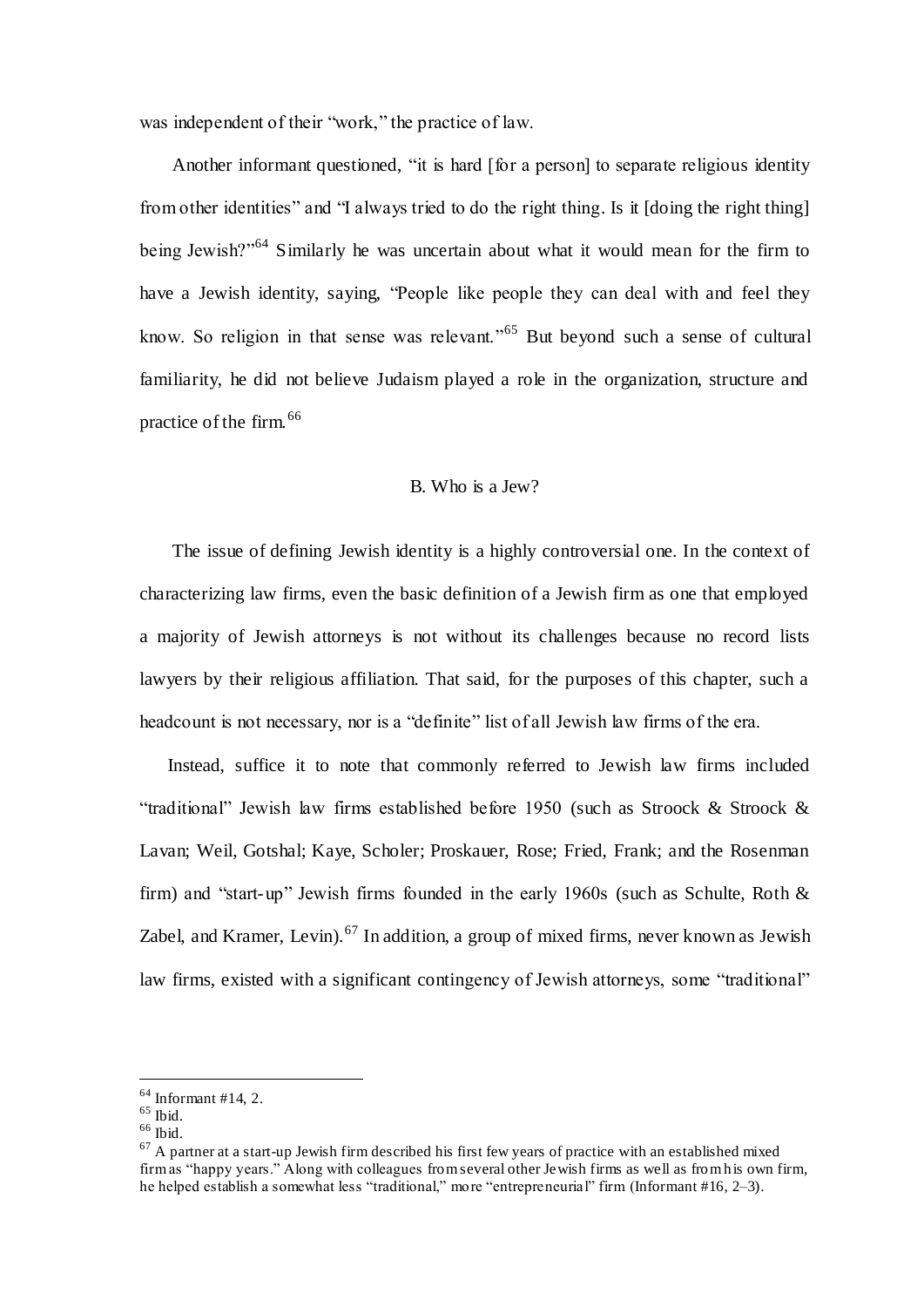was independent of their "work," the practice of law.

Another informant questioned, "it is hard [for a person] to separate religious identity from other identities" and "I always tried to do the right thing. Is it [doing the right thing] being Jewish?"[64] Similarly he was uncertain about what it would mean for the firm to have a Jewish identity, saying, "People like people they can deal with and feel they know. So religion in that sense was relevant."[65] But beyond such a sense of cultural familiarity, he did not believe Judaism played a role in the organization, structure and practice of the firm.[66]

### B. Who is a Jew?

The issue of defining Jewish identity is a highly controversial one. In the context of characterizing law firms, even the basic definition of a Jewish firm as one that employed a majority of Jewish attorneys is not without its challenges because no record lists lawyers by their religious affiliation. That said, for the purposes of this chapter, such a headcount is not necessary, nor is a "definite" list of all Jewish law firms of the era.

Instead, suffice it to note that commonly referred to Jewish law firms included "traditional" Jewish law firms established before 1950 (such as Stroock & Stroock & Lavan; Weil, Gotshal; Kaye, Scholer; Proskauer, Rose; Fried, Frank; and the Rosenman firm) and "start-up" Jewish firms founded in the early 1960s (such as Schulte, Roth & Zabel, and Kramer, Levin).[67] In addition, a group of mixed firms, never known as Jewish law firms, existed with a significant contingency of Jewish attorneys, some "traditional"

---

[64] Informant #14, 2.

[65] Ibid.

[66] Ibid.

[67] A partner at a start-up Jewish firm described his first few years of practice with an established mixed firm as "happy years." Along with colleagues from several other Jewish firms as well as from his own firm, he helped establish a somewhat less "traditional," more "entrepreneurial" firm (Informant #16, 2–3).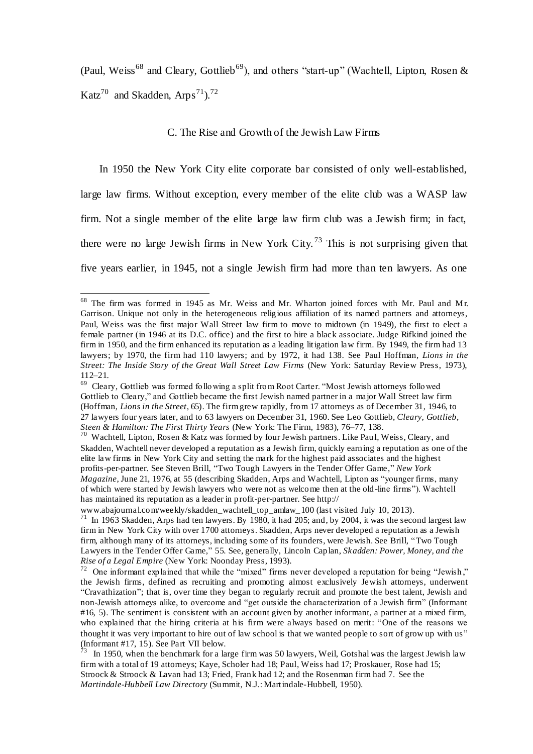(Paul, Weiss[68] and Cleary, Gottlieb[69]), and others "start-up" (Wachtell, Lipton, Rosen & Katz[70] and Skadden, Arps[71]).[72]

### C. The Rise and Growth of the Jewish Law Firms

In 1950 the New York City elite corporate bar consisted of only well-established, large law firms. Without exception, every member of the elite club was a WASP law firm. Not a single member of the elite large law firm club was a Jewish firm; in fact, there were no large Jewish firms in New York City.[73] This is not surprising given that five years earlier, in 1945, not a single Jewish firm had more than ten lawyers. As one

---

[68] The firm was formed in 1945 as Mr. Weiss and Mr. Wharton joined forces with Mr. Paul and Mr. Garrison. Unique not only in the heterogeneous religious affiliation of its named partners and attorneys, Paul, Weiss was the first major Wall Street law firm to move to midtown (in 1949), the first to elect a female partner (in 1946 at its D.C. office) and the first to hire a black associate. Judge Rifkind joined the firm in 1950, and the firm enhanced its reputation as a leading litigation law firm. By 1949, the firm had 13 lawyers; by 1970, the firm had 110 lawyers; and by 1972, it had 138. See Paul Hoffman, *Lions in the Street: The Inside Story of the Great Wall Street Law Firms* (New York: Saturday Review Press, 1973), 112–21.

[69] Cleary, Gottlieb was formed following a split from Root Carter. "Most Jewish attorneys followed Gottlieb to Cleary," and Gottlieb became the first Jewish named partner in a major Wall Street law firm (Hoffman, *Lions in the Street*, 65). The firm grew rapidly, from 17 attorneys as of December 31, 1946, to 27 lawyers four years later, and to 63 lawyers on December 31, 1960. See Leo Gottlieb, *Cleary, Gottlieb, Steen & Hamilton: The First Thirty Years* (New York: The Firm, 1983), 76–77, 138.

[70] Wachtell, Lipton, Rosen & Katz was formed by four Jewish partners. Like Paul, Weiss, Cleary, and Skadden, Wachtell never developed a reputation as a Jewish firm, quickly earning a reputation as one of the elite law firms in New York City and setting the mark for the highest paid associates and the highest profits-per-partner. See Steven Brill, "Two Tough Lawyers in the Tender Offer Game," *New York Magazine*, June 21, 1976, at 55 (describing Skadden, Arps and Wachtell, Lipton as "younger firms, many of which were started by Jewish lawyers who were not as welcome then at the old-line firms"). Wachtell has maintained its reputation as a leader in profit-per-partner. See http:// www.abajournal.com/weekly/skadden_wachtell_top_amlaw_100 (last visited July 10, 2013).

[71] In 1963 Skadden, Arps had ten lawyers. By 1980, it had 205; and, by 2004, it was the second largest law firm in New York City with over 1700 attorneys. Skadden, Arps never developed a reputation as a Jewish firm, although many of its attorneys, including some of its founders, were Jewish. See Brill, "Two Tough Lawyers in the Tender Offer Game," 55. See, generally, Lincoln Caplan, *Skadden: Power, Money, and the Rise of a Legal Empire* (New York: Noonday Press, 1993).

[72] One informant explained that while the "mixed" firms never developed a reputation for being "Jewish," the Jewish firms, defined as recruiting and promoting almost exclusively Jewish attorneys, underwent "Cravathization"; that is, over time they began to regularly recruit and promote the best talent, Jewish and non-Jewish attorneys alike, to overcome and "get outside the characterization of a Jewish firm" (Informant #16, 5). The sentiment is consistent with an account given by another informant, a partner at a mixed firm, who explained that the hiring criteria at his firm were always based on merit: "One of the reasons we thought it was very important to hire out of law school is that we wanted people to sort of grow up with us" (Informant #17, 15). See Part VII below.

[73] In 1950, when the benchmark for a large firm was 50 lawyers, Weil, Gotshal was the largest Jewish law firm with a total of 19 attorneys; Kaye, Scholer had 18; Paul, Weiss had 17; Proskauer, Rose had 15; Stroock & Stroock & Lavan had 13; Fried, Frank had 12; and the Rosenman firm had 7. See the *Martindale-Hubbell Law Directory* (Summit, N.J.: Martindale-Hubbell, 1950).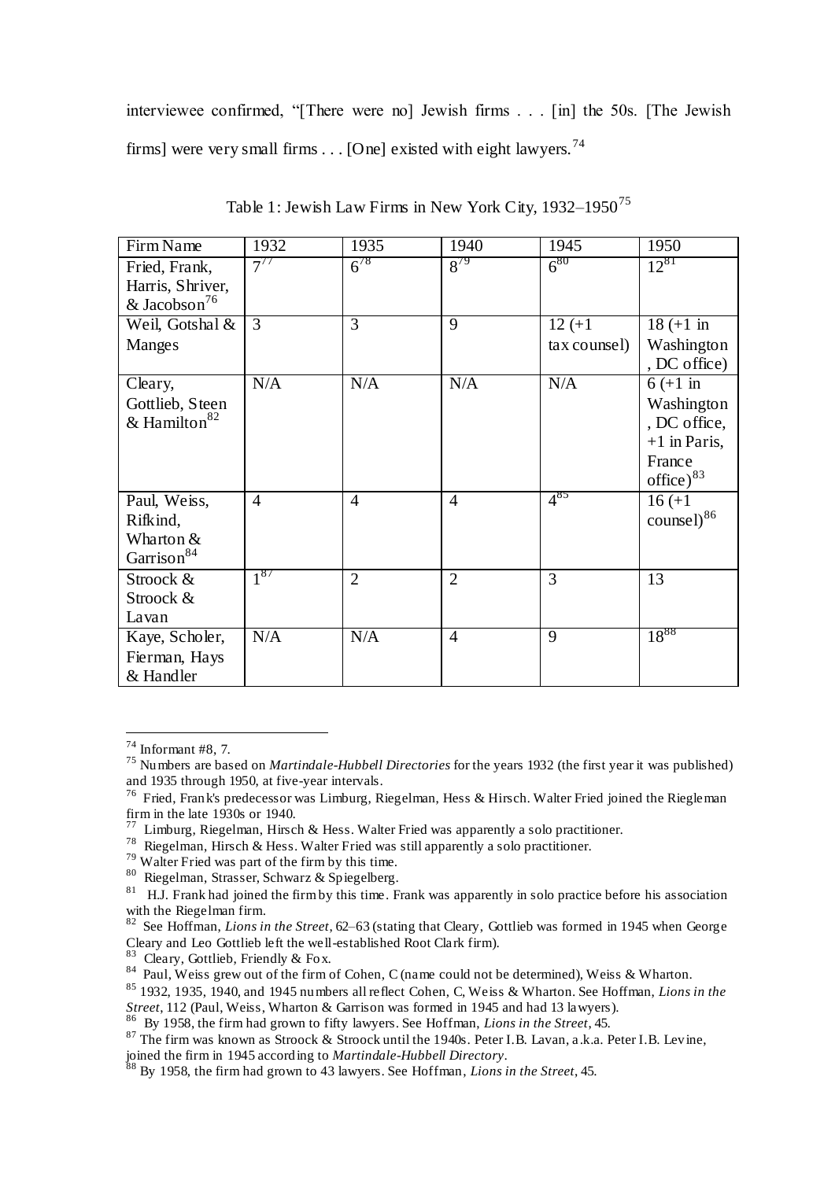interviewee confirmed, "[There were no] Jewish firms . . . [in] the 50s. [The Jewish firms] were very small firms . . . [One] existed with eight lawyers.[74]

Table 1: Jewish Law Firms in New York City, 1932–1950[75]

| Firm Name | 1932 | 1935 | 1940 | 1945 | 1950 |
|---|---|---|---|---|---|
| Fried, Frank, Harris, Shriver, & Jacobson[76] | 7[77] | 6[78] | 8[79] | 6[80] | 12[81] |
| Weil, Gotshal & Manges | 3 | 3 | 9 | 12 (+1 tax counsel) | 18 (+1 in Washington, DC office) |
| Cleary, Gottlieb, Steen & Hamilton[82] | N/A | N/A | N/A | N/A | 6 (+1 in Washington, DC office, +1 in Paris, France office)[83] |
| Paul, Weiss, Rifkind, Wharton & Garrison[84] | 4 | 4 | 4 | 4[85] | 16 (+1 counsel)[86] |
| Stroock & Stroock & Lavan | 1[87] | 2 | 2 | 3 | 13 |
| Kaye, Scholer, Fierman, Hays & Handler | N/A | N/A | 4 | 9 | 18[88] |

---

[74] Informant #8, 7.

[75] Numbers are based on *Martindale-Hubbell Directories* for the years 1932 (the first year it was published) and 1935 through 1950, at five-year intervals.

[76] Fried, Frank's predecessor was Limburg, Riegelman, Hess & Hirsch. Walter Fried joined the Riegleman firm in the late 1930s or 1940.

[77] Limburg, Riegelman, Hirsch & Hess. Walter Fried was apparently a solo practitioner.

[78] Riegelman, Hirsch & Hess. Walter Fried was still apparently a solo practitioner.

[79] Walter Fried was part of the firm by this time.

[80] Riegelman, Strasser, Schwarz & Spiegelberg.

[81] H.J. Frank had joined the firm by this time. Frank was apparently in solo practice before his association with the Riegelman firm.

[82] See Hoffman, *Lions in the Street*, 62–63 (stating that Cleary, Gottlieb was formed in 1945 when George Cleary and Leo Gottlieb left the well-established Root Clark firm).

[83] Cleary, Gottlieb, Friendly & Fox.

[84] Paul, Weiss grew out of the firm of Cohen, C (name could not be determined), Weiss & Wharton.

[85] 1932, 1935, 1940, and 1945 numbers all reflect Cohen, C, Weiss & Wharton. See Hoffman, *Lions in the Street*, 112 (Paul, Weiss, Wharton & Garrison was formed in 1945 and had 13 lawyers).

[86] By 1958, the firm had grown to fifty lawyers. See Hoffman, *Lions in the Street*, 45.

[87] The firm was known as Stroock & Stroock until the 1940s. Peter I.B. Lavan, a.k.a. Peter I.B. Levine, joined the firm in 1945 according to *Martindale-Hubbell Directory*.

[88] By 1958, the firm had grown to 43 lawyers. See Hoffman, *Lions in the Street*, 45.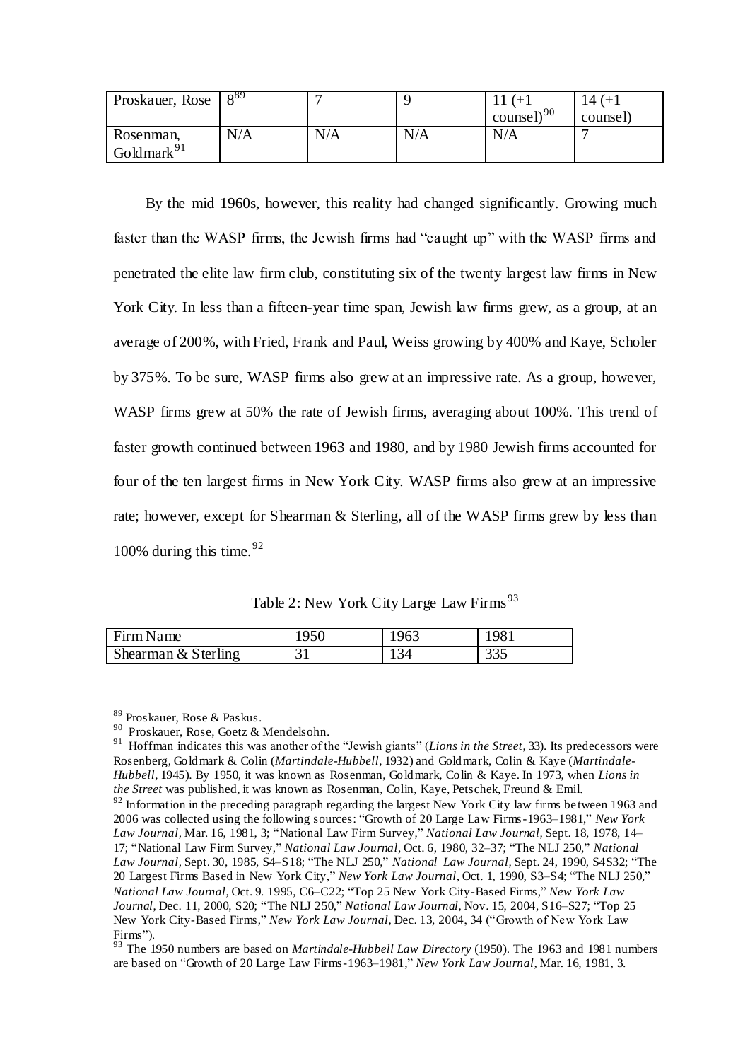| Proskauer, Rose | 8[89] | 7 | 9 | 11 (+1 counsel)[90] | 14 (+1 counsel) |
|---|---|---|---|---|---|
| Rosenman, Goldmark[91] | N/A | N/A | N/A | N/A | 7 |

By the mid 1960s, however, this reality had changed significantly. Growing much faster than the WASP firms, the Jewish firms had "caught up" with the WASP firms and penetrated the elite law firm club, constituting six of the twenty largest law firms in New York City. In less than a fifteen-year time span, Jewish law firms grew, as a group, at an average of 200%, with Fried, Frank and Paul, Weiss growing by 400% and Kaye, Scholer by 375%. To be sure, WASP firms also grew at an impressive rate. As a group, however, WASP firms grew at 50% the rate of Jewish firms, averaging about 100%. This trend of faster growth continued between 1963 and 1980, and by 1980 Jewish firms accounted for four of the ten largest firms in New York City. WASP firms also grew at an impressive rate; however, except for Shearman & Sterling, all of the WASP firms grew by less than 100% during this time.[92]

Table 2: New York City Large Law Firms[93]

| Firm Name | 1950 | 1963 | 1981 |
|---|---|---|---|
| Shearman & Sterling | 31 | 134 | 335 |

---

[89] Proskauer, Rose & Paskus.

[90] Proskauer, Rose, Goetz & Mendelsohn.

[91] Hoffman indicates this was another of the "Jewish giants" (*Lions in the Street*, 33). Its predecessors were Rosenberg, Goldmark & Colin (*Martindale-Hubbell*, 1932) and Goldmark, Colin & Kaye (*Martindale-Hubbell*, 1945). By 1950, it was known as Rosenman, Goldmark, Colin & Kaye. In 1973, when *Lions in the Street* was published, it was known as Rosenman, Colin, Kaye, Petschek, Freund & Emil.

[92] Information in the preceding paragraph regarding the largest New York City law firms between 1963 and 2006 was collected using the following sources: "Growth of 20 Large Law Firms-1963–1981," *New York Law Journal*, Mar. 16, 1981, 3; "National Law Firm Survey," *National Law Journal*, Sept. 18, 1978, 14–17; "National Law Firm Survey," *National Law Journal*, Oct. 6, 1980, 32–37; "The NLJ 250," *National Law Journal*, Sept. 30, 1985, S4–S18; "The NLJ 250," *National Law Journal*, Sept. 24, 1990, S4S32; "The 20 Largest Firms Based in New York City," *New York Law Journal*, Oct. 1, 1990, S3–S4; "The NLJ 250," *National Law Journal*, Oct. 9. 1995, C6–C22; "Top 25 New York City-Based Firms," *New York Law Journal*, Dec. 11, 2000, S20; "The NLJ 250," *National Law Journal*, Nov. 15, 2004, S16–S27; "Top 25 New York City-Based Firms," *New York Law Journal*, Dec. 13, 2004, 34 ("Growth of New York Law Firms").

[93] The 1950 numbers are based on *Martindale-Hubbell Law Directory* (1950). The 1963 and 1981 numbers are based on "Growth of 20 Large Law Firms-1963–1981," *New York Law Journal*, Mar. 16, 1981, 3.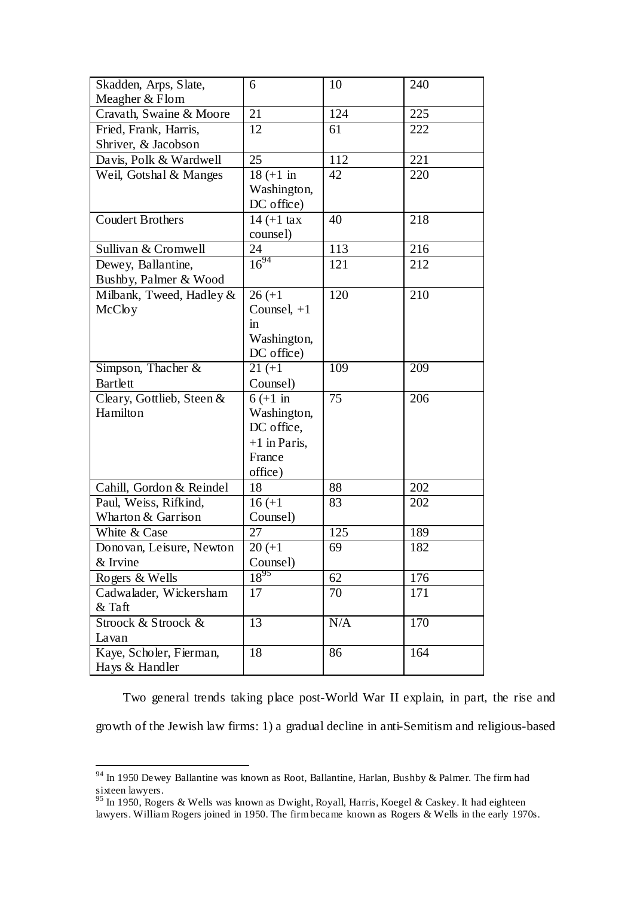| Skadden, Arps, Slate, Meagher & Flom | 6 | 10 | 240 |
|---|---|---|---|
| Cravath, Swaine & Moore | 21 | 124 | 225 |
| Fried, Frank, Harris, Shriver, & Jacobson | 12 | 61 | 222 |
| Davis, Polk & Wardwell | 25 | 112 | 221 |
| Weil, Gotshal & Manges | 18 (+1 in Washington, DC office) | 42 | 220 |
| Coudert Brothers | 14 (+1 tax counsel) | 40 | 218 |
| Sullivan & Cromwell | 24 | 113 | 216 |
| Dewey, Ballantine, Bushby, Palmer & Wood | 16[94] | 121 | 212 |
| Milbank, Tweed, Hadley & McCloy | 26 (+1 Counsel, +1 in Washington, DC office) | 120 | 210 |
| Simpson, Thacher & Bartlett | 21 (+1 Counsel) | 109 | 209 |
| Cleary, Gottlieb, Steen & Hamilton | 6 (+1 in Washington, DC office, +1 in Paris, France office) | 75 | 206 |
| Cahill, Gordon & Reindel | 18 | 88 | 202 |
| Paul, Weiss, Rifkind, Wharton & Garrison | 16 (+1 Counsel) | 83 | 202 |
| White & Case | 27 | 125 | 189 |
| Donovan, Leisure, Newton & Irvine | 20 (+1 Counsel) | 69 | 182 |
| Rogers & Wells | 18[95] | 62 | 176 |
| Cadwalader, Wickersham & Taft | 17 | 70 | 171 |
| Stroock & Stroock & Lavan | 13 | N/A | 170 |
| Kaye, Scholer, Fierman, Hays & Handler | 18 | 86 | 164 |

Two general trends taking place post-World War II explain, in part, the rise and growth of the Jewish law firms: 1) a gradual decline in anti-Semitism and religious-based

[94] In 1950 Dewey Ballantine was known as Root, Ballantine, Harlan, Bushby & Palmer. The firm had sixteen lawyers.

[95] In 1950, Rogers & Wells was known as Dwight, Royall, Harris, Koegel & Caskey. It had eighteen lawyers. William Rogers joined in 1950. The firm became known as Rogers & Wells in the early 1970s.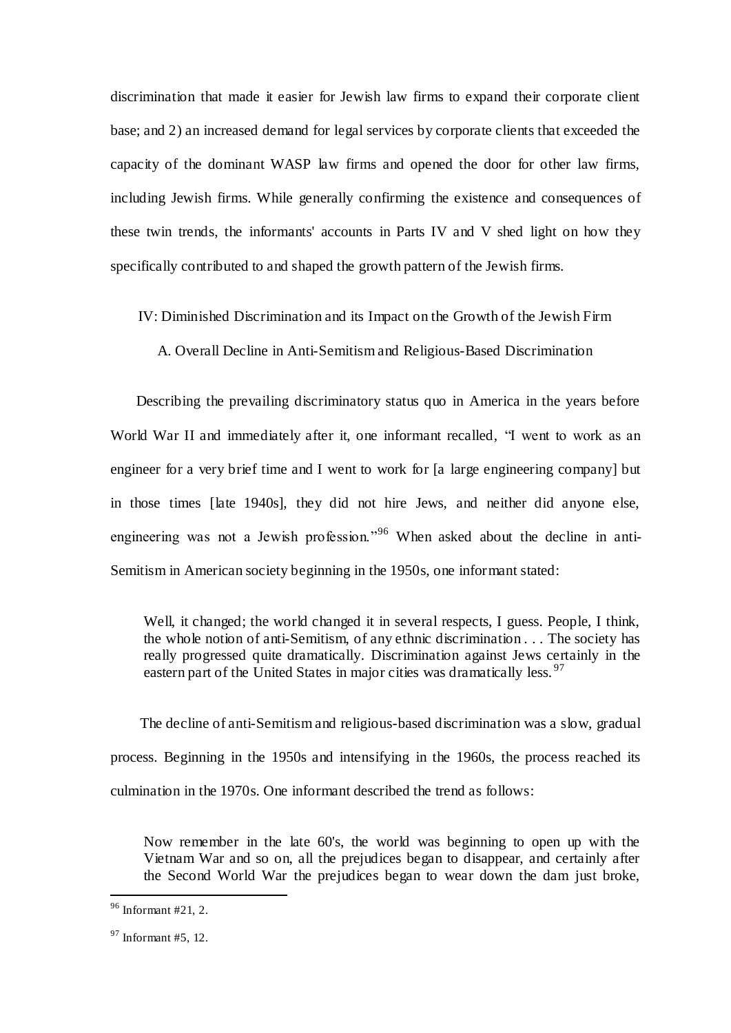discrimination that made it easier for Jewish law firms to expand their corporate client base; and 2) an increased demand for legal services by corporate clients that exceeded the capacity of the dominant WASP law firms and opened the door for other law firms, including Jewish firms. While generally confirming the existence and consequences of these twin trends, the informants' accounts in Parts IV and V shed light on how they specifically contributed to and shaped the growth pattern of the Jewish firms.

## IV: Diminished Discrimination and its Impact on the Growth of the Jewish Firm

### A. Overall Decline in Anti-Semitism and Religious-Based Discrimination

Describing the prevailing discriminatory status quo in America in the years before World War II and immediately after it, one informant recalled, "I went to work as an engineer for a very brief time and I went to work for [a large engineering company] but in those times [late 1940s], they did not hire Jews, and neither did anyone else, engineering was not a Jewish profession."[96] When asked about the decline in anti-Semitism in American society beginning in the 1950s, one informant stated:

> Well, it changed; the world changed it in several respects, I guess. People, I think, the whole notion of anti-Semitism, of any ethnic discrimination . . . The society has really progressed quite dramatically. Discrimination against Jews certainly in the eastern part of the United States in major cities was dramatically less.[97]

The decline of anti-Semitism and religious-based discrimination was a slow, gradual process. Beginning in the 1950s and intensifying in the 1960s, the process reached its culmination in the 1970s. One informant described the trend as follows:

> Now remember in the late 60's, the world was beginning to open up with the Vietnam War and so on, all the prejudices began to disappear, and certainly after the Second World War the prejudices began to wear down the dam just broke,

---

[96] Informant #21, 2.

[97] Informant #5, 12.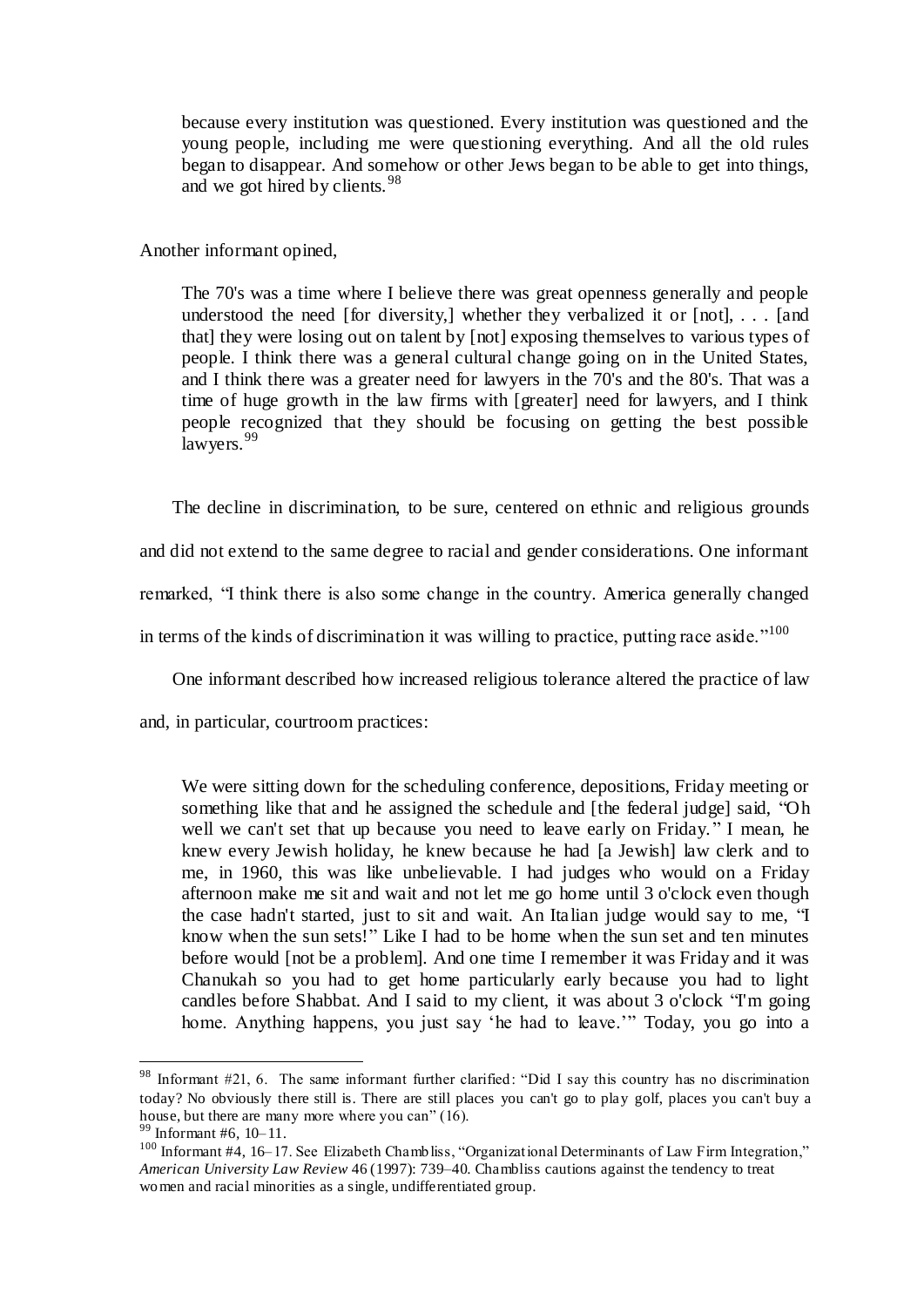> because every institution was questioned. Every institution was questioned and the young people, including me were questioning everything. And all the old rules began to disappear. And somehow or other Jews began to be able to get into things, and we got hired by clients.[98]

Another informant opined,

> The 70's was a time where I believe there was great openness generally and people understood the need [for diversity,] whether they verbalized it or [not], . . . [and that] they were losing out on talent by [not] exposing themselves to various types of people. I think there was a general cultural change going on in the United States, and I think there was a greater need for lawyers in the 70's and the 80's. That was a time of huge growth in the law firms with [greater] need for lawyers, and I think people recognized that they should be focusing on getting the best possible lawyers.[99]

The decline in discrimination, to be sure, centered on ethnic and religious grounds and did not extend to the same degree to racial and gender considerations. One informant remarked, "I think there is also some change in the country. America generally changed in terms of the kinds of discrimination it was willing to practice, putting race aside."[100]

One informant described how increased religious tolerance altered the practice of law and, in particular, courtroom practices:

> We were sitting down for the scheduling conference, depositions, Friday meeting or something like that and he assigned the schedule and [the federal judge] said, "Oh well we can't set that up because you need to leave early on Friday." I mean, he knew every Jewish holiday, he knew because he had [a Jewish] law clerk and to me, in 1960, this was like unbelievable. I had judges who would on a Friday afternoon make me sit and wait and not let me go home until 3 o'clock even though the case hadn't started, just to sit and wait. An Italian judge would say to me, "I know when the sun sets!" Like I had to be home when the sun set and ten minutes before would [not be a problem]. And one time I remember it was Friday and it was Chanukah so you had to get home particularly early because you had to light candles before Shabbat. And I said to my client, it was about 3 o'clock "I'm going home. Anything happens, you just say 'he had to leave.'" Today, you go into a

---

[98] Informant #21, 6. The same informant further clarified: "Did I say this country has no discrimination today? No obviously there still is. There are still places you can't go to play golf, places you can't buy a house, but there are many more where you can" (16).

[99] Informant #6, 10–11.

[100] Informant #4, 16–17. See Elizabeth Chambliss, "Organizational Determinants of Law Firm Integration," *American University Law Review* 46 (1997): 739–40. Chambliss cautions against the tendency to treat women and racial minorities as a single, undifferentiated group.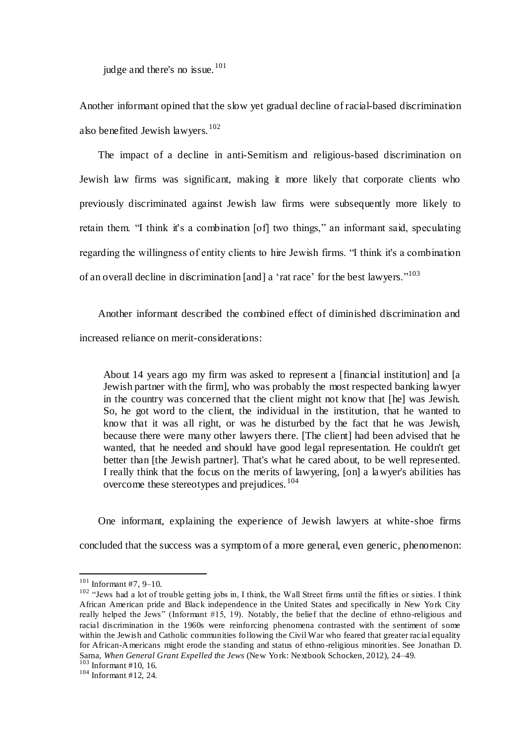judge and there's no issue.[101]

Another informant opined that the slow yet gradual decline of racial-based discrimination also benefited Jewish lawyers.[102]

The impact of a decline in anti-Semitism and religious-based discrimination on Jewish law firms was significant, making it more likely that corporate clients who previously discriminated against Jewish law firms were subsequently more likely to retain them. "I think it's a combination [of] two things," an informant said, speculating regarding the willingness of entity clients to hire Jewish firms. "I think it's a combination of an overall decline in discrimination [and] a 'rat race' for the best lawyers."[103]

Another informant described the combined effect of diminished discrimination and increased reliance on merit-considerations:

> About 14 years ago my firm was asked to represent a [financial institution] and [a Jewish partner with the firm], who was probably the most respected banking lawyer in the country was concerned that the client might not know that [he] was Jewish. So, he got word to the client, the individual in the institution, that he wanted to know that it was all right, or was he disturbed by the fact that he was Jewish, because there were many other lawyers there. [The client] had been advised that he wanted, that he needed and should have good legal representation. He couldn't get better than [the Jewish partner]. That's what he cared about, to be well represented. I really think that the focus on the merits of lawyering, [on] a lawyer's abilities has overcome these stereotypes and prejudices.[104]

One informant, explaining the experience of Jewish lawyers at white-shoe firms concluded that the success was a symptom of a more general, even generic, phenomenon:

---

[101] Informant #7, 9–10.

[102] "Jews had a lot of trouble getting jobs in, I think, the Wall Street firms until the fifties or sixties. I think African American pride and Black independence in the United States and specifically in New York City really helped the Jews" (Informant #15, 19). Notably, the belief that the decline of ethno-religious and racial discrimination in the 1960s were reinforcing phenomena contrasted with the sentiment of some within the Jewish and Catholic communities following the Civil War who feared that greater racial equality for African-Americans might erode the standing and status of ethno-religious minorities. See Jonathan D. Sarna, *When General Grant Expelled the Jews* (New York: Nextbook Schocken, 2012), 24–49.

[103] Informant #10, 16.

[104] Informant #12, 24.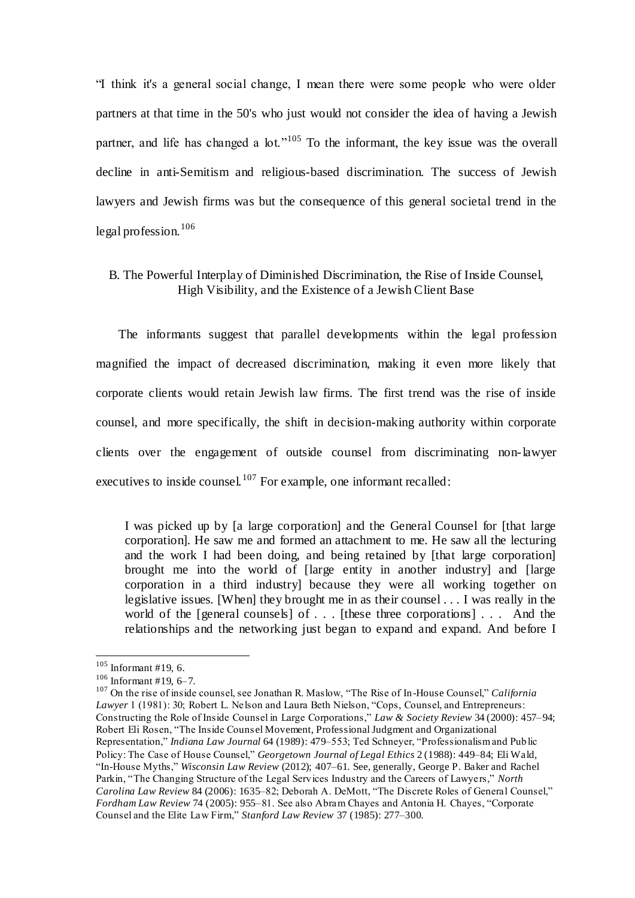"I think it's a general social change, I mean there were some people who were older partners at that time in the 50's who just would not consider the idea of having a Jewish partner, and life has changed a lot."[105] To the informant, the key issue was the overall decline in anti-Semitism and religious-based discrimination. The success of Jewish lawyers and Jewish firms was but the consequence of this general societal trend in the legal profession.[106]

## B. The Powerful Interplay of Diminished Discrimination, the Rise of Inside Counsel, High Visibility, and the Existence of a Jewish Client Base

The informants suggest that parallel developments within the legal profession magnified the impact of decreased discrimination, making it even more likely that corporate clients would retain Jewish law firms. The first trend was the rise of inside counsel, and more specifically, the shift in decision-making authority within corporate clients over the engagement of outside counsel from discriminating non-lawyer executives to inside counsel.[107] For example, one informant recalled:

> I was picked up by [a large corporation] and the General Counsel for [that large corporation]. He saw me and formed an attachment to me. He saw all the lecturing and the work I had been doing, and being retained by [that large corporation] brought me into the world of [large entity in another industry] and [large corporation in a third industry] because they were all working together on legislative issues. [When] they brought me in as their counsel . . . I was really in the world of the [general counsels] of . . . [these three corporations] . . . And the relationships and the networking just began to expand and expand. And before I

---

[105] Informant #19, 6.

[106] Informant #19, 6–7.

[107] On the rise of inside counsel, see Jonathan R. Maslow, "The Rise of In-House Counsel," *California Lawyer* 1 (1981): 30; Robert L. Nelson and Laura Beth Nielson, "Cops, Counsel, and Entrepreneurs: Constructing the Role of Inside Counsel in Large Corporations," *Law & Society Review* 34 (2000): 457–94; Robert Eli Rosen, "The Inside Counsel Movement, Professional Judgment and Organizational Representation," *Indiana Law Journal* 64 (1989): 479–553; Ted Schneyer, "Professionalism and Public Policy: The Case of House Counsel," *Georgetown Journal of Legal Ethics* 2 (1988): 449–84; Eli Wald, "In-House Myths," *Wisconsin Law Review* (2012); 407–61. See, generally, George P. Baker and Rachel Parkin, "The Changing Structure of the Legal Services Industry and the Careers of Lawyers," *North Carolina Law Review* 84 (2006): 1635–82; Deborah A. DeMott, "The Discrete Roles of General Counsel," *Fordham Law Review* 74 (2005): 955–81. See also Abram Chayes and Antonia H. Chayes, "Corporate Counsel and the Elite Law Firm," *Stanford Law Review* 37 (1985): 277–300.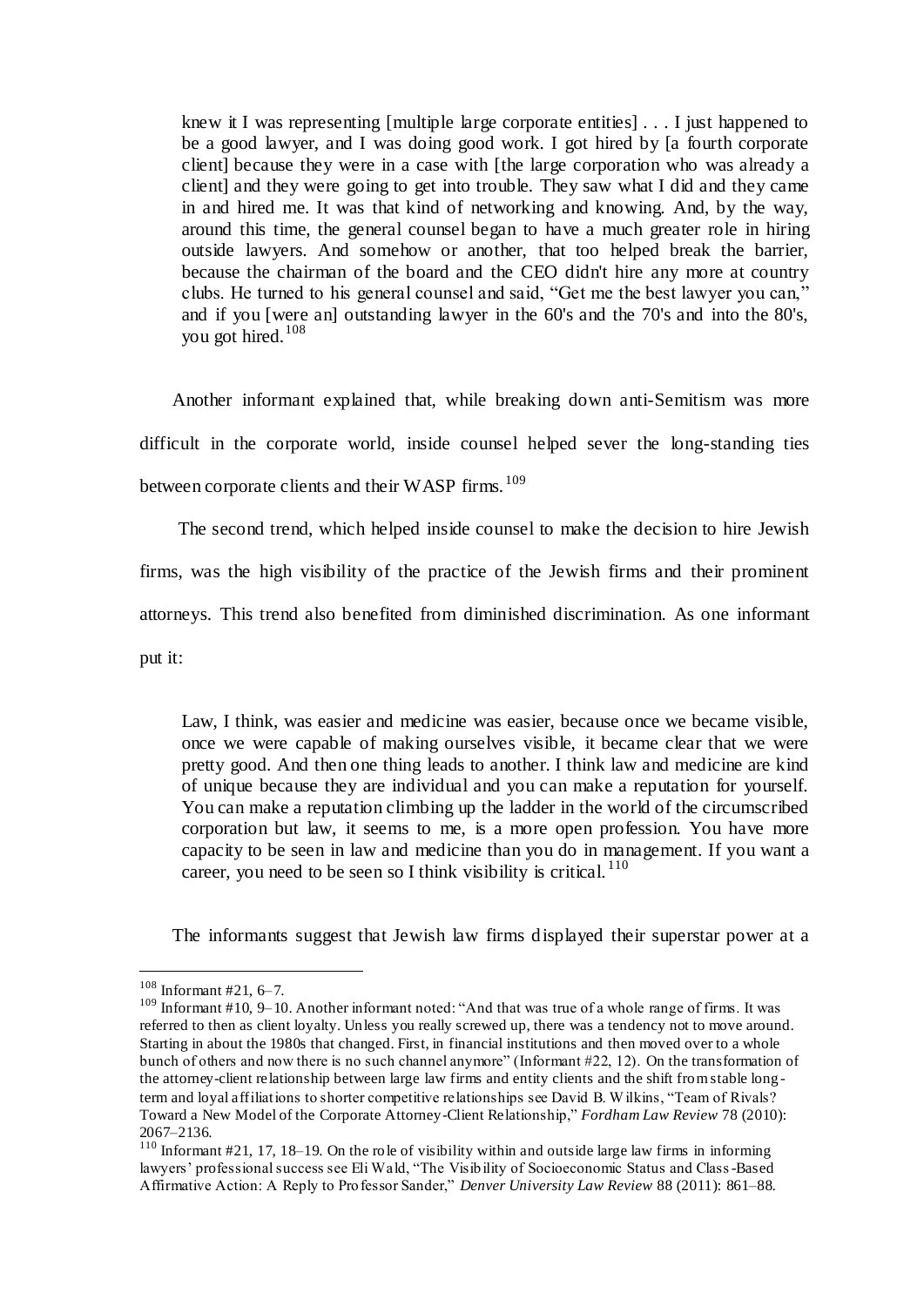> knew it I was representing [multiple large corporate entities] . . . I just happened to be a good lawyer, and I was doing good work. I got hired by [a fourth corporate client] because they were in a case with [the large corporation who was already a client] and they were going to get into trouble. They saw what I did and they came in and hired me. It was that kind of networking and knowing. And, by the way, around this time, the general counsel began to have a much greater role in hiring outside lawyers. And somehow or another, that too helped break the barrier, because the chairman of the board and the CEO didn't hire any more at country clubs. He turned to his general counsel and said, "Get me the best lawyer you can," and if you [were an] outstanding lawyer in the 60's and the 70's and into the 80's, you got hired.[108]

Another informant explained that, while breaking down anti-Semitism was more difficult in the corporate world, inside counsel helped sever the long-standing ties between corporate clients and their WASP firms.[109]

The second trend, which helped inside counsel to make the decision to hire Jewish firms, was the high visibility of the practice of the Jewish firms and their prominent attorneys. This trend also benefited from diminished discrimination. As one informant put it:

> Law, I think, was easier and medicine was easier, because once we became visible, once we were capable of making ourselves visible, it became clear that we were pretty good. And then one thing leads to another. I think law and medicine are kind of unique because they are individual and you can make a reputation for yourself. You can make a reputation climbing up the ladder in the world of the circumscribed corporation but law, it seems to me, is a more open profession. You have more capacity to be seen in law and medicine than you do in management. If you want a career, you need to be seen so I think visibility is critical.[110]

The informants suggest that Jewish law firms displayed their superstar power at a

---

[108] Informant #21, 6–7.

[109] Informant #10, 9–10. Another informant noted: "And that was true of a whole range of firms. It was referred to then as client loyalty. Unless you really screwed up, there was a tendency not to move around. Starting in about the 1980s that changed. First, in financial institutions and then moved over to a whole bunch of others and now there is no such channel anymore" (Informant #22, 12). On the transformation of the attorney-client relationship between large law firms and entity clients and the shift from stable long-term and loyal affiliations to shorter competitive relationships see David B. Wilkins, "Team of Rivals? Toward a New Model of the Corporate Attorney-Client Relationship," *Fordham Law Review* 78 (2010): 2067–2136.

[110] Informant #21, 17, 18–19. On the role of visibility within and outside large law firms in informing lawyers' professional success see Eli Wald, "The Visibility of Socioeconomic Status and Class-Based Affirmative Action: A Reply to Professor Sander," *Denver University Law Review* 88 (2011): 861–88.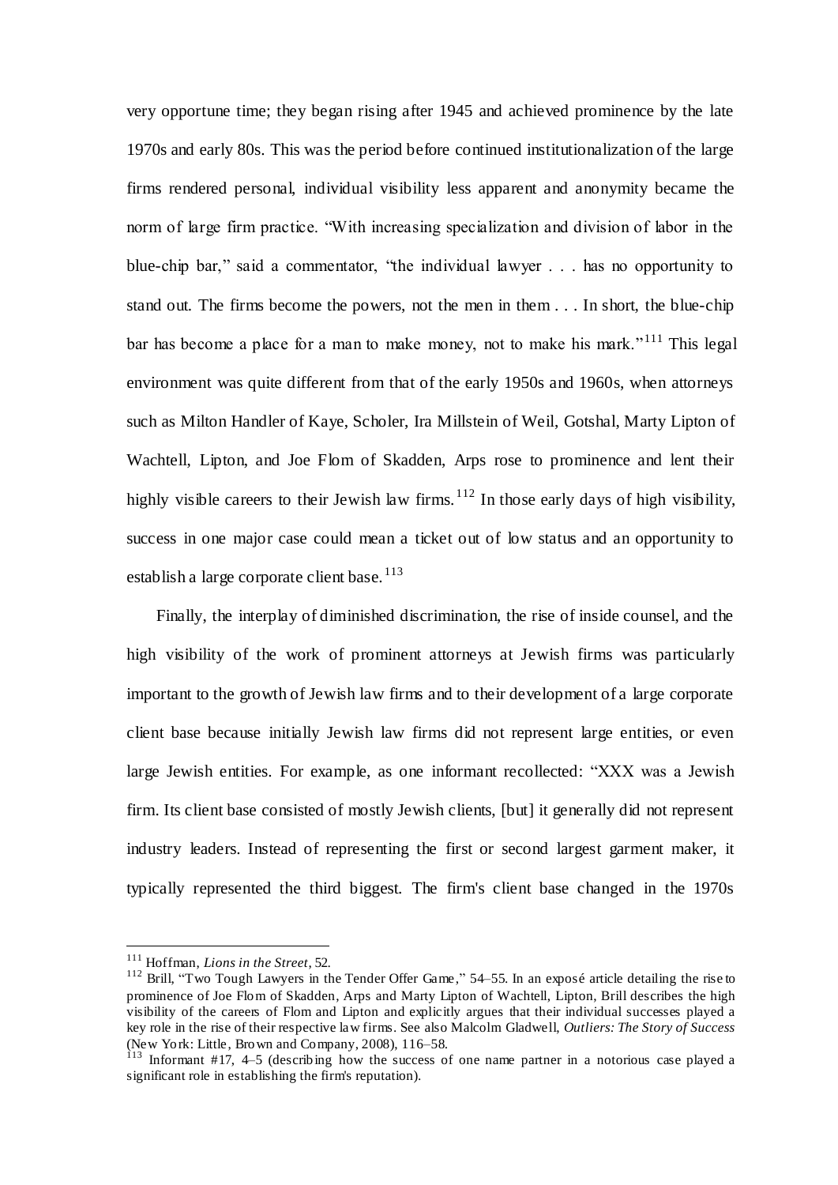very opportune time; they began rising after 1945 and achieved prominence by the late 1970s and early 80s. This was the period before continued institutionalization of the large firms rendered personal, individual visibility less apparent and anonymity became the norm of large firm practice. "With increasing specialization and division of labor in the blue-chip bar," said a commentator, "the individual lawyer . . . has no opportunity to stand out. The firms become the powers, not the men in them . . . In short, the blue-chip bar has become a place for a man to make money, not to make his mark."[111] This legal environment was quite different from that of the early 1950s and 1960s, when attorneys such as Milton Handler of Kaye, Scholer, Ira Millstein of Weil, Gotshal, Marty Lipton of Wachtell, Lipton, and Joe Flom of Skadden, Arps rose to prominence and lent their highly visible careers to their Jewish law firms.[112] In those early days of high visibility, success in one major case could mean a ticket out of low status and an opportunity to establish a large corporate client base.[113]

Finally, the interplay of diminished discrimination, the rise of inside counsel, and the high visibility of the work of prominent attorneys at Jewish firms was particularly important to the growth of Jewish law firms and to their development of a large corporate client base because initially Jewish law firms did not represent large entities, or even large Jewish entities. For example, as one informant recollected: "XXX was a Jewish firm. Its client base consisted of mostly Jewish clients, [but] it generally did not represent industry leaders. Instead of representing the first or second largest garment maker, it typically represented the third biggest. The firm's client base changed in the 1970s

---

[111] Hoffman, *Lions in the Street*, 52.

[112] Brill, "Two Tough Lawyers in the Tender Offer Game," 54–55. In an exposé article detailing the rise to prominence of Joe Flom of Skadden, Arps and Marty Lipton of Wachtell, Lipton, Brill describes the high visibility of the careers of Flom and Lipton and explicitly argues that their individual successes played a key role in the rise of their respective law firms. See also Malcolm Gladwell, *Outliers: The Story of Success* (New York: Little, Brown and Company, 2008), 116–58.

[113] Informant #17, 4–5 (describing how the success of one name partner in a notorious case played a significant role in establishing the firm's reputation).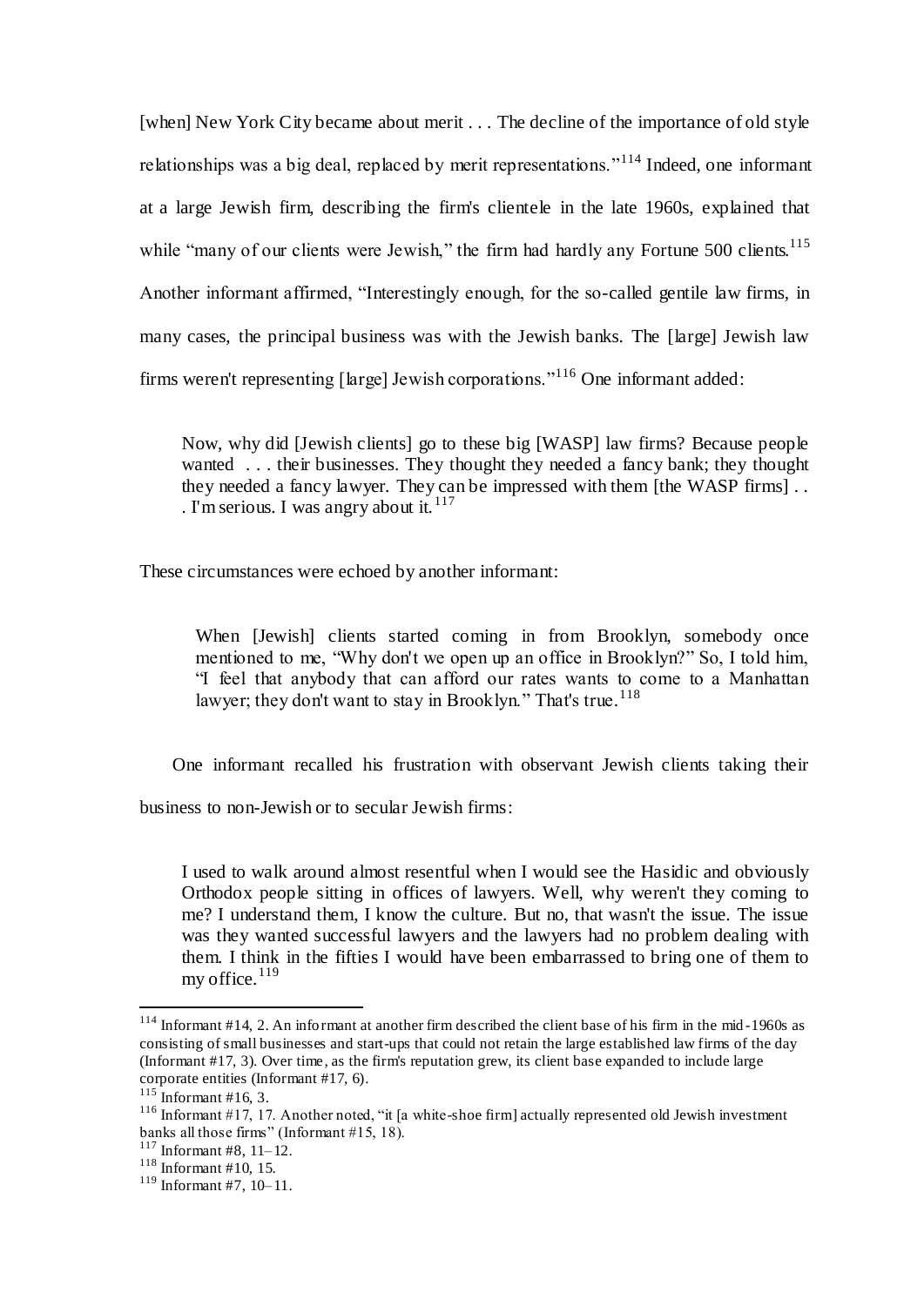[when] New York City became about merit . . . The decline of the importance of old style relationships was a big deal, replaced by merit representations."[114] Indeed, one informant at a large Jewish firm, describing the firm's clientele in the late 1960s, explained that while "many of our clients were Jewish," the firm had hardly any Fortune 500 clients.[115] Another informant affirmed, "Interestingly enough, for the so-called gentile law firms, in many cases, the principal business was with the Jewish banks. The [large] Jewish law firms weren't representing [large] Jewish corporations."[116] One informant added:

> Now, why did [Jewish clients] go to these big [WASP] law firms? Because people wanted . . . their businesses. They thought they needed a fancy bank; they thought they needed a fancy lawyer. They can be impressed with them [the WASP firms] . . . I'm serious. I was angry about it.[117]

These circumstances were echoed by another informant:

> When [Jewish] clients started coming in from Brooklyn, somebody once mentioned to me, "Why don't we open up an office in Brooklyn?" So, I told him, "I feel that anybody that can afford our rates wants to come to a Manhattan lawyer; they don't want to stay in Brooklyn." That's true.[118]

One informant recalled his frustration with observant Jewish clients taking their business to non-Jewish or to secular Jewish firms:

> I used to walk around almost resentful when I would see the Hasidic and obviously Orthodox people sitting in offices of lawyers. Well, why weren't they coming to me? I understand them, I know the culture. But no, that wasn't the issue. The issue was they wanted successful lawyers and the lawyers had no problem dealing with them. I think in the fifties I would have been embarrassed to bring one of them to my office.[119]

---

[114] Informant #14, 2. An informant at another firm described the client base of his firm in the mid-1960s as consisting of small businesses and start-ups that could not retain the large established law firms of the day (Informant #17, 3). Over time, as the firm's reputation grew, its client base expanded to include large corporate entities (Informant #17, 6).

[115] Informant #16, 3.

[116] Informant #17, 17. Another noted, "it [a white-shoe firm] actually represented old Jewish investment banks all those firms" (Informant #15, 18).

[117] Informant #8, 11–12.

[118] Informant #10, 15.

[119] Informant #7, 10–11.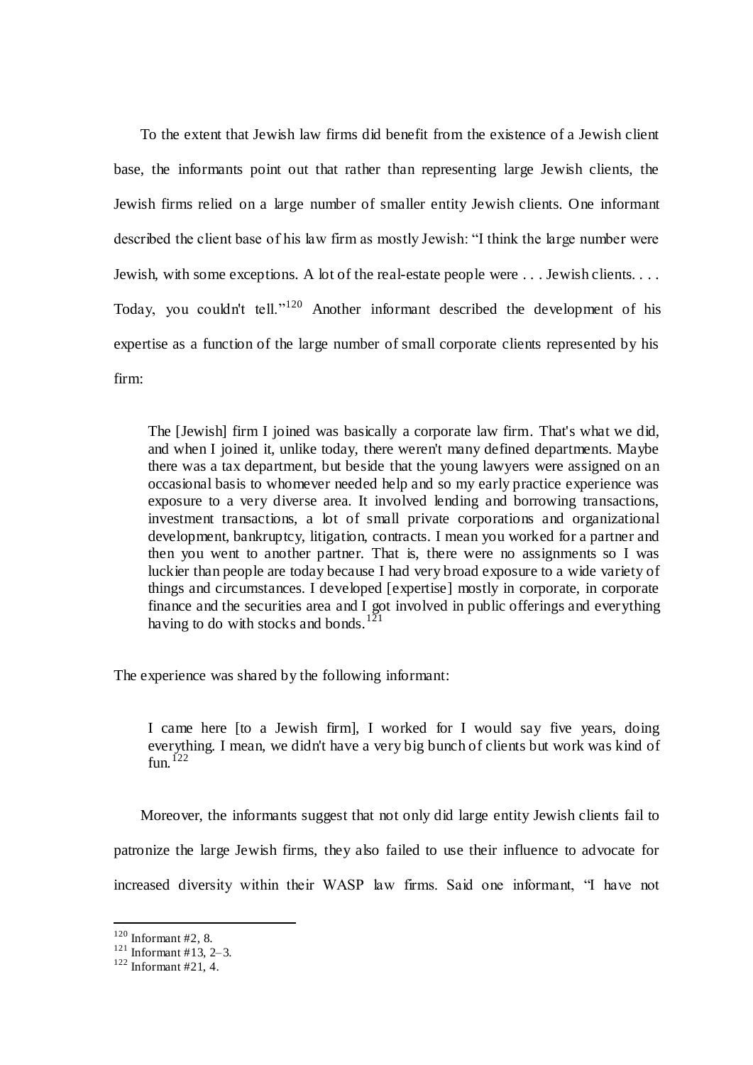To the extent that Jewish law firms did benefit from the existence of a Jewish client base, the informants point out that rather than representing large Jewish clients, the Jewish firms relied on a large number of smaller entity Jewish clients. One informant described the client base of his law firm as mostly Jewish: "I think the large number were Jewish, with some exceptions. A lot of the real-estate people were . . . Jewish clients. . . . Today, you couldn't tell."[120] Another informant described the development of his expertise as a function of the large number of small corporate clients represented by his firm:

> The [Jewish] firm I joined was basically a corporate law firm. That's what we did, and when I joined it, unlike today, there weren't many defined departments. Maybe there was a tax department, but beside that the young lawyers were assigned on an occasional basis to whomever needed help and so my early practice experience was exposure to a very diverse area. It involved lending and borrowing transactions, investment transactions, a lot of small private corporations and organizational development, bankruptcy, litigation, contracts. I mean you worked for a partner and then you went to another partner. That is, there were no assignments so I was luckier than people are today because I had very broad exposure to a wide variety of things and circumstances. I developed [expertise] mostly in corporate, in corporate finance and the securities area and I got involved in public offerings and everything having to do with stocks and bonds.[121]

The experience was shared by the following informant:

> I came here [to a Jewish firm], I worked for I would say five years, doing everything. I mean, we didn't have a very big bunch of clients but work was kind of fun.[122]

Moreover, the informants suggest that not only did large entity Jewish clients fail to patronize the large Jewish firms, they also failed to use their influence to advocate for increased diversity within their WASP law firms. Said one informant, "I have not

---

[120] Informant #2, 8.
[121] Informant #13, 2–3.
[122] Informant #21, 4.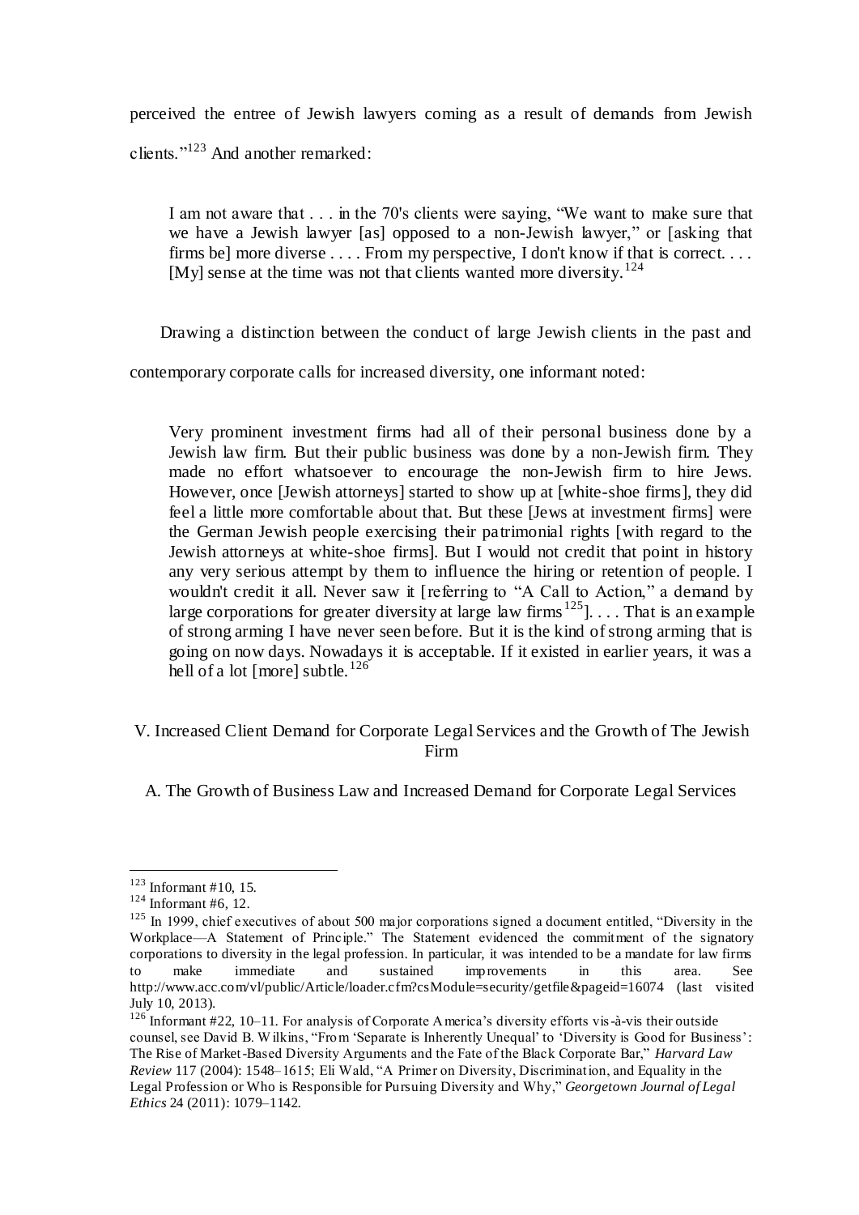perceived the entree of Jewish lawyers coming as a result of demands from Jewish clients."[123] And another remarked:

> I am not aware that . . . in the 70's clients were saying, "We want to make sure that we have a Jewish lawyer [as] opposed to a non-Jewish lawyer," or [asking that firms be] more diverse . . . . From my perspective, I don't know if that is correct. . . . [My] sense at the time was not that clients wanted more diversity.[124]

Drawing a distinction between the conduct of large Jewish clients in the past and contemporary corporate calls for increased diversity, one informant noted:

> Very prominent investment firms had all of their personal business done by a Jewish law firm. But their public business was done by a non-Jewish firm. They made no effort whatsoever to encourage the non-Jewish firm to hire Jews. However, once [Jewish attorneys] started to show up at [white-shoe firms], they did feel a little more comfortable about that. But these [Jews at investment firms] were the German Jewish people exercising their patrimonial rights [with regard to the Jewish attorneys at white-shoe firms]. But I would not credit that point in history any very serious attempt by them to influence the hiring or retention of people. I wouldn't credit it all. Never saw it [referring to "A Call to Action," a demand by large corporations for greater diversity at large law firms[125]]. . . . That is an example of strong arming I have never seen before. But it is the kind of strong arming that is going on now days. Nowadays it is acceptable. If it existed in earlier years, it was a hell of a lot [more] subtle.[126]

## V. Increased Client Demand for Corporate Legal Services and the Growth of The Jewish Firm

### A. The Growth of Business Law and Increased Demand for Corporate Legal Services

---

[123] Informant #10, 15.

[124] Informant #6, 12.

[125] In 1999, chief executives of about 500 major corporations signed a document entitled, "Diversity in the Workplace—A Statement of Principle." The Statement evidenced the commitment of the signatory corporations to diversity in the legal profession. In particular, it was intended to be a mandate for law firms to make immediate and sustained improvements in this area. See http://www.acc.com/vl/public/Article/loader.cfm?csModule=security/getfile&pageid=16074 (last visited July 10, 2013).

[126] Informant #22, 10–11. For analysis of Corporate America's diversity efforts vis-à-vis their outside counsel, see David B. Wilkins, "From 'Separate is Inherently Unequal' to 'Diversity is Good for Business': The Rise of Market-Based Diversity Arguments and the Fate of the Black Corporate Bar," *Harvard Law Review* 117 (2004): 1548–1615; Eli Wald, "A Primer on Diversity, Discrimination, and Equality in the Legal Profession or Who is Responsible for Pursuing Diversity and Why," *Georgetown Journal of Legal Ethics* 24 (2011): 1079–1142.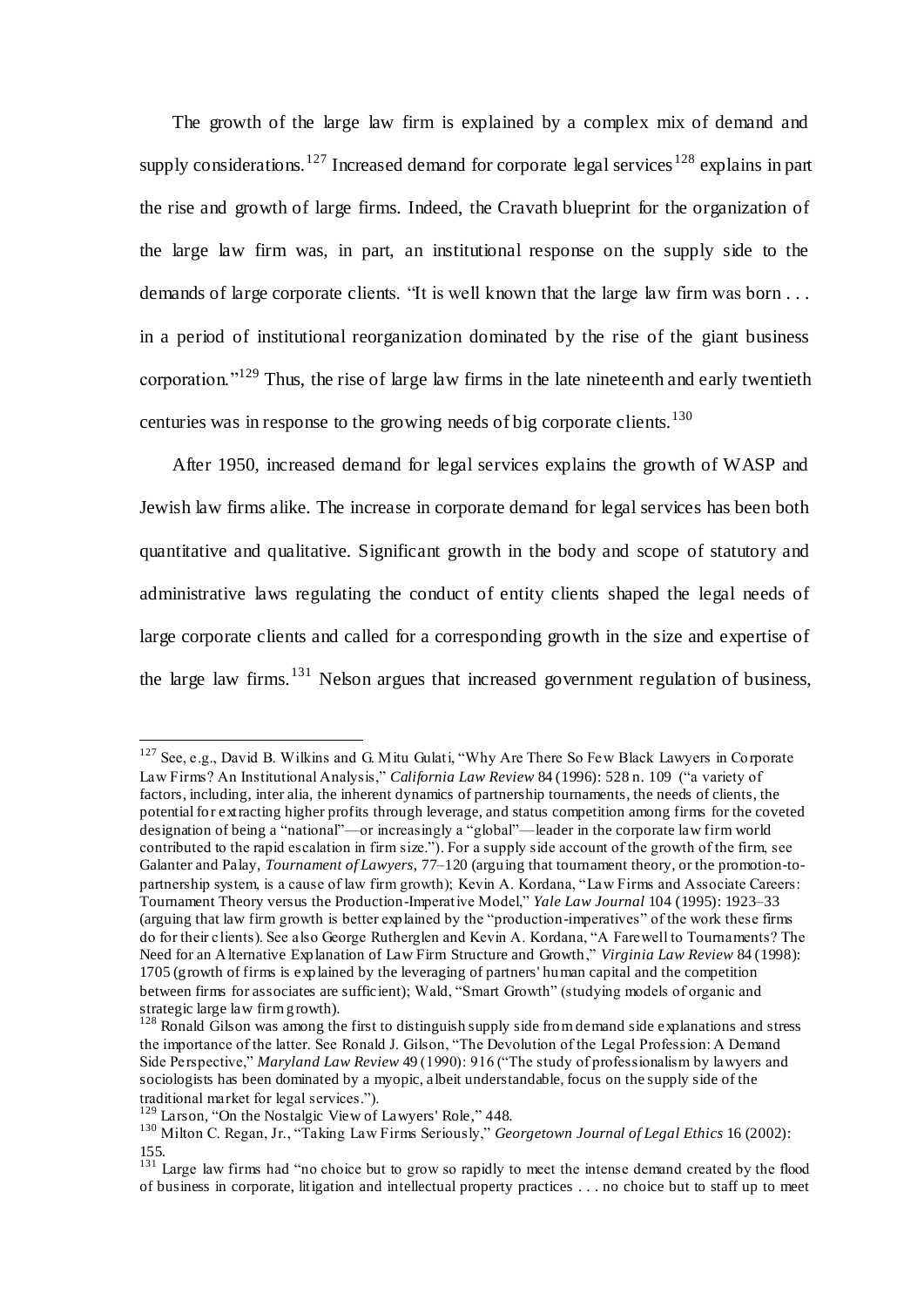The growth of the large law firm is explained by a complex mix of demand and supply considerations.[127] Increased demand for corporate legal services[128] explains in part the rise and growth of large firms. Indeed, the Cravath blueprint for the organization of the large law firm was, in part, an institutional response on the supply side to the demands of large corporate clients. "It is well known that the large law firm was born . . . in a period of institutional reorganization dominated by the rise of the giant business corporation."[129] Thus, the rise of large law firms in the late nineteenth and early twentieth centuries was in response to the growing needs of big corporate clients.[130]

After 1950, increased demand for legal services explains the growth of WASP and Jewish law firms alike. The increase in corporate demand for legal services has been both quantitative and qualitative. Significant growth in the body and scope of statutory and administrative laws regulating the conduct of entity clients shaped the legal needs of large corporate clients and called for a corresponding growth in the size and expertise of the large law firms.[131] Nelson argues that increased government regulation of business,

---

[127] See, e.g., David B. Wilkins and G. Mitu Gulati, "Why Are There So Few Black Lawyers in Corporate Law Firms? An Institutional Analysis," *California Law Review* 84 (1996): 528 n. 109 ("a variety of factors, including, inter alia, the inherent dynamics of partnership tournaments, the needs of clients, the potential for extracting higher profits through leverage, and status competition among firms for the coveted designation of being a "national"—or increasingly a "global"—leader in the corporate law firm world contributed to the rapid escalation in firm size."). For a supply side account of the growth of the firm, see Galanter and Palay, *Tournament of Lawyers*, 77–120 (arguing that tournament theory, or the promotion-to-partnership system, is a cause of law firm growth); Kevin A. Kordana, "Law Firms and Associate Careers: Tournament Theory versus the Production-Imperative Model," *Yale Law Journal* 104 (1995): 1923–33 (arguing that law firm growth is better explained by the "production-imperatives" of the work these firms do for their clients). See also George Rutherglen and Kevin A. Kordana, "A Farewell to Tournaments? The Need for an Alternative Explanation of Law Firm Structure and Growth," *Virginia Law Review* 84 (1998): 1705 (growth of firms is explained by the leveraging of partners' human capital and the competition between firms for associates are sufficient); Wald, "Smart Growth" (studying models of organic and strategic large law firm growth).

[128] Ronald Gilson was among the first to distinguish supply side from demand side explanations and stress the importance of the latter. See Ronald J. Gilson, "The Devolution of the Legal Profession: A Demand Side Perspective," *Maryland Law Review* 49 (1990): 916 ("The study of professionalism by lawyers and sociologists has been dominated by a myopic, albeit understandable, focus on the supply side of the traditional market for legal services.").

[129] Larson, "On the Nostalgic View of Lawyers' Role," 448.

[130] Milton C. Regan, Jr., "Taking Law Firms Seriously," *Georgetown Journal of Legal Ethics* 16 (2002): 155.

[131] Large law firms had "no choice but to grow so rapidly to meet the intense demand created by the flood of business in corporate, litigation and intellectual property practices . . . no choice but to staff up to meet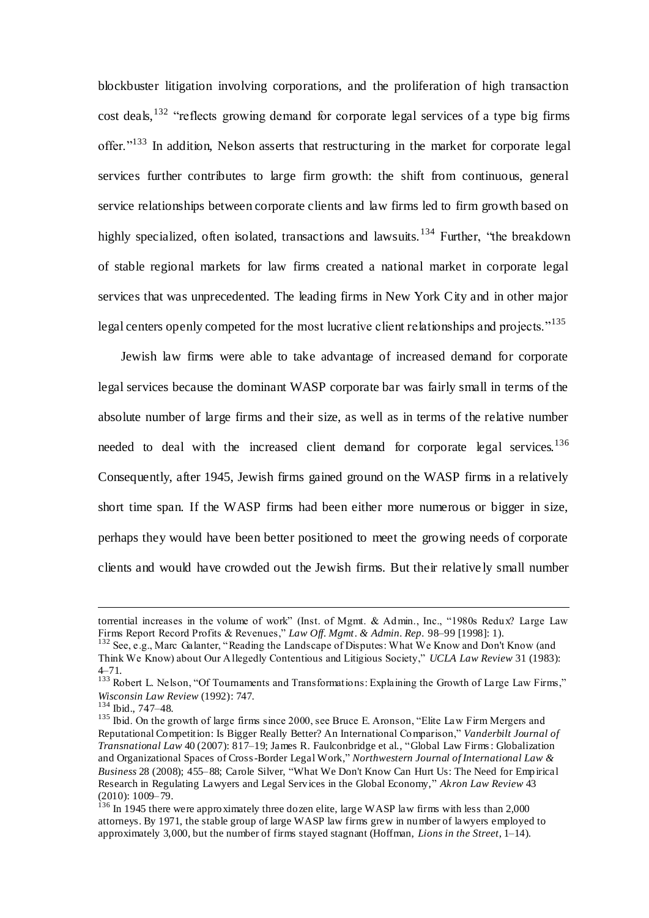blockbuster litigation involving corporations, and the proliferation of high transaction cost deals,[132] "reflects growing demand for corporate legal services of a type big firms offer."[133] In addition, Nelson asserts that restructuring in the market for corporate legal services further contributes to large firm growth: the shift from continuous, general service relationships between corporate clients and law firms led to firm growth based on highly specialized, often isolated, transactions and lawsuits.[134] Further, "the breakdown of stable regional markets for law firms created a national market in corporate legal services that was unprecedented. The leading firms in New York City and in other major legal centers openly competed for the most lucrative client relationships and projects."[135]

Jewish law firms were able to take advantage of increased demand for corporate legal services because the dominant WASP corporate bar was fairly small in terms of the absolute number of large firms and their size, as well as in terms of the relative number needed to deal with the increased client demand for corporate legal services.[136] Consequently, after 1945, Jewish firms gained ground on the WASP firms in a relatively short time span. If the WASP firms had been either more numerous or bigger in size, perhaps they would have been better positioned to meet the growing needs of corporate clients and would have crowded out the Jewish firms. But their relatively small number

---

torrential increases in the volume of work" (Inst. of Mgmt. & Admin., Inc., "1980s Redux? Large Law Firms Report Record Profits & Revenues," *Law Off. Mgmt. & Admin. Rep.* 98–99 [1998]: 1).

[132] See, e.g., Marc Galanter, "Reading the Landscape of Disputes: What We Know and Don't Know (and Think We Know) about Our Allegedly Contentious and Litigious Society," *UCLA Law Review* 31 (1983): 4–71.

[133] Robert L. Nelson, "Of Tournaments and Transformations: Explaining the Growth of Large Law Firms," *Wisconsin Law Review* (1992): 747.

[134] Ibid., 747–48.

[135] Ibid. On the growth of large firms since 2000, see Bruce E. Aronson, "Elite Law Firm Mergers and Reputational Competition: Is Bigger Really Better? An International Comparison," *Vanderbilt Journal of Transnational Law* 40 (2007): 817–19; James R. Faulconbridge et al., "Global Law Firms: Globalization and Organizational Spaces of Cross-Border Legal Work," *Northwestern Journal of International Law & Business* 28 (2008); 455–88; Carole Silver, "What We Don't Know Can Hurt Us: The Need for Empirical Research in Regulating Lawyers and Legal Services in the Global Economy," *Akron Law Review* 43 (2010): 1009–79.

[136] In 1945 there were approximately three dozen elite, large WASP law firms with less than 2,000 attorneys. By 1971, the stable group of large WASP law firms grew in number of lawyers employed to approximately 3,000, but the number of firms stayed stagnant (Hoffman, *Lions in the Street*, 1–14).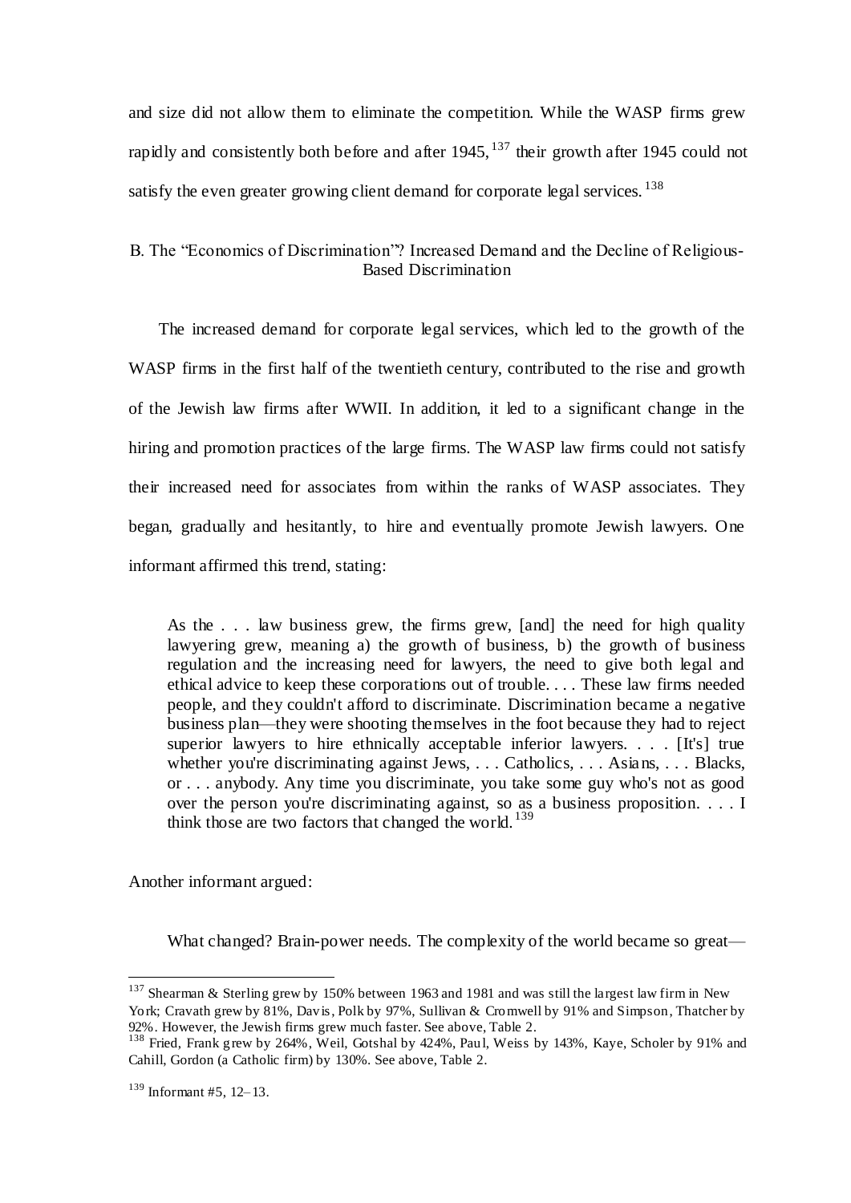and size did not allow them to eliminate the competition. While the WASP firms grew rapidly and consistently both before and after 1945,[137] their growth after 1945 could not satisfy the even greater growing client demand for corporate legal services.[138]

### B. The "Economics of Discrimination"? Increased Demand and the Decline of Religious-Based Discrimination

The increased demand for corporate legal services, which led to the growth of the WASP firms in the first half of the twentieth century, contributed to the rise and growth of the Jewish law firms after WWII. In addition, it led to a significant change in the hiring and promotion practices of the large firms. The WASP law firms could not satisfy their increased need for associates from within the ranks of WASP associates. They began, gradually and hesitantly, to hire and eventually promote Jewish lawyers. One informant affirmed this trend, stating:

> As the . . . law business grew, the firms grew, [and] the need for high quality lawyering grew, meaning a) the growth of business, b) the growth of business regulation and the increasing need for lawyers, the need to give both legal and ethical advice to keep these corporations out of trouble. . . . These law firms needed people, and they couldn't afford to discriminate. Discrimination became a negative business plan—they were shooting themselves in the foot because they had to reject superior lawyers to hire ethnically acceptable inferior lawyers. . . . [It's] true whether you're discriminating against Jews, . . . Catholics, . . . Asians, . . . Blacks, or . . . anybody. Any time you discriminate, you take some guy who's not as good over the person you're discriminating against, so as a business proposition. . . . I think those are two factors that changed the world.[139]

Another informant argued:

> What changed? Brain-power needs. The complexity of the world became so great—

---

[137] Shearman & Sterling grew by 150% between 1963 and 1981 and was still the largest law firm in New York; Cravath grew by 81%, Davis, Polk by 97%, Sullivan & Cromwell by 91% and Simpson, Thatcher by 92%. However, the Jewish firms grew much faster. See above, Table 2.

[138] Fried, Frank grew by 264%, Weil, Gotshal by 424%, Paul, Weiss by 143%, Kaye, Scholer by 91% and Cahill, Gordon (a Catholic firm) by 130%. See above, Table 2.

[139] Informant #5, 12–13.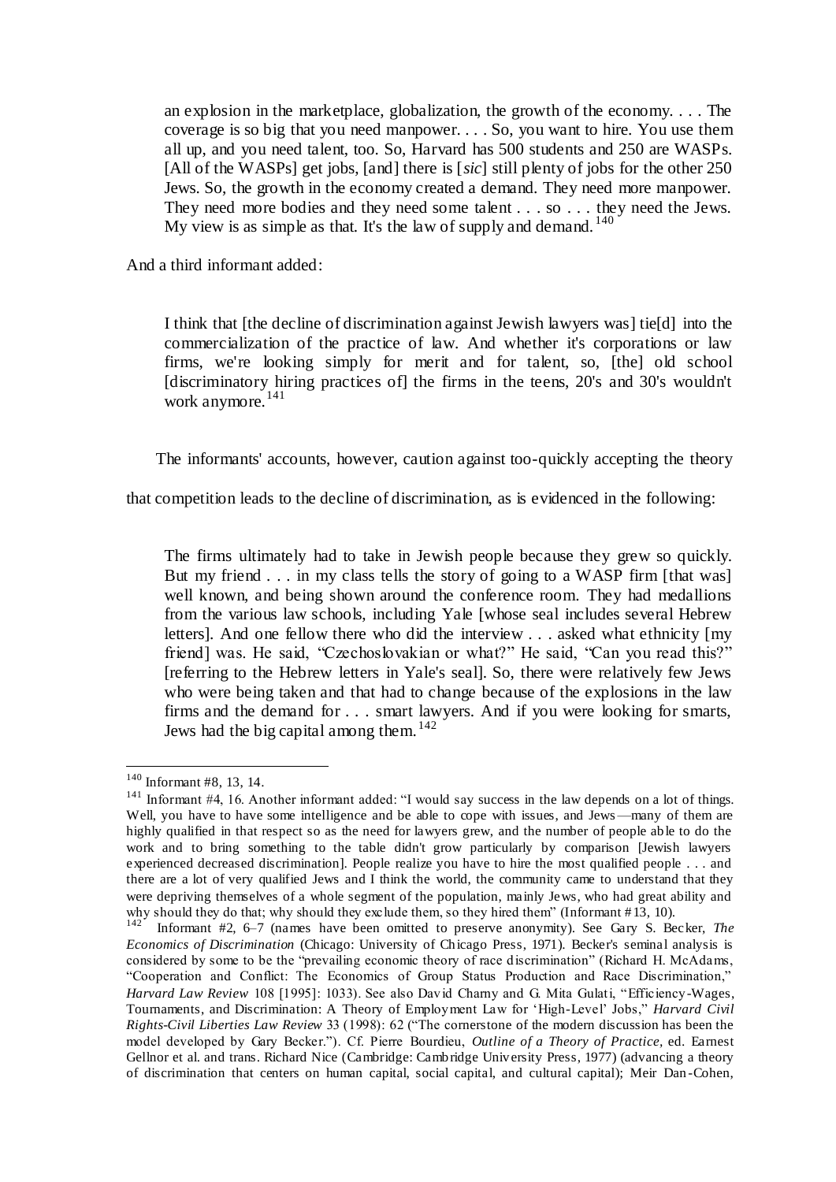> an explosion in the marketplace, globalization, the growth of the economy. . . . The coverage is so big that you need manpower. . . . So, you want to hire. You use them all up, and you need talent, too. So, Harvard has 500 students and 250 are WASPs. [All of the WASPs] get jobs, [and] there is [*sic*] still plenty of jobs for the other 250 Jews. So, the growth in the economy created a demand. They need more manpower. They need more bodies and they need some talent . . . so . . . they need the Jews. My view is as simple as that. It's the law of supply and demand.[140]

And a third informant added:

> I think that [the decline of discrimination against Jewish lawyers was] tie[d] into the commercialization of the practice of law. And whether it's corporations or law firms, we're looking simply for merit and for talent, so, [the] old school [discriminatory hiring practices of] the firms in the teens, 20's and 30's wouldn't work anymore.[141]

The informants' accounts, however, caution against too-quickly accepting the theory that competition leads to the decline of discrimination, as is evidenced in the following:

> The firms ultimately had to take in Jewish people because they grew so quickly. But my friend . . . in my class tells the story of going to a WASP firm [that was] well known, and being shown around the conference room. They had medallions from the various law schools, including Yale [whose seal includes several Hebrew letters]. And one fellow there who did the interview . . . asked what ethnicity [my friend] was. He said, "Czechoslovakian or what?" He said, "Can you read this?" [referring to the Hebrew letters in Yale's seal]. So, there were relatively few Jews who were being taken and that had to change because of the explosions in the law firms and the demand for . . . smart lawyers. And if you were looking for smarts, Jews had the big capital among them.[142]

---

[140] Informant #8, 13, 14.

[141] Informant #4, 16. Another informant added: "I would say success in the law depends on a lot of things. Well, you have to have some intelligence and be able to cope with issues, and Jews—many of them are highly qualified in that respect so as the need for lawyers grew, and the number of people able to do the work and to bring something to the table didn't grow particularly by comparison [Jewish lawyers experienced decreased discrimination]. People realize you have to hire the most qualified people . . . and there are a lot of very qualified Jews and I think the world, the community came to understand that they were depriving themselves of a whole segment of the population, mainly Jews, who had great ability and why should they do that; why should they exclude them, so they hired them" (Informant #13, 10).

[142] Informant #2, 6–7 (names have been omitted to preserve anonymity). See Gary S. Becker, *The Economics of Discrimination* (Chicago: University of Chicago Press, 1971). Becker's seminal analysis is considered by some to be the "prevailing economic theory of race discrimination" (Richard H. McAdams, "Cooperation and Conflict: The Economics of Group Status Production and Race Discrimination," *Harvard Law Review* 108 [1995]: 1033). See also David Charny and G. Mita Gulati, "Efficiency-Wages, Tournaments, and Discrimination: A Theory of Employment Law for 'High-Level' Jobs," *Harvard Civil Rights-Civil Liberties Law Review* 33 (1998): 62 ("The cornerstone of the modern discussion has been the model developed by Gary Becker."). Cf. Pierre Bourdieu, *Outline of a Theory of Practice*, ed. Earnest Gellnor et al. and trans. Richard Nice (Cambridge: Cambridge University Press, 1977) (advancing a theory of discrimination that centers on human capital, social capital, and cultural capital); Meir Dan-Cohen,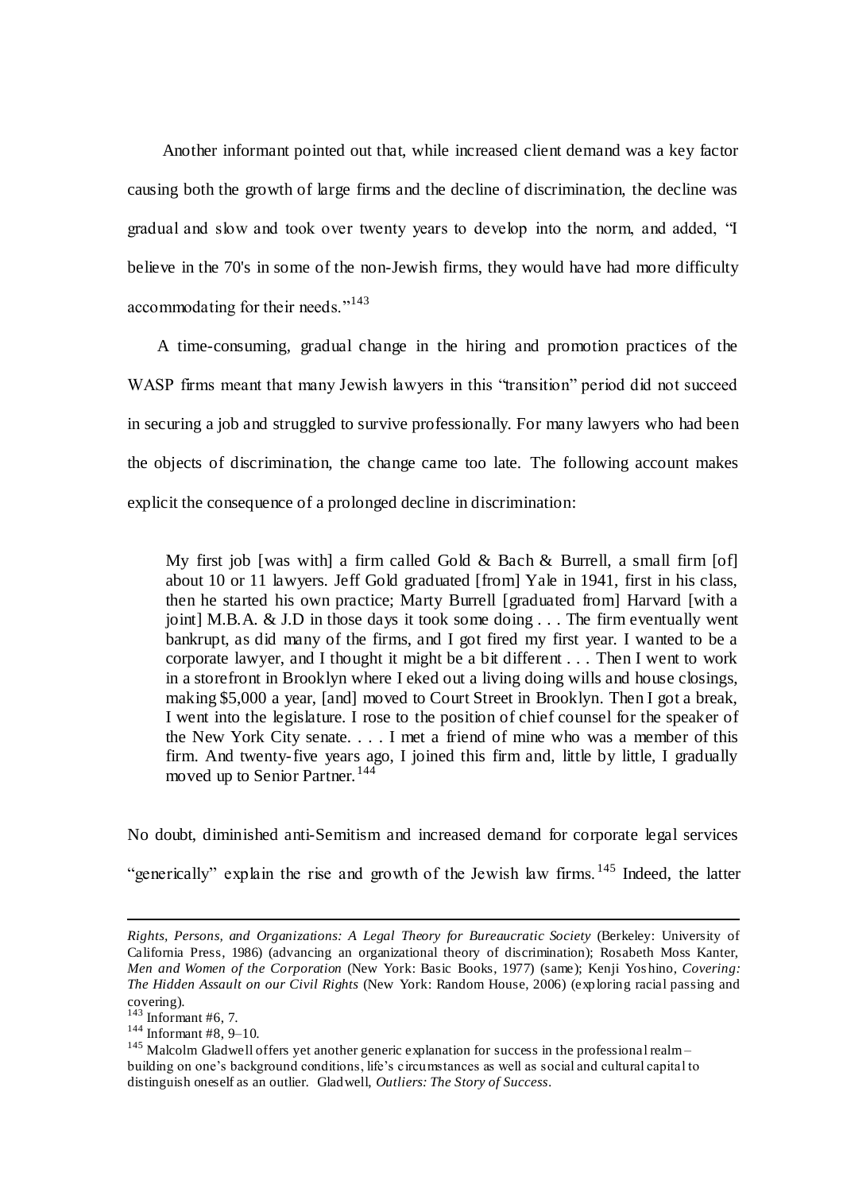Another informant pointed out that, while increased client demand was a key factor causing both the growth of large firms and the decline of discrimination, the decline was gradual and slow and took over twenty years to develop into the norm, and added, "I believe in the 70's in some of the non-Jewish firms, they would have had more difficulty accommodating for their needs."[143]

A time-consuming, gradual change in the hiring and promotion practices of the WASP firms meant that many Jewish lawyers in this "transition" period did not succeed in securing a job and struggled to survive professionally. For many lawyers who had been the objects of discrimination, the change came too late. The following account makes explicit the consequence of a prolonged decline in discrimination:

> My first job [was with] a firm called Gold & Bach & Burrell, a small firm [of] about 10 or 11 lawyers. Jeff Gold graduated [from] Yale in 1941, first in his class, then he started his own practice; Marty Burrell [graduated from] Harvard [with a joint] M.B.A. & J.D in those days it took some doing . . . The firm eventually went bankrupt, as did many of the firms, and I got fired my first year. I wanted to be a corporate lawyer, and I thought it might be a bit different . . . Then I went to work in a storefront in Brooklyn where I eked out a living doing wills and house closings, making $5,000 a year, [and] moved to Court Street in Brooklyn. Then I got a break, I went into the legislature. I rose to the position of chief counsel for the speaker of the New York City senate. . . . I met a friend of mine who was a member of this firm. And twenty-five years ago, I joined this firm and, little by little, I gradually moved up to Senior Partner.[144]

No doubt, diminished anti-Semitism and increased demand for corporate legal services "generically" explain the rise and growth of the Jewish law firms.[145] Indeed, the latter

---

*Rights, Persons, and Organizations: A Legal Theory for Bureaucratic Society* (Berkeley: University of California Press, 1986) (advancing an organizational theory of discrimination); Rosabeth Moss Kanter, *Men and Women of the Corporation* (New York: Basic Books, 1977) (same); Kenji Yoshino, *Covering: The Hidden Assault on our Civil Rights* (New York: Random House, 2006) (exploring racial passing and covering).

[143] Informant #6, 7.

[144] Informant #8, 9–10.

[145] Malcolm Gladwell offers yet another generic explanation for success in the professional realm – building on one's background conditions, life's circumstances as well as social and cultural capital to distinguish oneself as an outlier. Gladwell, *Outliers: The Story of Success*.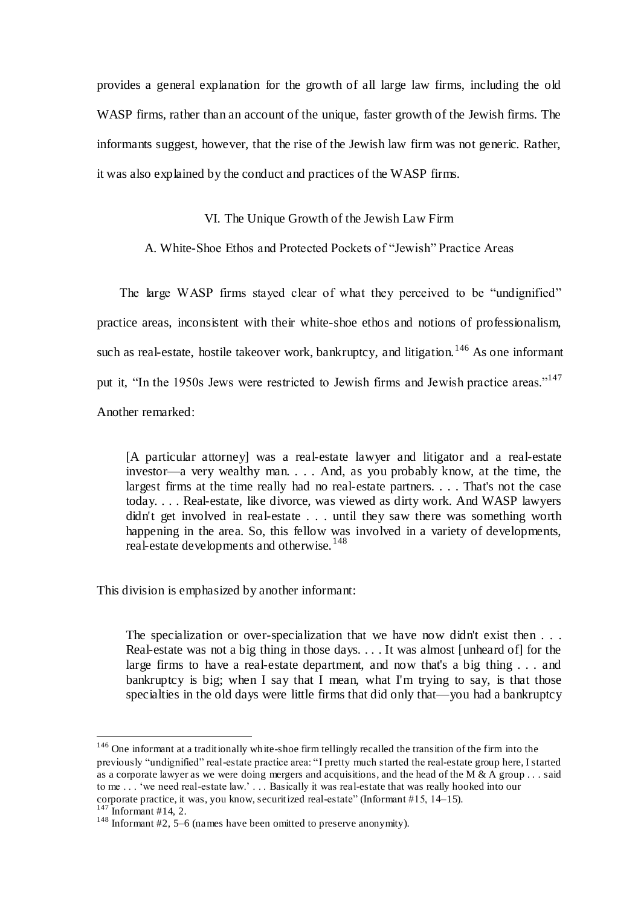provides a general explanation for the growth of all large law firms, including the old WASP firms, rather than an account of the unique, faster growth of the Jewish firms. The informants suggest, however, that the rise of the Jewish law firm was not generic. Rather, it was also explained by the conduct and practices of the WASP firms.

## VI. The Unique Growth of the Jewish Law Firm

### A. White-Shoe Ethos and Protected Pockets of "Jewish" Practice Areas

The large WASP firms stayed clear of what they perceived to be "undignified" practice areas, inconsistent with their white-shoe ethos and notions of professionalism, such as real-estate, hostile takeover work, bankruptcy, and litigation.[146] As one informant put it, "In the 1950s Jews were restricted to Jewish firms and Jewish practice areas."[147] Another remarked:

> [A particular attorney] was a real-estate lawyer and litigator and a real-estate investor—a very wealthy man. . . . And, as you probably know, at the time, the largest firms at the time really had no real-estate partners. . . . That's not the case today. . . . Real-estate, like divorce, was viewed as dirty work. And WASP lawyers didn't get involved in real-estate . . . until they saw there was something worth happening in the area. So, this fellow was involved in a variety of developments, real-estate developments and otherwise.[148]

This division is emphasized by another informant:

> The specialization or over-specialization that we have now didn't exist then . . . Real-estate was not a big thing in those days. . . . It was almost [unheard of] for the large firms to have a real-estate department, and now that's a big thing . . . and bankruptcy is big; when I say that I mean, what I'm trying to say, is that those specialties in the old days were little firms that did only that—you had a bankruptcy

---

[146] One informant at a traditionally white-shoe firm tellingly recalled the transition of the firm into the previously "undignified" real-estate practice area: "I pretty much started the real-estate group here, I started as a corporate lawyer as we were doing mergers and acquisitions, and the head of the M & A group . . . said to me . . . 'we need real-estate law.' . . . Basically it was real-estate that was really hooked into our corporate practice, it was, you know, securitized real-estate" (Informant #15, 14–15).

[147] Informant #14, 2.

[148] Informant #2, 5–6 (names have been omitted to preserve anonymity).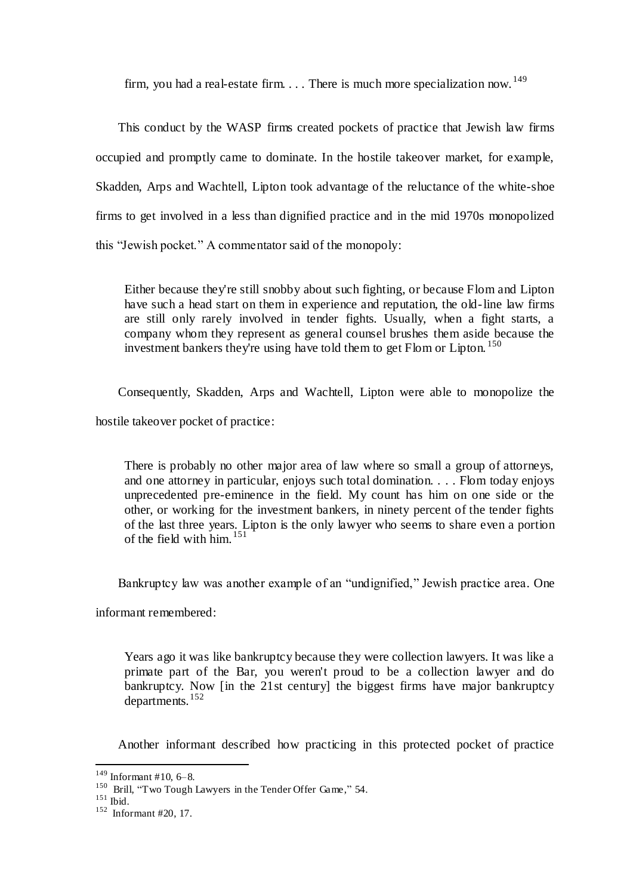firm, you had a real-estate firm. . . . There is much more specialization now.[149]

This conduct by the WASP firms created pockets of practice that Jewish law firms occupied and promptly came to dominate. In the hostile takeover market, for example, Skadden, Arps and Wachtell, Lipton took advantage of the reluctance of the white-shoe firms to get involved in a less than dignified practice and in the mid 1970s monopolized this "Jewish pocket." A commentator said of the monopoly:

> Either because they're still snobby about such fighting, or because Flom and Lipton have such a head start on them in experience and reputation, the old-line law firms are still only rarely involved in tender fights. Usually, when a fight starts, a company whom they represent as general counsel brushes them aside because the investment bankers they're using have told them to get Flom or Lipton.[150]

Consequently, Skadden, Arps and Wachtell, Lipton were able to monopolize the hostile takeover pocket of practice:

> There is probably no other major area of law where so small a group of attorneys, and one attorney in particular, enjoys such total domination. . . . Flom today enjoys unprecedented pre-eminence in the field. My count has him on one side or the other, or working for the investment bankers, in ninety percent of the tender fights of the last three years. Lipton is the only lawyer who seems to share even a portion of the field with him.[151]

Bankruptcy law was another example of an "undignified," Jewish practice area. One informant remembered:

> Years ago it was like bankruptcy because they were collection lawyers. It was like a primate part of the Bar, you weren't proud to be a collection lawyer and do bankruptcy. Now [in the 21st century] the biggest firms have major bankruptcy departments.[152]

Another informant described how practicing in this protected pocket of practice

---

[149] Informant #10, 6–8.

[150] Brill, "Two Tough Lawyers in the Tender Offer Game," 54.

[151] Ibid.

[152] Informant #20, 17.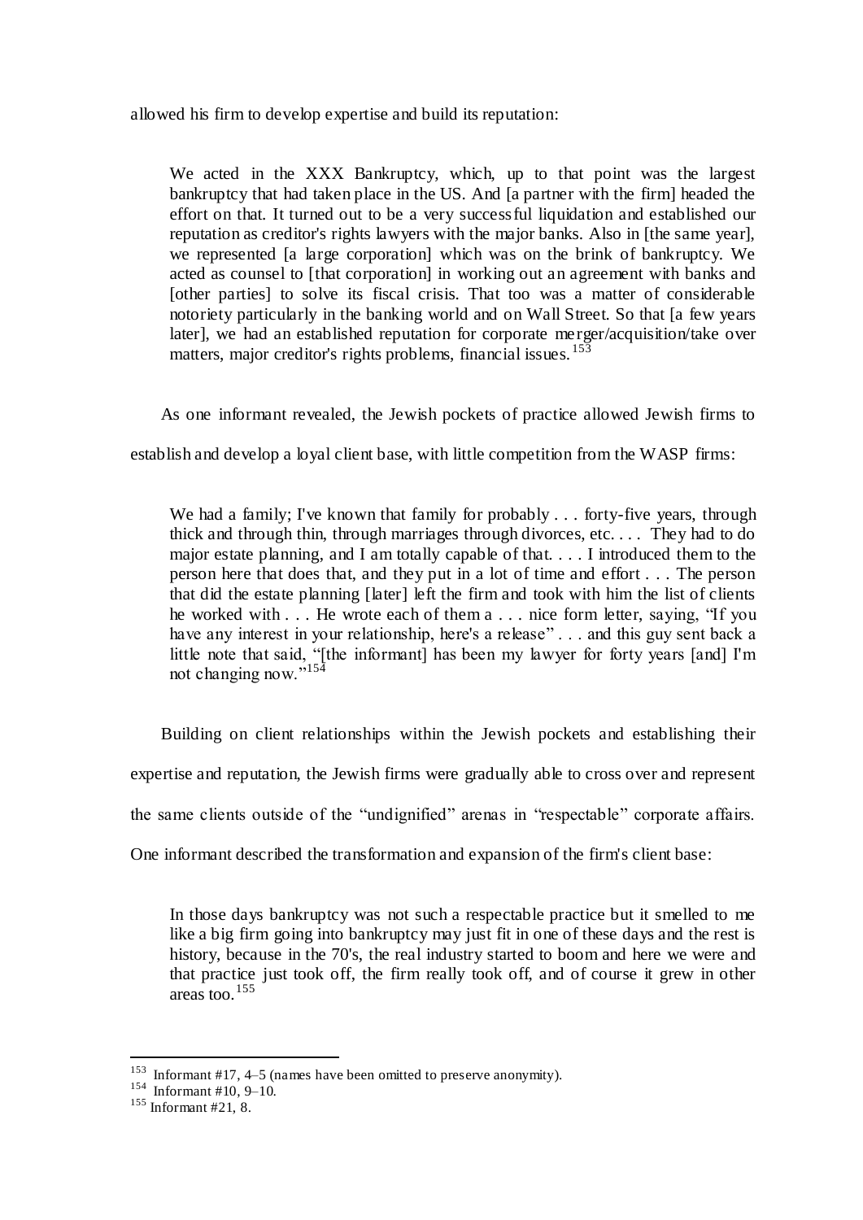allowed his firm to develop expertise and build its reputation:

> We acted in the XXX Bankruptcy, which, up to that point was the largest bankruptcy that had taken place in the US. And [a partner with the firm] headed the effort on that. It turned out to be a very successful liquidation and established our reputation as creditor's rights lawyers with the major banks. Also in [the same year], we represented [a large corporation] which was on the brink of bankruptcy. We acted as counsel to [that corporation] in working out an agreement with banks and [other parties] to solve its fiscal crisis. That too was a matter of considerable notoriety particularly in the banking world and on Wall Street. So that [a few years later], we had an established reputation for corporate merger/acquisition/take over matters, major creditor's rights problems, financial issues.[153]

As one informant revealed, the Jewish pockets of practice allowed Jewish firms to establish and develop a loyal client base, with little competition from the WASP firms:

> We had a family; I've known that family for probably . . . forty-five years, through thick and through thin, through marriages through divorces, etc. . . . They had to do major estate planning, and I am totally capable of that. . . . I introduced them to the person here that does that, and they put in a lot of time and effort . . . The person that did the estate planning [later] left the firm and took with him the list of clients he worked with . . . He wrote each of them a . . . nice form letter, saying, "If you have any interest in your relationship, here's a release" . . . and this guy sent back a little note that said, "[the informant] has been my lawyer for forty years [and] I'm not changing now."[154]

Building on client relationships within the Jewish pockets and establishing their expertise and reputation, the Jewish firms were gradually able to cross over and represent the same clients outside of the "undignified" arenas in "respectable" corporate affairs. One informant described the transformation and expansion of the firm's client base:

> In those days bankruptcy was not such a respectable practice but it smelled to me like a big firm going into bankruptcy may just fit in one of these days and the rest is history, because in the 70's, the real industry started to boom and here we were and that practice just took off, the firm really took off, and of course it grew in other areas too.[155]

---

[153] Informant #17, 4–5 (names have been omitted to preserve anonymity).

[154] Informant #10, 9–10.

[155] Informant #21, 8.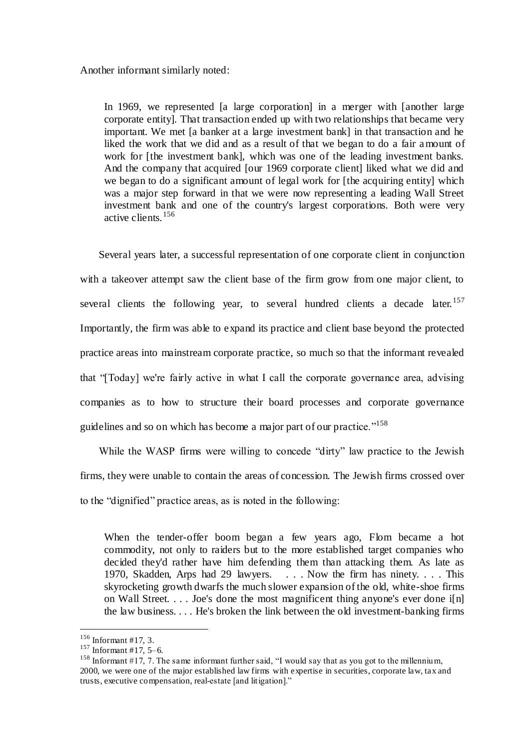Another informant similarly noted:

> In 1969, we represented [a large corporation] in a merger with [another large corporate entity]. That transaction ended up with two relationships that became very important. We met [a banker at a large investment bank] in that transaction and he liked the work that we did and as a result of that we began to do a fair amount of work for [the investment bank], which was one of the leading investment banks. And the company that acquired [our 1969 corporate client] liked what we did and we began to do a significant amount of legal work for [the acquiring entity] which was a major step forward in that we were now representing a leading Wall Street investment bank and one of the country's largest corporations. Both were very active clients.[156]

Several years later, a successful representation of one corporate client in conjunction with a takeover attempt saw the client base of the firm grow from one major client, to several clients the following year, to several hundred clients a decade later.[157] Importantly, the firm was able to expand its practice and client base beyond the protected practice areas into mainstream corporate practice, so much so that the informant revealed that "[Today] we're fairly active in what I call the corporate governance area, advising companies as to how to structure their board processes and corporate governance guidelines and so on which has become a major part of our practice."[158]

While the WASP firms were willing to concede "dirty" law practice to the Jewish firms, they were unable to contain the areas of concession. The Jewish firms crossed over to the "dignified" practice areas, as is noted in the following:

> When the tender-offer boom began a few years ago, Flom became a hot commodity, not only to raiders but to the more established target companies who decided they'd rather have him defending them than attacking them. As late as 1970, Skadden, Arps had 29 lawyers. . . . Now the firm has ninety. . . . This skyrocketing growth dwarfs the much slower expansion of the old, white-shoe firms on Wall Street. . . . Joe's done the most magnificent thing anyone's ever done i[n] the law business. . . . He's broken the link between the old investment-banking firms

---

[156] Informant #17, 3.

[157] Informant #17, 5–6.

[158] Informant #17, 7. The same informant further said, "I would say that as you got to the millennium, 2000, we were one of the major established law firms with expertise in securities, corporate law, tax and trusts, executive compensation, real-estate [and litigation]."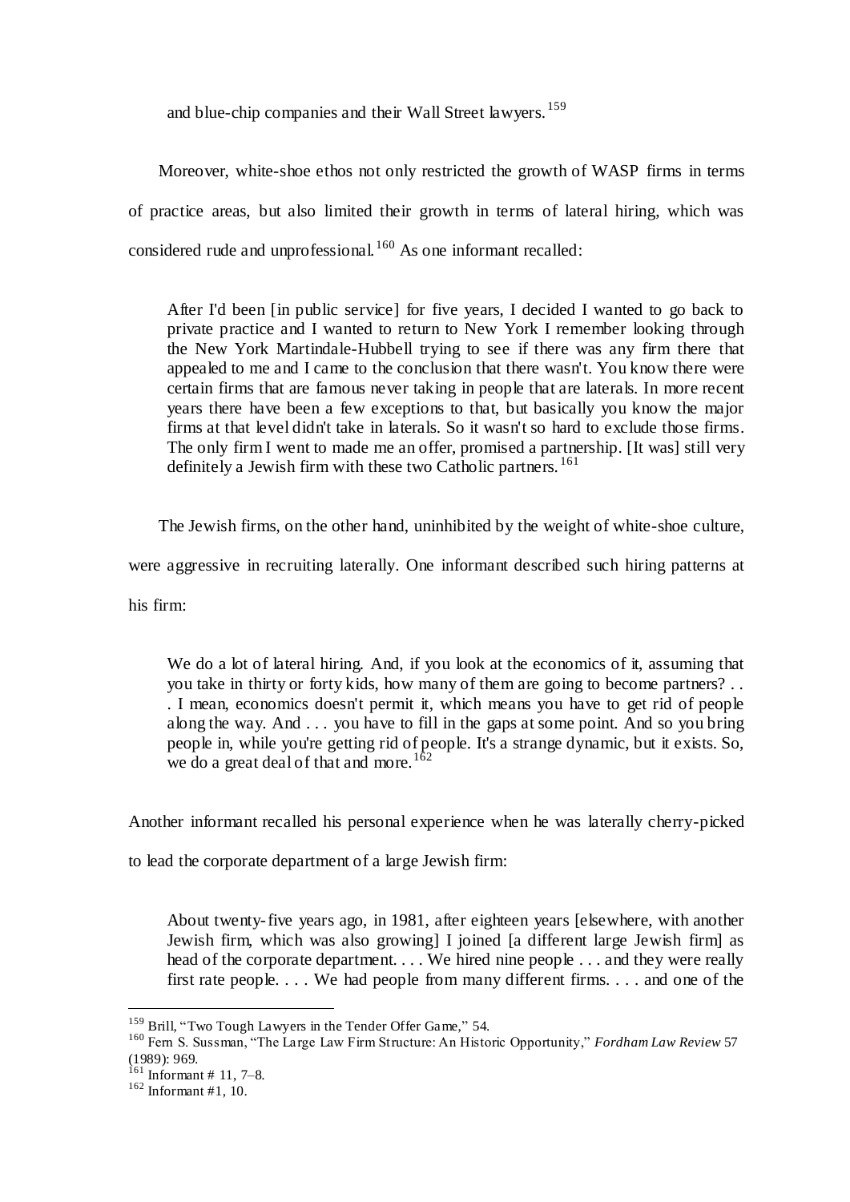and blue-chip companies and their Wall Street lawyers.[159]

Moreover, white-shoe ethos not only restricted the growth of WASP firms in terms of practice areas, but also limited their growth in terms of lateral hiring, which was considered rude and unprofessional.[160] As one informant recalled:

> After I'd been [in public service] for five years, I decided I wanted to go back to private practice and I wanted to return to New York I remember looking through the New York Martindale-Hubbell trying to see if there was any firm there that appealed to me and I came to the conclusion that there wasn't. You know there were certain firms that are famous never taking in people that are laterals. In more recent years there have been a few exceptions to that, but basically you know the major firms at that level didn't take in laterals. So it wasn't so hard to exclude those firms. The only firm I went to made me an offer, promised a partnership. [It was] still very definitely a Jewish firm with these two Catholic partners.[161]

The Jewish firms, on the other hand, uninhibited by the weight of white-shoe culture, were aggressive in recruiting laterally. One informant described such hiring patterns at his firm:

> We do a lot of lateral hiring. And, if you look at the economics of it, assuming that you take in thirty or forty kids, how many of them are going to become partners? . . . I mean, economics doesn't permit it, which means you have to get rid of people along the way. And . . . you have to fill in the gaps at some point. And so you bring people in, while you're getting rid of people. It's a strange dynamic, but it exists. So, we do a great deal of that and more.[162]

Another informant recalled his personal experience when he was laterally cherry-picked to lead the corporate department of a large Jewish firm:

> About twenty-five years ago, in 1981, after eighteen years [elsewhere, with another Jewish firm, which was also growing] I joined [a different large Jewish firm] as head of the corporate department. . . . We hired nine people . . . and they were really first rate people. . . . We had people from many different firms. . . . and one of the

---

[159] Brill, "Two Tough Lawyers in the Tender Offer Game," 54.

[160] Fern S. Sussman, "The Large Law Firm Structure: An Historic Opportunity," *Fordham Law Review* 57 (1989): 969.

[161] Informant # 11, 7–8.

[162] Informant #1, 10.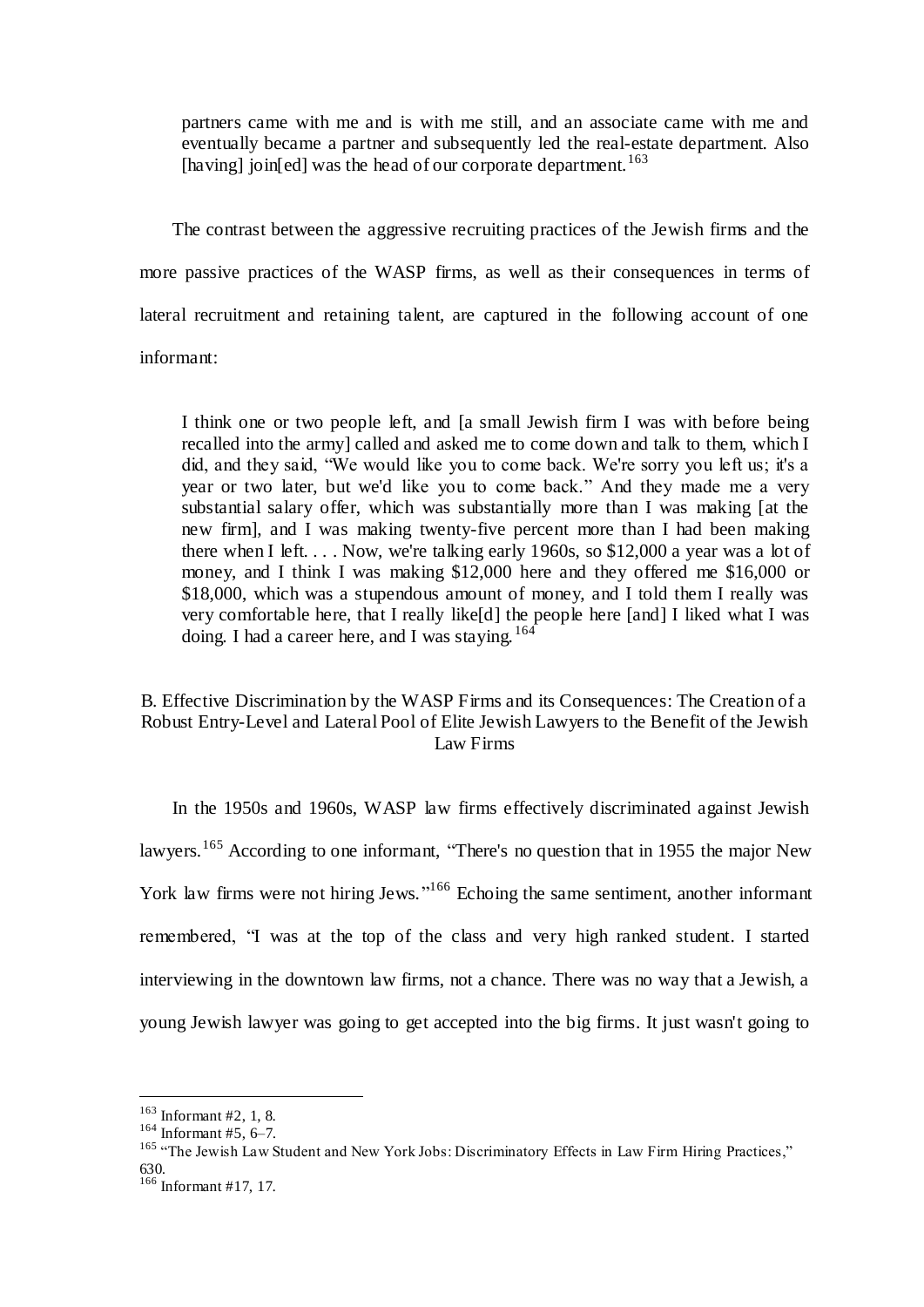> partners came with me and is with me still, and an associate came with me and eventually became a partner and subsequently led the real-estate department. Also [having] join[ed] was the head of our corporate department.[163]

The contrast between the aggressive recruiting practices of the Jewish firms and the more passive practices of the WASP firms, as well as their consequences in terms of lateral recruitment and retaining talent, are captured in the following account of one informant:

> I think one or two people left, and [a small Jewish firm I was with before being recalled into the army] called and asked me to come down and talk to them, which I did, and they said, "We would like you to come back. We're sorry you left us; it's a year or two later, but we'd like you to come back." And they made me a very substantial salary offer, which was substantially more than I was making [at the new firm], and I was making twenty-five percent more than I had been making there when I left. . . . Now, we're talking early 1960s, so $12,000 a year was a lot of money, and I think I was making $12,000 here and they offered me $16,000 or $18,000, which was a stupendous amount of money, and I told them I really was very comfortable here, that I really like[d] the people here [and] I liked what I was doing. I had a career here, and I was staying.[164]

### B. Effective Discrimination by the WASP Firms and its Consequences: The Creation of a Robust Entry-Level and Lateral Pool of Elite Jewish Lawyers to the Benefit of the Jewish Law Firms

In the 1950s and 1960s, WASP law firms effectively discriminated against Jewish lawyers.[165] According to one informant, "There's no question that in 1955 the major New York law firms were not hiring Jews."[166] Echoing the same sentiment, another informant remembered, "I was at the top of the class and very high ranked student. I started interviewing in the downtown law firms, not a chance. There was no way that a Jewish, a young Jewish lawyer was going to get accepted into the big firms. It just wasn't going to

---

[163] Informant #2, 1, 8.

[164] Informant #5, 6–7.

[165] "The Jewish Law Student and New York Jobs: Discriminatory Effects in Law Firm Hiring Practices," 630.

[166] Informant #17, 17.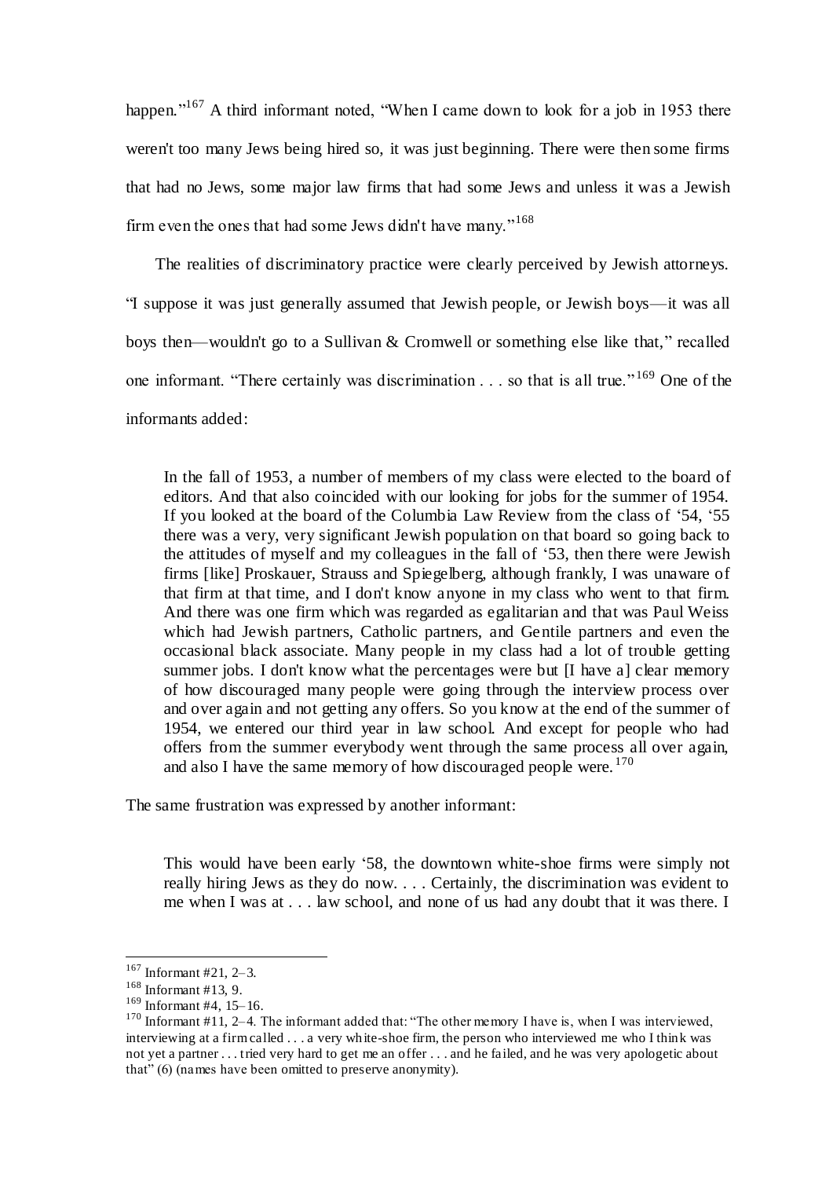happen."[167] A third informant noted, "When I came down to look for a job in 1953 there weren't too many Jews being hired so, it was just beginning. There were then some firms that had no Jews, some major law firms that had some Jews and unless it was a Jewish firm even the ones that had some Jews didn't have many."[168]

The realities of discriminatory practice were clearly perceived by Jewish attorneys. "I suppose it was just generally assumed that Jewish people, or Jewish boys—it was all boys then—wouldn't go to a Sullivan & Cromwell or something else like that," recalled one informant. "There certainly was discrimination . . . so that is all true."[169] One of the informants added:

> In the fall of 1953, a number of members of my class were elected to the board of editors. And that also coincided with our looking for jobs for the summer of 1954. If you looked at the board of the Columbia Law Review from the class of '54, '55 there was a very, very significant Jewish population on that board so going back to the attitudes of myself and my colleagues in the fall of '53, then there were Jewish firms [like] Proskauer, Strauss and Spiegelberg, although frankly, I was unaware of that firm at that time, and I don't know anyone in my class who went to that firm. And there was one firm which was regarded as egalitarian and that was Paul Weiss which had Jewish partners, Catholic partners, and Gentile partners and even the occasional black associate. Many people in my class had a lot of trouble getting summer jobs. I don't know what the percentages were but [I have a] clear memory of how discouraged many people were going through the interview process over and over again and not getting any offers. So you know at the end of the summer of 1954, we entered our third year in law school. And except for people who had offers from the summer everybody went through the same process all over again, and also I have the same memory of how discouraged people were.[170]

The same frustration was expressed by another informant:

> This would have been early '58, the downtown white-shoe firms were simply not really hiring Jews as they do now. . . . Certainly, the discrimination was evident to me when I was at . . . law school, and none of us had any doubt that it was there. I

---

[167] Informant #21, 2–3.

[168] Informant #13, 9.

[169] Informant #4, 15–16.

[170] Informant #11, 2–4. The informant added that: "The other memory I have is, when I was interviewed, interviewing at a firm called . . . a very white-shoe firm, the person who interviewed me who I think was not yet a partner . . . tried very hard to get me an offer . . . and he failed, and he was very apologetic about that" (6) (names have been omitted to preserve anonymity).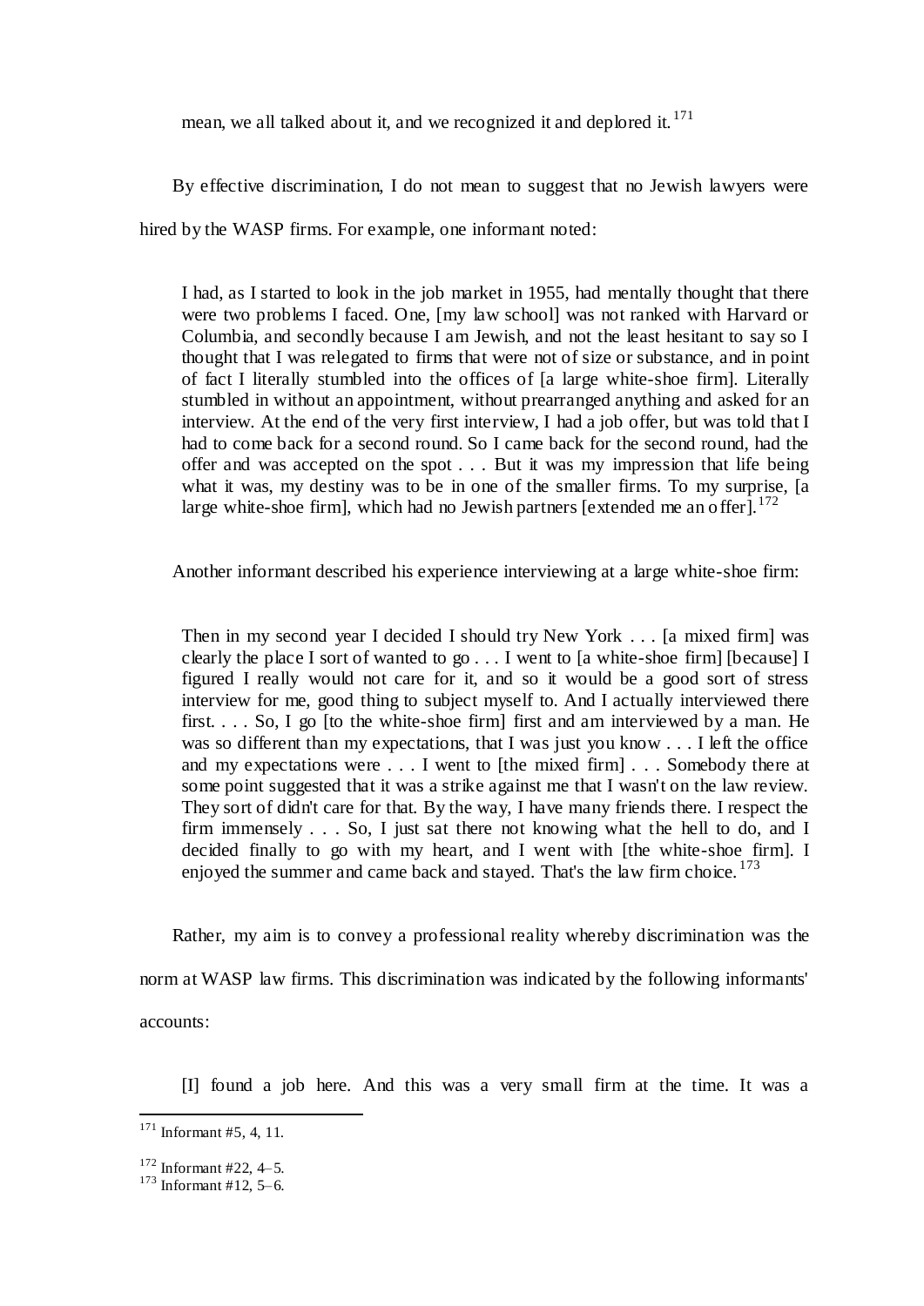mean, we all talked about it, and we recognized it and deplored it.[171]

By effective discrimination, I do not mean to suggest that no Jewish lawyers were hired by the WASP firms. For example, one informant noted:

> I had, as I started to look in the job market in 1955, had mentally thought that there were two problems I faced. One, [my law school] was not ranked with Harvard or Columbia, and secondly because I am Jewish, and not the least hesitant to say so I thought that I was relegated to firms that were not of size or substance, and in point of fact I literally stumbled into the offices of [a large white-shoe firm]. Literally stumbled in without an appointment, without prearranged anything and asked for an interview. At the end of the very first interview, I had a job offer, but was told that I had to come back for a second round. So I came back for the second round, had the offer and was accepted on the spot . . . But it was my impression that life being what it was, my destiny was to be in one of the smaller firms. To my surprise, [a large white-shoe firm], which had no Jewish partners [extended me an offer].[172]

Another informant described his experience interviewing at a large white-shoe firm:

> Then in my second year I decided I should try New York . . . [a mixed firm] was clearly the place I sort of wanted to go . . . I went to [a white-shoe firm] [because] I figured I really would not care for it, and so it would be a good sort of stress interview for me, good thing to subject myself to. And I actually interviewed there first. . . . So, I go [to the white-shoe firm] first and am interviewed by a man. He was so different than my expectations, that I was just you know . . . I left the office and my expectations were . . . I went to [the mixed firm] . . . Somebody there at some point suggested that it was a strike against me that I wasn't on the law review. They sort of didn't care for that. By the way, I have many friends there. I respect the firm immensely . . . So, I just sat there not knowing what the hell to do, and I decided finally to go with my heart, and I went with [the white-shoe firm]. I enjoyed the summer and came back and stayed. That's the law firm choice.[173]

Rather, my aim is to convey a professional reality whereby discrimination was the norm at WASP law firms. This discrimination was indicated by the following informants' accounts:

> [I] found a job here. And this was a very small firm at the time. It was a

[171] Informant #5, 4, 11.

[172] Informant #22, 4–5.

[173] Informant #12, 5–6.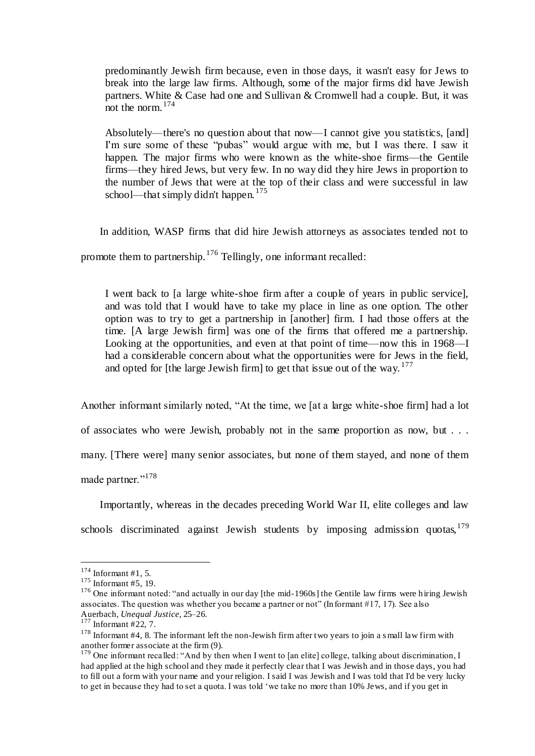> predominantly Jewish firm because, even in those days, it wasn't easy for Jews to break into the large law firms. Although, some of the major firms did have Jewish partners. White & Case had one and Sullivan & Cromwell had a couple. But, it was not the norm.[174]

> Absolutely—there's no question about that now—I cannot give you statistics, [and] I'm sure some of these "pubas" would argue with me, but I was there. I saw it happen. The major firms who were known as the white-shoe firms—the Gentile firms—they hired Jews, but very few. In no way did they hire Jews in proportion to the number of Jews that were at the top of their class and were successful in law school—that simply didn't happen.[175]

In addition, WASP firms that did hire Jewish attorneys as associates tended not to promote them to partnership.[176] Tellingly, one informant recalled:

> I went back to [a large white-shoe firm after a couple of years in public service], and was told that I would have to take my place in line as one option. The other option was to try to get a partnership in [another] firm. I had those offers at the time. [A large Jewish firm] was one of the firms that offered me a partnership. Looking at the opportunities, and even at that point of time—now this in 1968—I had a considerable concern about what the opportunities were for Jews in the field, and opted for [the large Jewish firm] to get that issue out of the way.[177]

Another informant similarly noted, "At the time, we [at a large white-shoe firm] had a lot of associates who were Jewish, probably not in the same proportion as now, but . . . many. [There were] many senior associates, but none of them stayed, and none of them made partner."[178]

Importantly, whereas in the decades preceding World War II, elite colleges and law schools discriminated against Jewish students by imposing admission quotas,[179]

---

[174] Informant #1, 5.

[175] Informant #5, 19.

[176] One informant noted: "and actually in our day [the mid-1960s] the Gentile law firms were hiring Jewish associates. The question was whether you became a partner or not" (Informant #17, 17). See also Auerbach, *Unequal Justice*, 25–26.

[177] Informant #22, 7.

[178] Informant #4, 8. The informant left the non-Jewish firm after two years to join a small law firm with another former associate at the firm (9).

[179] One informant recalled: "And by then when I went to [an elite] college, talking about discrimination, I had applied at the high school and they made it perfectly clear that I was Jewish and in those days, you had to fill out a form with your name and your religion. I said I was Jewish and I was told that I'd be very lucky to get in because they had to set a quota. I was told 'we take no more than 10% Jews, and if you get in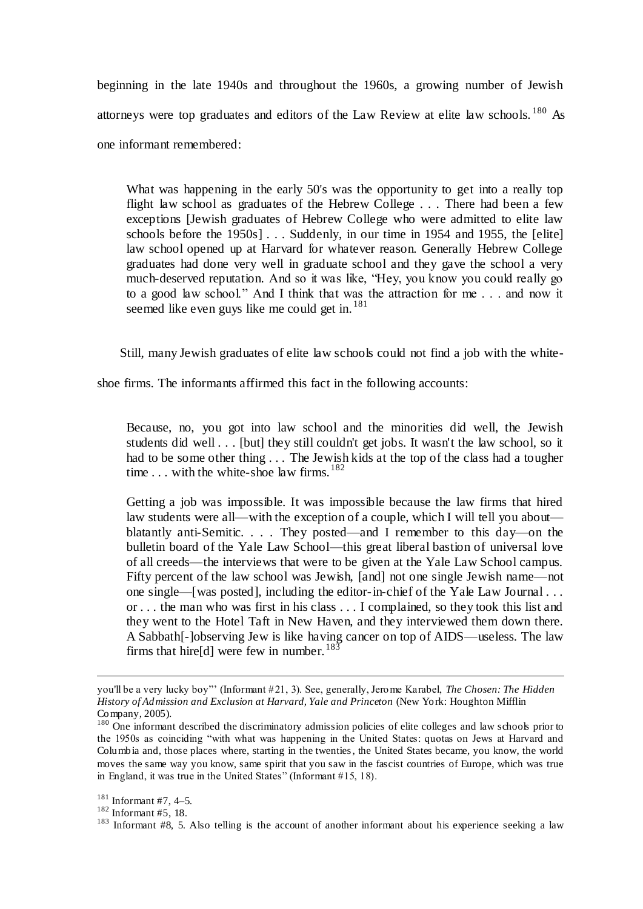beginning in the late 1940s and throughout the 1960s, a growing number of Jewish attorneys were top graduates and editors of the Law Review at elite law schools.[180] As one informant remembered:

> What was happening in the early 50's was the opportunity to get into a really top flight law school as graduates of the Hebrew College . . . There had been a few exceptions [Jewish graduates of Hebrew College who were admitted to elite law schools before the 1950s] . . . Suddenly, in our time in 1954 and 1955, the [elite] law school opened up at Harvard for whatever reason. Generally Hebrew College graduates had done very well in graduate school and they gave the school a very much-deserved reputation. And so it was like, "Hey, you know you could really go to a good law school." And I think that was the attraction for me . . . and now it seemed like even guys like me could get in.[181]

Still, many Jewish graduates of elite law schools could not find a job with the white-shoe firms. The informants affirmed this fact in the following accounts:

> Because, no, you got into law school and the minorities did well, the Jewish students did well . . . [but] they still couldn't get jobs. It wasn't the law school, so it had to be some other thing . . . The Jewish kids at the top of the class had a tougher time . . . with the white-shoe law firms.[182]

> Getting a job was impossible. It was impossible because the law firms that hired law students were all—with the exception of a couple, which I will tell you about—blatantly anti-Semitic. . . . They posted—and I remember to this day—on the bulletin board of the Yale Law School—this great liberal bastion of universal love of all creeds—the interviews that were to be given at the Yale Law School campus. Fifty percent of the law school was Jewish, [and] not one single Jewish name—not one single—[was posted], including the editor-in-chief of the Yale Law Journal . . . or . . . the man who was first in his class . . . I complained, so they took this list and they went to the Hotel Taft in New Haven, and they interviewed them down there. A Sabbath[-]observing Jew is like having cancer on top of AIDS—useless. The law firms that hire[d] were few in number.[183]

---

you'll be a very lucky boy"' (Informant #21, 3). See, generally, Jerome Karabel, *The Chosen: The Hidden History of Admission and Exclusion at Harvard, Yale and Princeton* (New York: Houghton Mifflin Company, 2005).

[180] One informant described the discriminatory admission policies of elite colleges and law schools prior to the 1950s as coinciding "with what was happening in the United States: quotas on Jews at Harvard and Columbia and, those places where, starting in the twenties, the United States became, you know, the world moves the same way you know, same spirit that you saw in the fascist countries of Europe, which was true in England, it was true in the United States" (Informant #15, 18).

[181] Informant #7, 4–5.

[182] Informant #5, 18.

[183] Informant #8, 5. Also telling is the account of another informant about his experience seeking a law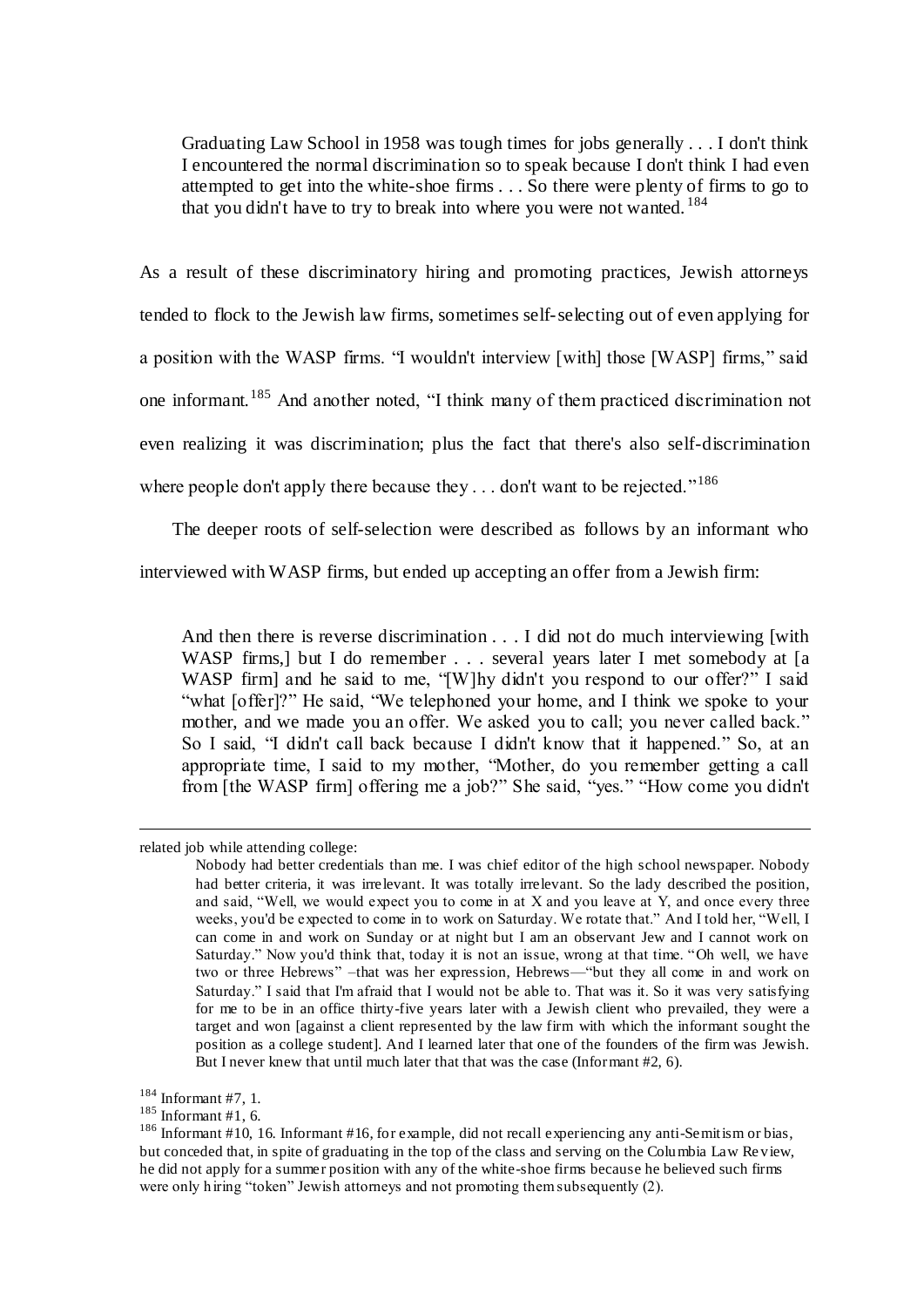> Graduating Law School in 1958 was tough times for jobs generally . . . I don't think I encountered the normal discrimination so to speak because I don't think I had even attempted to get into the white-shoe firms . . . So there were plenty of firms to go to that you didn't have to try to break into where you were not wanted.[184]

As a result of these discriminatory hiring and promoting practices, Jewish attorneys tended to flock to the Jewish law firms, sometimes self-selecting out of even applying for a position with the WASP firms. "I wouldn't interview [with] those [WASP] firms," said one informant.[185] And another noted, "I think many of them practiced discrimination not even realizing it was discrimination; plus the fact that there's also self-discrimination where people don't apply there because they . . . don't want to be rejected."[186]

The deeper roots of self-selection were described as follows by an informant who interviewed with WASP firms, but ended up accepting an offer from a Jewish firm:

> And then there is reverse discrimination . . . I did not do much interviewing [with WASP firms,] but I do remember . . . several years later I met somebody at [a WASP firm] and he said to me, "[W]hy didn't you respond to our offer?" I said "what [offer]?" He said, "We telephoned your home, and I think we spoke to your mother, and we made you an offer. We asked you to call; you never called back." So I said, "I didn't call back because I didn't know that it happened." So, at an appropriate time, I said to my mother, "Mother, do you remember getting a call from [the WASP firm] offering me a job?" She said, "yes." "How come you didn't

---

related job while attending college:

> Nobody had better credentials than me. I was chief editor of the high school newspaper. Nobody had better criteria, it was irrelevant. It was totally irrelevant. So the lady described the position, and said, "Well, we would expect you to come in at X and you leave at Y, and once every three weeks, you'd be expected to come in to work on Saturday. We rotate that." And I told her, "Well, I can come in and work on Sunday or at night but I am an observant Jew and I cannot work on Saturday." Now you'd think that, today it is not an issue, wrong at that time. "Oh well, we have two or three Hebrews" –that was her expression, Hebrews—"but they all come in and work on Saturday." I said that I'm afraid that I would not be able to. That was it. So it was very satisfying for me to be in an office thirty-five years later with a Jewish client who prevailed, they were a target and won [against a client represented by the law firm with which the informant sought the position as a college student]. And I learned later that one of the founders of the firm was Jewish. But I never knew that until much later that that was the case (Informant #2, 6).

[184] Informant #7, 1.

[185] Informant #1, 6.

[186] Informant #10, 16. Informant #16, for example, did not recall experiencing any anti-Semitism or bias, but conceded that, in spite of graduating in the top of the class and serving on the Columbia Law Review, he did not apply for a summer position with any of the white-shoe firms because he believed such firms were only hiring "token" Jewish attorneys and not promoting them subsequently (2).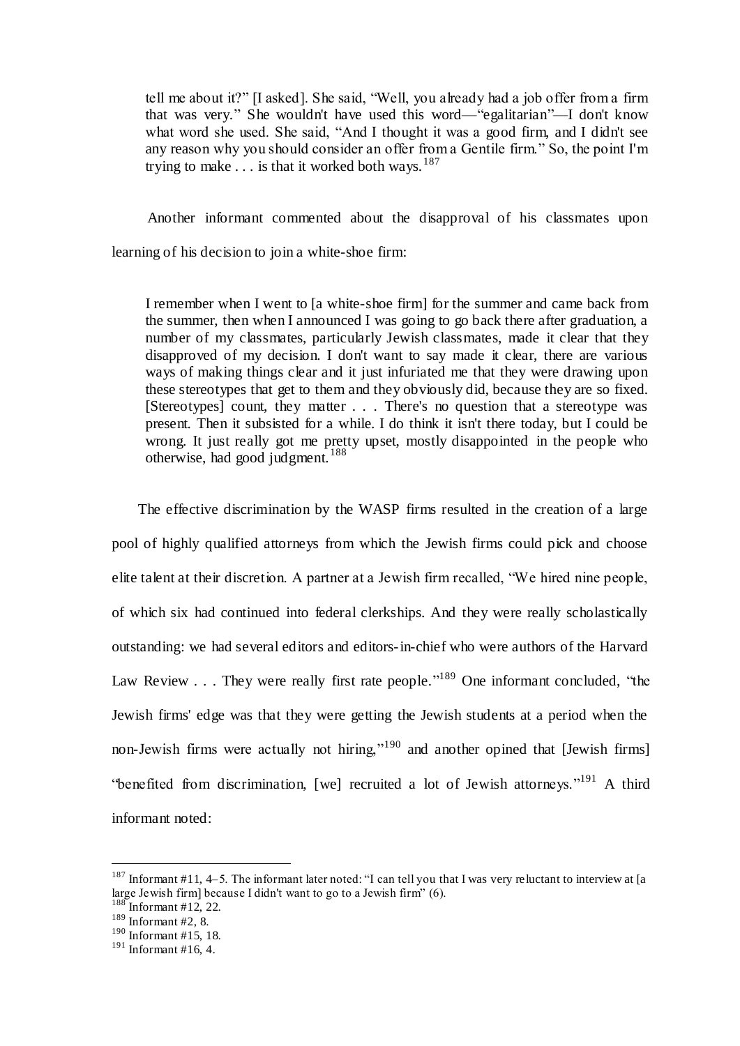> tell me about it?" [I asked]. She said, "Well, you already had a job offer from a firm that was very." She wouldn't have used this word—"egalitarian"—I don't know what word she used. She said, "And I thought it was a good firm, and I didn't see any reason why you should consider an offer from a Gentile firm." So, the point I'm trying to make . . . is that it worked both ways.[187]

Another informant commented about the disapproval of his classmates upon learning of his decision to join a white-shoe firm:

> I remember when I went to [a white-shoe firm] for the summer and came back from the summer, then when I announced I was going to go back there after graduation, a number of my classmates, particularly Jewish classmates, made it clear that they disapproved of my decision. I don't want to say made it clear, there are various ways of making things clear and it just infuriated me that they were drawing upon these stereotypes that get to them and they obviously did, because they are so fixed. [Stereotypes] count, they matter . . . There's no question that a stereotype was present. Then it subsisted for a while. I do think it isn't there today, but I could be wrong. It just really got me pretty upset, mostly disappointed in the people who otherwise, had good judgment.[188]

The effective discrimination by the WASP firms resulted in the creation of a large pool of highly qualified attorneys from which the Jewish firms could pick and choose elite talent at their discretion. A partner at a Jewish firm recalled, "We hired nine people, of which six had continued into federal clerkships. And they were really scholastically outstanding: we had several editors and editors-in-chief who were authors of the Harvard Law Review . . . They were really first rate people."[189] One informant concluded, "the Jewish firms' edge was that they were getting the Jewish students at a period when the non-Jewish firms were actually not hiring,"[190] and another opined that [Jewish firms] "benefited from discrimination, [we] recruited a lot of Jewish attorneys."[191] A third informant noted:

---

[187] Informant #11, 4–5. The informant later noted: "I can tell you that I was very reluctant to interview at [a large Jewish firm] because I didn't want to go to a Jewish firm" (6).

[188] Informant #12, 22.

[189] Informant #2, 8.

[190] Informant #15, 18.

[191] Informant #16, 4.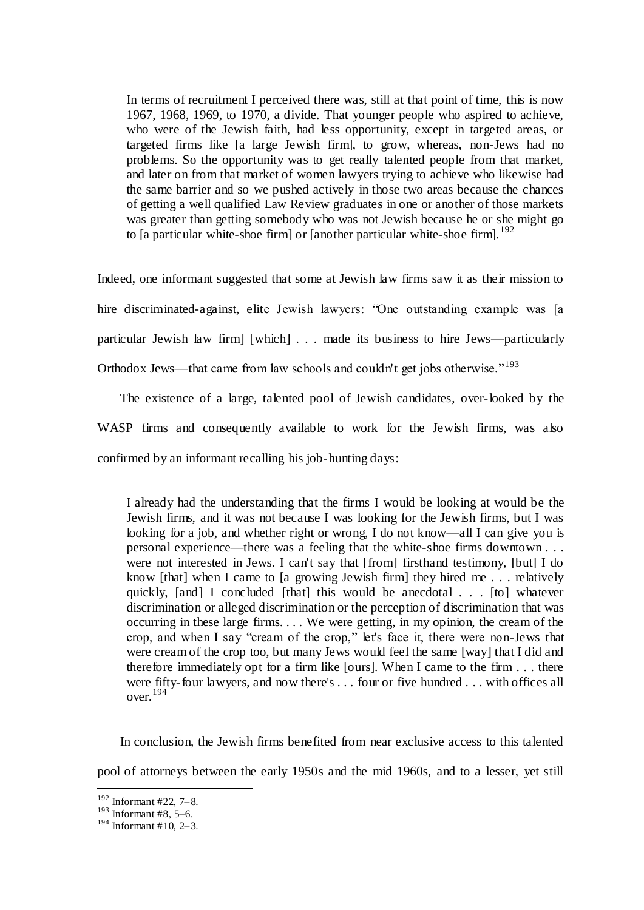> In terms of recruitment I perceived there was, still at that point of time, this is now 1967, 1968, 1969, to 1970, a divide. That younger people who aspired to achieve, who were of the Jewish faith, had less opportunity, except in targeted areas, or targeted firms like [a large Jewish firm], to grow, whereas, non-Jews had no problems. So the opportunity was to get really talented people from that market, and later on from that market of women lawyers trying to achieve who likewise had the same barrier and so we pushed actively in those two areas because the chances of getting a well qualified Law Review graduates in one or another of those markets was greater than getting somebody who was not Jewish because he or she might go to [a particular white-shoe firm] or [another particular white-shoe firm].[192]

Indeed, one informant suggested that some at Jewish law firms saw it as their mission to hire discriminated-against, elite Jewish lawyers: "One outstanding example was [a particular Jewish law firm] [which] . . . made its business to hire Jews—particularly Orthodox Jews—that came from law schools and couldn't get jobs otherwise."[193]

The existence of a large, talented pool of Jewish candidates, over-looked by the WASP firms and consequently available to work for the Jewish firms, was also confirmed by an informant recalling his job-hunting days:

> I already had the understanding that the firms I would be looking at would be the Jewish firms, and it was not because I was looking for the Jewish firms, but I was looking for a job, and whether right or wrong, I do not know—all I can give you is personal experience—there was a feeling that the white-shoe firms downtown . . . were not interested in Jews. I can't say that [from] firsthand testimony, [but] I do know [that] when I came to [a growing Jewish firm] they hired me . . . relatively quickly, [and] I concluded [that] this would be anecdotal . . . [to] whatever discrimination or alleged discrimination or the perception of discrimination that was occurring in these large firms. . . . We were getting, in my opinion, the cream of the crop, and when I say "cream of the crop," let's face it, there were non-Jews that were cream of the crop too, but many Jews would feel the same [way] that I did and therefore immediately opt for a firm like [ours]. When I came to the firm . . . there were fifty-four lawyers, and now there's . . . four or five hundred . . . with offices all over.[194]

In conclusion, the Jewish firms benefited from near exclusive access to this talented pool of attorneys between the early 1950s and the mid 1960s, and to a lesser, yet still

---

[192] Informant #22, 7–8.

[193] Informant #8, 5–6.

[194] Informant #10, 2–3.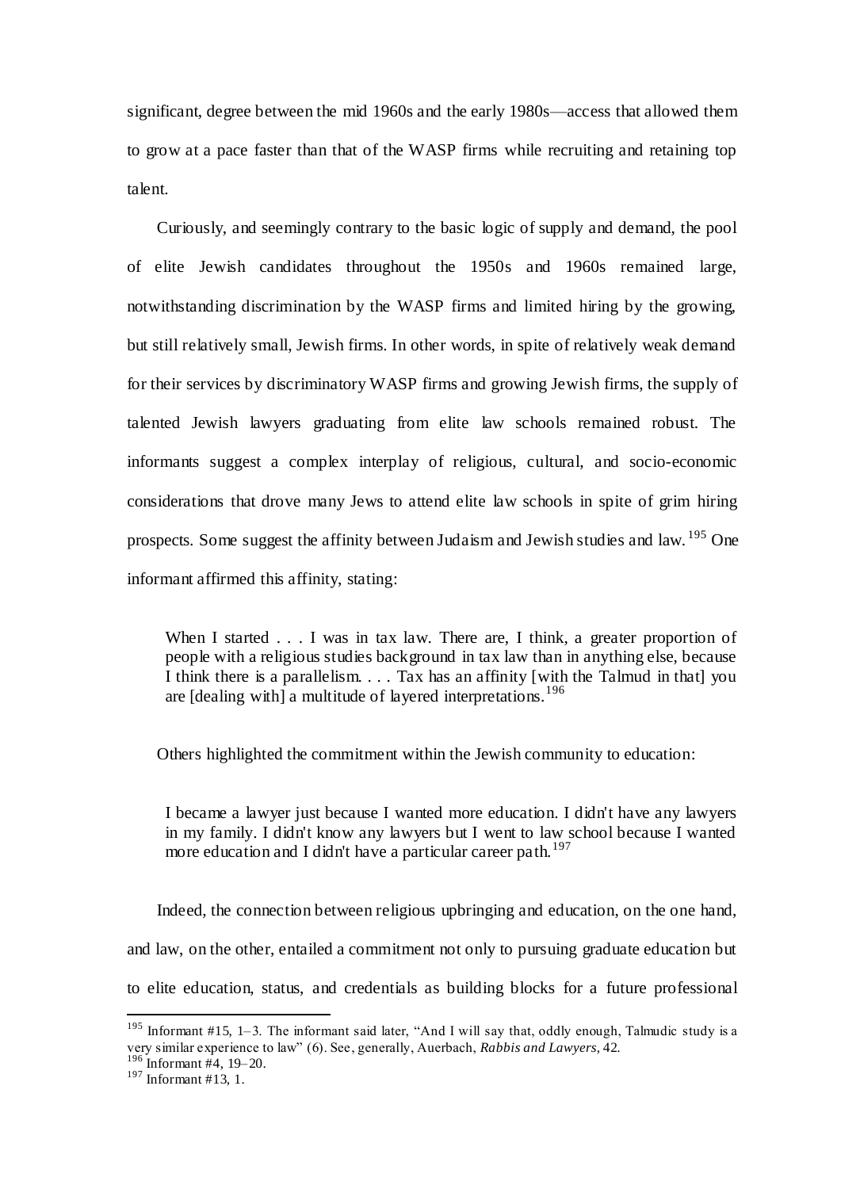significant, degree between the mid 1960s and the early 1980s—access that allowed them to grow at a pace faster than that of the WASP firms while recruiting and retaining top talent.

Curiously, and seemingly contrary to the basic logic of supply and demand, the pool of elite Jewish candidates throughout the 1950s and 1960s remained large, notwithstanding discrimination by the WASP firms and limited hiring by the growing, but still relatively small, Jewish firms. In other words, in spite of relatively weak demand for their services by discriminatory WASP firms and growing Jewish firms, the supply of talented Jewish lawyers graduating from elite law schools remained robust. The informants suggest a complex interplay of religious, cultural, and socio-economic considerations that drove many Jews to attend elite law schools in spite of grim hiring prospects. Some suggest the affinity between Judaism and Jewish studies and law.[195] One informant affirmed this affinity, stating:

> When I started . . . I was in tax law. There are, I think, a greater proportion of people with a religious studies background in tax law than in anything else, because I think there is a parallelism. . . . Tax has an affinity [with the Talmud in that] you are [dealing with] a multitude of layered interpretations.[196]

Others highlighted the commitment within the Jewish community to education:

> I became a lawyer just because I wanted more education. I didn't have any lawyers in my family. I didn't know any lawyers but I went to law school because I wanted more education and I didn't have a particular career path.[197]

Indeed, the connection between religious upbringing and education, on the one hand, and law, on the other, entailed a commitment not only to pursuing graduate education but to elite education, status, and credentials as building blocks for a future professional

---

[195] Informant #15, 1–3. The informant said later, "And I will say that, oddly enough, Talmudic study is a very similar experience to law" (6). See, generally, Auerbach, *Rabbis and Lawyers*, 42.

[196] Informant #4, 19–20.

[197] Informant #13, 1.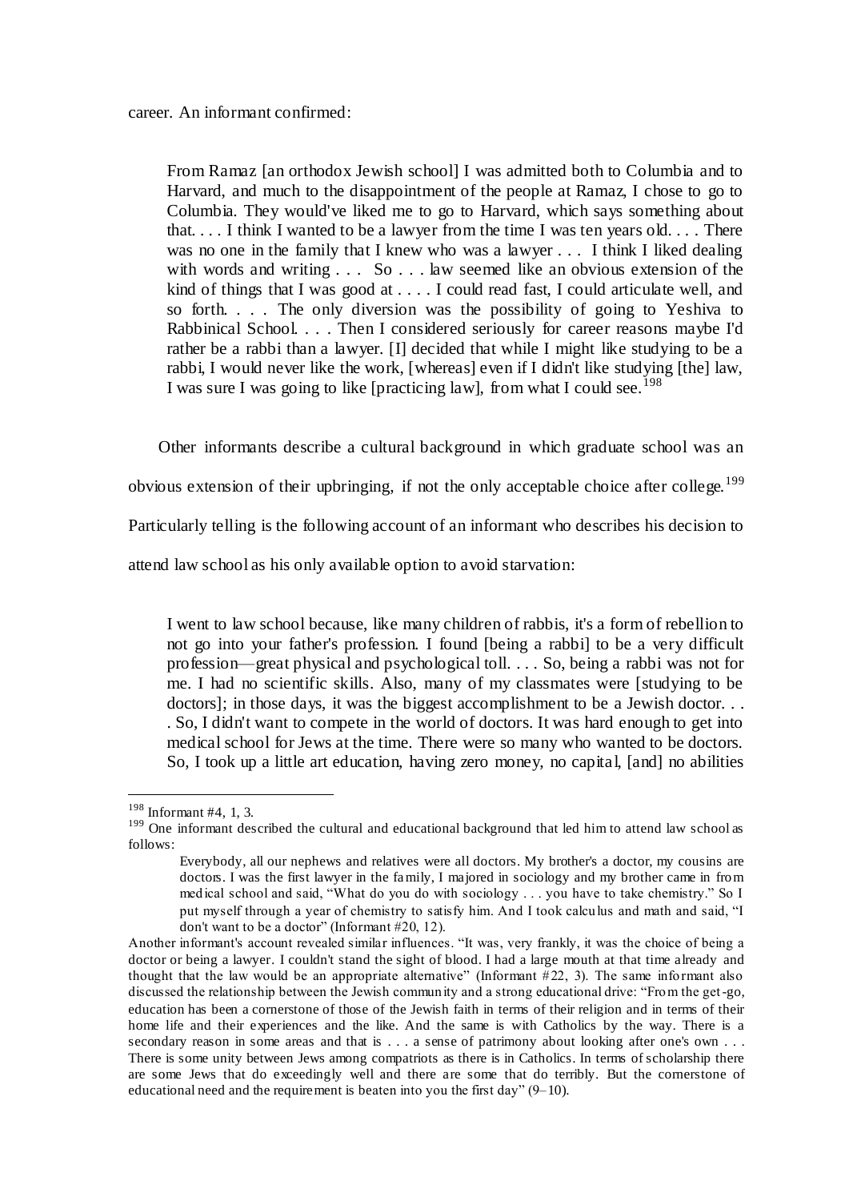career. An informant confirmed:

> From Ramaz [an orthodox Jewish school] I was admitted both to Columbia and to Harvard, and much to the disappointment of the people at Ramaz, I chose to go to Columbia. They would've liked me to go to Harvard, which says something about that. . . . I think I wanted to be a lawyer from the time I was ten years old. . . . There was no one in the family that I knew who was a lawyer . . . I think I liked dealing with words and writing . . . So . . . law seemed like an obvious extension of the kind of things that I was good at . . . . I could read fast, I could articulate well, and so forth. . . . The only diversion was the possibility of going to Yeshiva to Rabbinical School. . . . Then I considered seriously for career reasons maybe I'd rather be a rabbi than a lawyer. [I] decided that while I might like studying to be a rabbi, I would never like the work, [whereas] even if I didn't like studying [the] law, I was sure I was going to like [practicing law], from what I could see.[198]

Other informants describe a cultural background in which graduate school was an obvious extension of their upbringing, if not the only acceptable choice after college.[199] Particularly telling is the following account of an informant who describes his decision to attend law school as his only available option to avoid starvation:

> I went to law school because, like many children of rabbis, it's a form of rebellion to not go into your father's profession. I found [being a rabbi] to be a very difficult profession—great physical and psychological toll. . . . So, being a rabbi was not for me. I had no scientific skills. Also, many of my classmates were [studying to be doctors]; in those days, it was the biggest accomplishment to be a Jewish doctor. . . . So, I didn't want to compete in the world of doctors. It was hard enough to get into medical school for Jews at the time. There were so many who wanted to be doctors. So, I took up a little art education, having zero money, no capital, [and] no abilities

---

[198] Informant #4, 1, 3.

[199] One informant described the cultural and educational background that led him to attend law school as follows:

> Everybody, all our nephews and relatives were all doctors. My brother's a doctor, my cousins are doctors. I was the first lawyer in the family. I majored in sociology and my brother came in from medical school and said, "What do you do with sociology . . . you have to take chemistry." So I put myself through a year of chemistry to satisfy him. And I took calculus and math and said, "I don't want to be a doctor" (Informant #20, 12).

Another informant's account revealed similar influences. "It was, very frankly, it was the choice of being a doctor or being a lawyer. I couldn't stand the sight of blood. I had a large mouth at that time already and thought that the law would be an appropriate alternative" (Informant #22, 3). The same informant also discussed the relationship between the Jewish community and a strong educational drive: "From the get-go, education has been a cornerstone of those of the Jewish faith in terms of their religion and in terms of their home life and their experiences and the like. And the same is with Catholics by the way. There is a secondary reason in some areas and that is . . . a sense of patrimony about looking after one's own . . . There is some unity between Jews among compatriots as there is in Catholics. In terms of scholarship there are some Jews that do exceedingly well and there are some that do terribly. But the cornerstone of educational need and the requirement is beaten into you the first day" (9–10).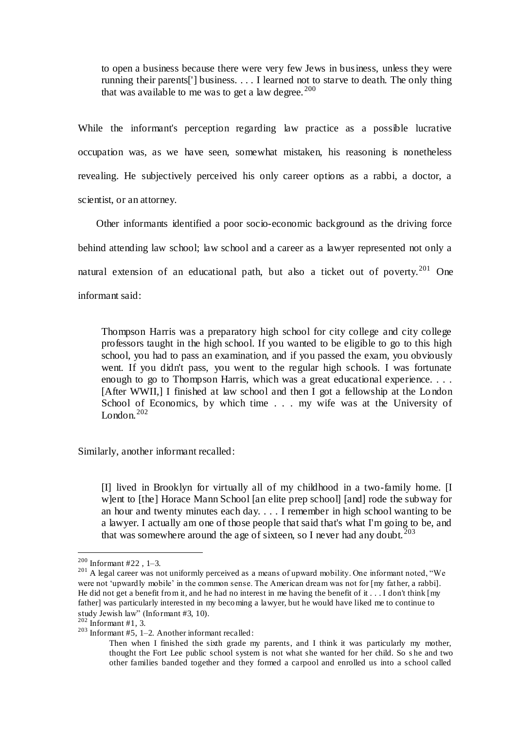> to open a business because there were very few Jews in business, unless they were running their parents['] business. . . . I learned not to starve to death. The only thing that was available to me was to get a law degree.[200]

While the informant's perception regarding law practice as a possible lucrative occupation was, as we have seen, somewhat mistaken, his reasoning is nonetheless revealing. He subjectively perceived his only career options as a rabbi, a doctor, a scientist, or an attorney.

Other informants identified a poor socio-economic background as the driving force behind attending law school; law school and a career as a lawyer represented not only a natural extension of an educational path, but also a ticket out of poverty.[201] One informant said:

> Thompson Harris was a preparatory high school for city college and city college professors taught in the high school. If you wanted to be eligible to go to this high school, you had to pass an examination, and if you passed the exam, you obviously went. If you didn't pass, you went to the regular high schools. I was fortunate enough to go to Thompson Harris, which was a great educational experience. . . . [After WWII,] I finished at law school and then I got a fellowship at the London School of Economics, by which time . . . my wife was at the University of London.[202]

Similarly, another informant recalled:

> [I] lived in Brooklyn for virtually all of my childhood in a two-family home. [I w]ent to [the] Horace Mann School [an elite prep school] [and] rode the subway for an hour and twenty minutes each day. . . . I remember in high school wanting to be a lawyer. I actually am one of those people that said that's what I'm going to be, and that was somewhere around the age of sixteen, so I never had any doubt.[203]

---

[200] Informant #22 , 1–3.

[201] A legal career was not uniformly perceived as a means of upward mobility. One informant noted, "We were not 'upwardly mobile' in the common sense. The American dream was not for [my father, a rabbi]. He did not get a benefit from it, and he had no interest in me having the benefit of it . . . I don't think [my father] was particularly interested in my becoming a lawyer, but he would have liked me to continue to study Jewish law" (Informant #3, 10).

[202] Informant #1, 3.

[203] Informant #5, 1–2. Another informant recalled:

> Then when I finished the sixth grade my parents, and I think it was particularly my mother, thought the Fort Lee public school system is not what she wanted for her child. So she and two other families banded together and they formed a carpool and enrolled us into a school called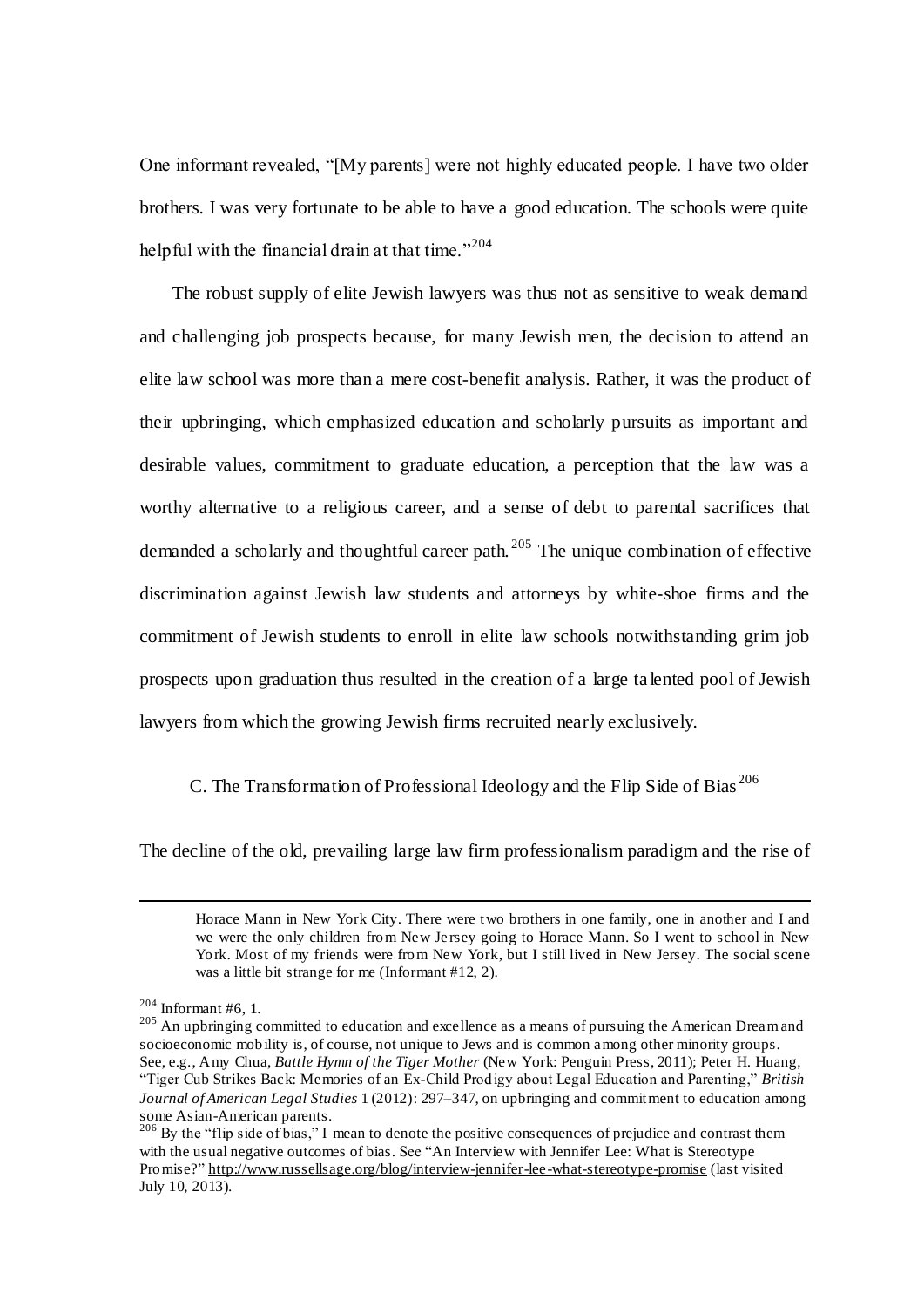One informant revealed, "[My parents] were not highly educated people. I have two older brothers. I was very fortunate to be able to have a good education. The schools were quite helpful with the financial drain at that time."[204]

The robust supply of elite Jewish lawyers was thus not as sensitive to weak demand and challenging job prospects because, for many Jewish men, the decision to attend an elite law school was more than a mere cost-benefit analysis. Rather, it was the product of their upbringing, which emphasized education and scholarly pursuits as important and desirable values, commitment to graduate education, a perception that the law was a worthy alternative to a religious career, and a sense of debt to parental sacrifices that demanded a scholarly and thoughtful career path.[205] The unique combination of effective discrimination against Jewish law students and attorneys by white-shoe firms and the commitment of Jewish students to enroll in elite law schools notwithstanding grim job prospects upon graduation thus resulted in the creation of a large talented pool of Jewish lawyers from which the growing Jewish firms recruited nearly exclusively.

### C. The Transformation of Professional Ideology and the Flip Side of Bias[206]

The decline of the old, prevailing large law firm professionalism paradigm and the rise of

---

Horace Mann in New York City. There were two brothers in one family, one in another and I and we were the only children from New Jersey going to Horace Mann. So I went to school in New York. Most of my friends were from New York, but I still lived in New Jersey. The social scene was a little bit strange for me (Informant #12, 2).

[204] Informant #6, 1.

[205] An upbringing committed to education and excellence as a means of pursuing the American Dream and socioeconomic mobility is, of course, not unique to Jews and is common among other minority groups. See, e.g., Amy Chua, *Battle Hymn of the Tiger Mother* (New York: Penguin Press, 2011); Peter H. Huang, "Tiger Cub Strikes Back: Memories of an Ex-Child Prodigy about Legal Education and Parenting," *British Journal of American Legal Studies* 1 (2012): 297–347, on upbringing and commitment to education among some Asian-American parents.

[206] By the "flip side of bias," I mean to denote the positive consequences of prejudice and contrast them with the usual negative outcomes of bias. See "An Interview with Jennifer Lee: What is Stereotype Promise?" http://www.russellsage.org/blog/interview-jennifer-lee-what-stereotype-promise (last visited July 10, 2013).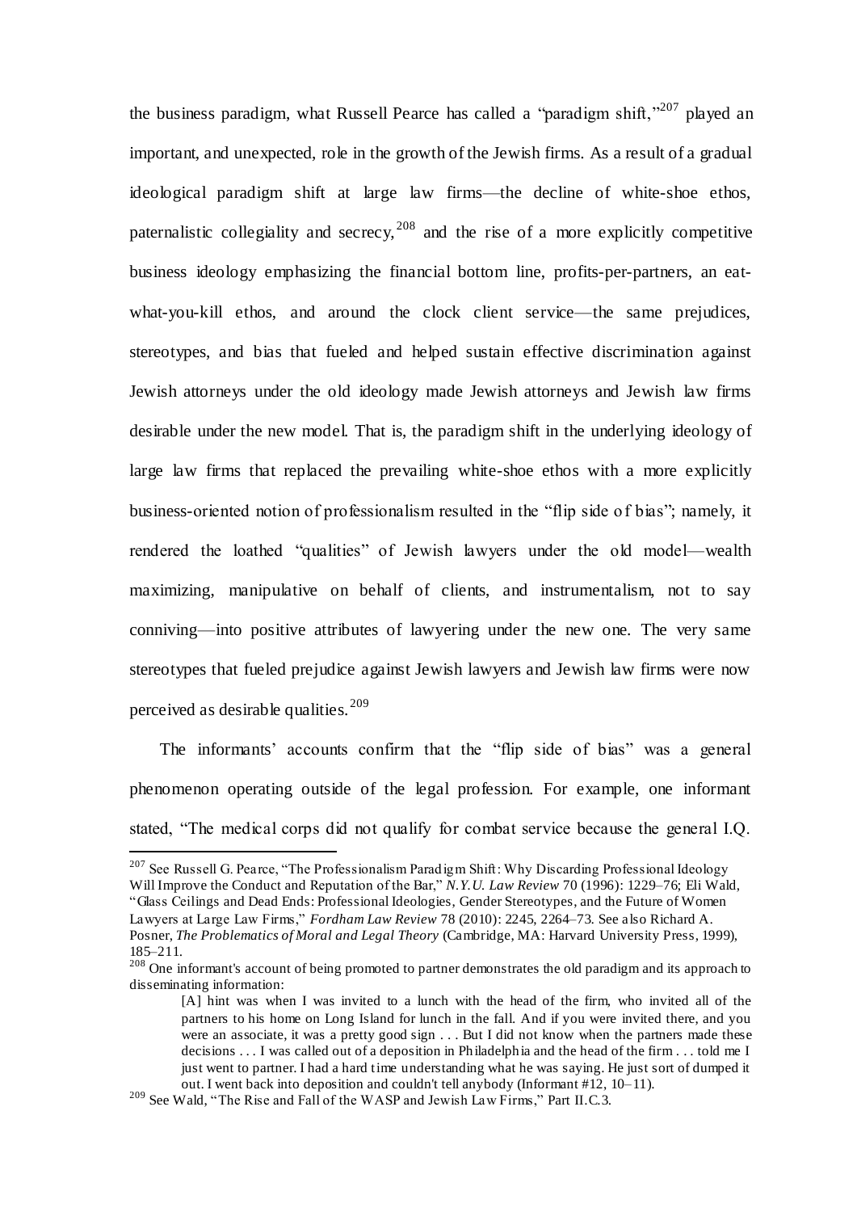the business paradigm, what Russell Pearce has called a "paradigm shift,"[207] played an important, and unexpected, role in the growth of the Jewish firms. As a result of a gradual ideological paradigm shift at large law firms—the decline of white-shoe ethos, paternalistic collegiality and secrecy,[208] and the rise of a more explicitly competitive business ideology emphasizing the financial bottom line, profits-per-partners, an eat-what-you-kill ethos, and around the clock client service—the same prejudices, stereotypes, and bias that fueled and helped sustain effective discrimination against Jewish attorneys under the old ideology made Jewish attorneys and Jewish law firms desirable under the new model. That is, the paradigm shift in the underlying ideology of large law firms that replaced the prevailing white-shoe ethos with a more explicitly business-oriented notion of professionalism resulted in the "flip side of bias"; namely, it rendered the loathed "qualities" of Jewish lawyers under the old model—wealth maximizing, manipulative on behalf of clients, and instrumentalism, not to say conniving—into positive attributes of lawyering under the new one. The very same stereotypes that fueled prejudice against Jewish lawyers and Jewish law firms were now perceived as desirable qualities.[209]

The informants' accounts confirm that the "flip side of bias" was a general phenomenon operating outside of the legal profession. For example, one informant stated, "The medical corps did not qualify for combat service because the general I.Q.

---

[207] See Russell G. Pearce, "The Professionalism Paradigm Shift: Why Discarding Professional Ideology Will Improve the Conduct and Reputation of the Bar," *N.Y.U. Law Review* 70 (1996): 1229–76; Eli Wald, "Glass Ceilings and Dead Ends: Professional Ideologies, Gender Stereotypes, and the Future of Women Lawyers at Large Law Firms," *Fordham Law Review* 78 (2010): 2245, 2264–73. See also Richard A. Posner, *The Problematics of Moral and Legal Theory* (Cambridge, MA: Harvard University Press, 1999), 185–211.

[208] One informant's account of being promoted to partner demonstrates the old paradigm and its approach to disseminating information:

> [A] hint was when I was invited to a lunch with the head of the firm, who invited all of the partners to his home on Long Island for lunch in the fall. And if you were invited there, and you were an associate, it was a pretty good sign . . . But I did not know when the partners made these decisions . . . I was called out of a deposition in Philadelphia and the head of the firm . . . told me I just went to partner. I had a hard time understanding what he was saying. He just sort of dumped it out. I went back into deposition and couldn't tell anybody (Informant #12, 10–11).

[209] See Wald, "The Rise and Fall of the WASP and Jewish Law Firms," Part II.C.3.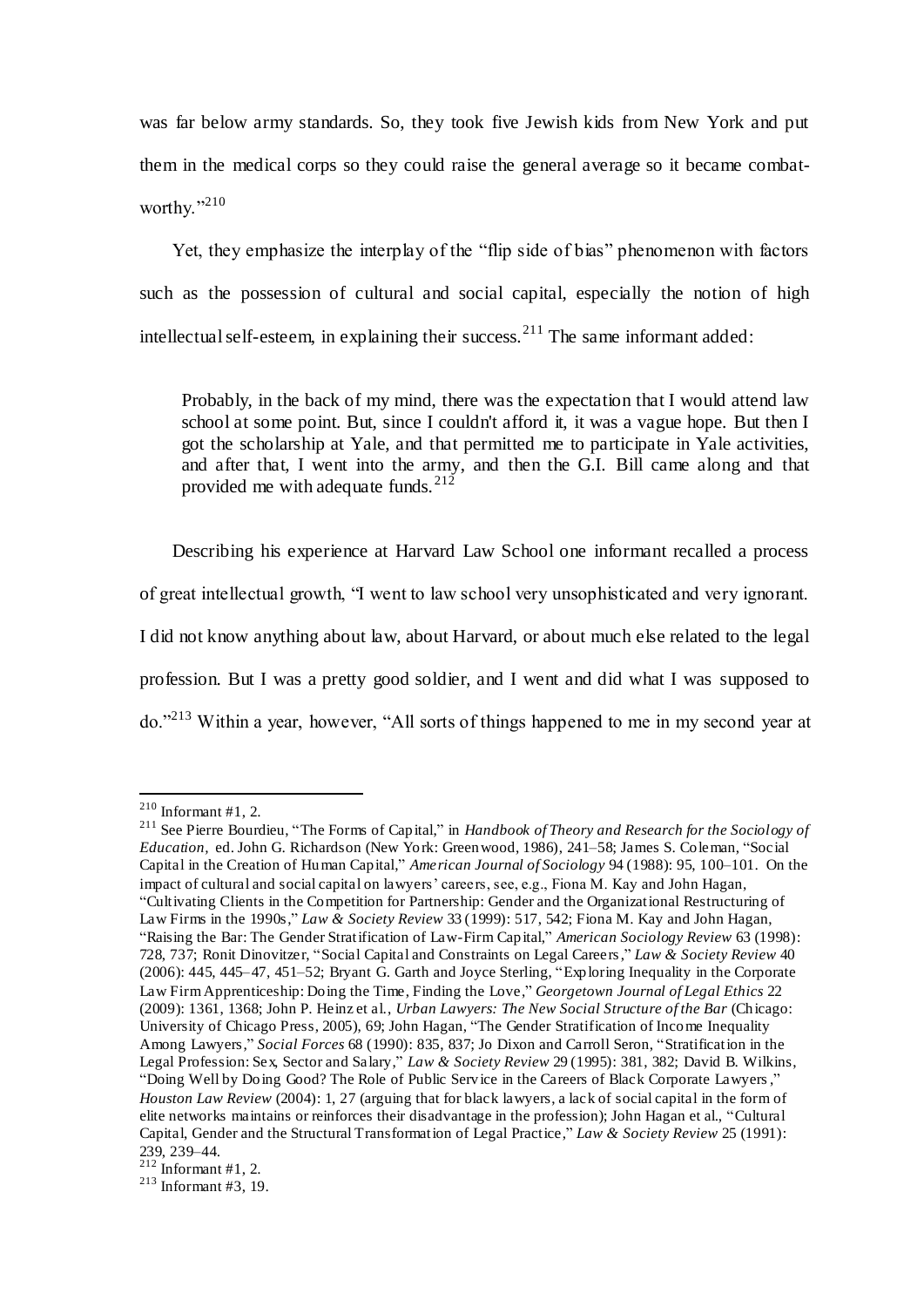was far below army standards. So, they took five Jewish kids from New York and put them in the medical corps so they could raise the general average so it became combat-worthy."[210]

Yet, they emphasize the interplay of the "flip side of bias" phenomenon with factors such as the possession of cultural and social capital, especially the notion of high intellectual self-esteem, in explaining their success.[211] The same informant added:

> Probably, in the back of my mind, there was the expectation that I would attend law school at some point. But, since I couldn't afford it, it was a vague hope. But then I got the scholarship at Yale, and that permitted me to participate in Yale activities, and after that, I went into the army, and then the G.I. Bill came along and that provided me with adequate funds.[212]

Describing his experience at Harvard Law School one informant recalled a process of great intellectual growth, "I went to law school very unsophisticated and very ignorant. I did not know anything about law, about Harvard, or about much else related to the legal profession. But I was a pretty good soldier, and I went and did what I was supposed to do."[213] Within a year, however, "All sorts of things happened to me in my second year at

---

[210] Informant #1, 2.

[211] See Pierre Bourdieu, "The Forms of Capital," in *Handbook of Theory and Research for the Sociology of Education*, ed. John G. Richardson (New York: Greenwood, 1986), 241–58; James S. Coleman, "Social Capital in the Creation of Human Capital," *American Journal of Sociology* 94 (1988): 95, 100–101. On the impact of cultural and social capital on lawyers' careers, see, e.g., Fiona M. Kay and John Hagan, "Cultivating Clients in the Competition for Partnership: Gender and the Organizational Restructuring of Law Firms in the 1990s," *Law & Society Review* 33 (1999): 517, 542; Fiona M. Kay and John Hagan, "Raising the Bar: The Gender Stratification of Law-Firm Capital," *American Sociology Review* 63 (1998): 728, 737; Ronit Dinovitzer, "Social Capital and Constraints on Legal Careers," *Law & Society Review* 40 (2006): 445, 445–47, 451–52; Bryant G. Garth and Joyce Sterling, "Exploring Inequality in the Corporate Law Firm Apprenticeship: Doing the Time, Finding the Love," *Georgetown Journal of Legal Ethics* 22 (2009): 1361, 1368; John P. Heinz et al., *Urban Lawyers: The New Social Structure of the Bar* (Chicago: University of Chicago Press, 2005), 69; John Hagan, "The Gender Stratification of Income Inequality Among Lawyers," *Social Forces* 68 (1990): 835, 837; Jo Dixon and Carroll Seron, "Stratification in the Legal Profession: Sex, Sector and Salary," *Law & Society Review* 29 (1995): 381, 382; David B. Wilkins, "Doing Well by Doing Good? The Role of Public Service in the Careers of Black Corporate Lawyers," *Houston Law Review* (2004): 1, 27 (arguing that for black lawyers, a lack of social capital in the form of elite networks maintains or reinforces their disadvantage in the profession); John Hagan et al., "Cultural Capital, Gender and the Structural Transformation of Legal Practice," *Law & Society Review* 25 (1991): 239, 239–44.

[212] Informant #1, 2.

[213] Informant #3, 19.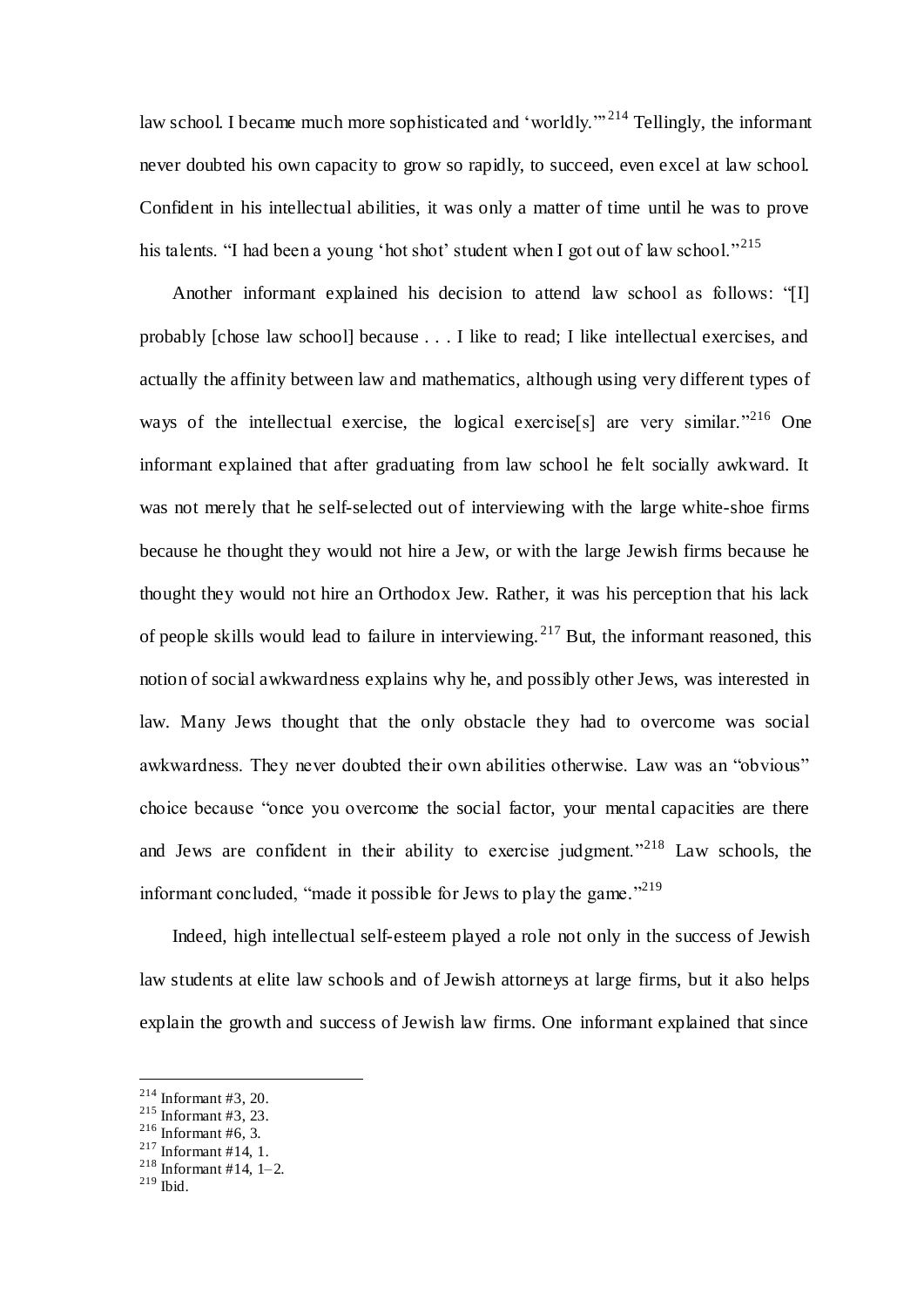law school. I became much more sophisticated and 'worldly.'"[214] Tellingly, the informant never doubted his own capacity to grow so rapidly, to succeed, even excel at law school. Confident in his intellectual abilities, it was only a matter of time until he was to prove his talents. "I had been a young 'hot shot' student when I got out of law school."[215]

Another informant explained his decision to attend law school as follows: "[I] probably [chose law school] because . . . I like to read; I like intellectual exercises, and actually the affinity between law and mathematics, although using very different types of ways of the intellectual exercise, the logical exercise[s] are very similar."[216] One informant explained that after graduating from law school he felt socially awkward. It was not merely that he self-selected out of interviewing with the large white-shoe firms because he thought they would not hire a Jew, or with the large Jewish firms because he thought they would not hire an Orthodox Jew. Rather, it was his perception that his lack of people skills would lead to failure in interviewing.[217] But, the informant reasoned, this notion of social awkwardness explains why he, and possibly other Jews, was interested in law. Many Jews thought that the only obstacle they had to overcome was social awkwardness. They never doubted their own abilities otherwise. Law was an "obvious" choice because "once you overcome the social factor, your mental capacities are there and Jews are confident in their ability to exercise judgment."[218] Law schools, the informant concluded, "made it possible for Jews to play the game."[219]

Indeed, high intellectual self-esteem played a role not only in the success of Jewish law students at elite law schools and of Jewish attorneys at large firms, but it also helps explain the growth and success of Jewish law firms. One informant explained that since

---

[214] Informant #3, 20.
[215] Informant #3, 23.
[216] Informant #6, 3.
[217] Informant #14, 1.
[218] Informant #14, 1–2.
[219] Ibid.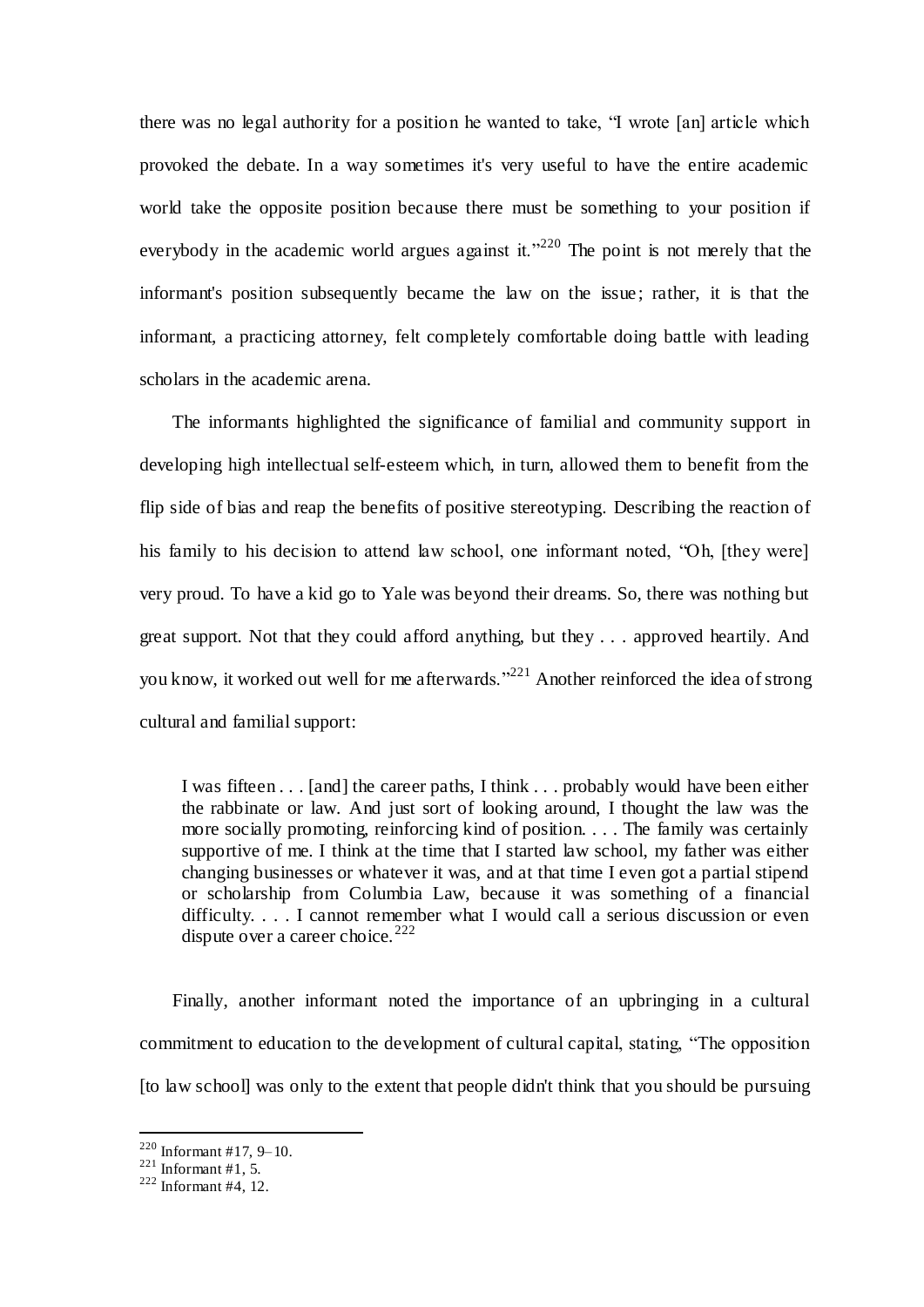there was no legal authority for a position he wanted to take, "I wrote [an] article which provoked the debate. In a way sometimes it's very useful to have the entire academic world take the opposite position because there must be something to your position if everybody in the academic world argues against it."[220] The point is not merely that the informant's position subsequently became the law on the issue; rather, it is that the informant, a practicing attorney, felt completely comfortable doing battle with leading scholars in the academic arena.

The informants highlighted the significance of familial and community support in developing high intellectual self-esteem which, in turn, allowed them to benefit from the flip side of bias and reap the benefits of positive stereotyping. Describing the reaction of his family to his decision to attend law school, one informant noted, "Oh, [they were] very proud. To have a kid go to Yale was beyond their dreams. So, there was nothing but great support. Not that they could afford anything, but they . . . approved heartily. And you know, it worked out well for me afterwards."[221] Another reinforced the idea of strong cultural and familial support:

> I was fifteen . . . [and] the career paths, I think . . . probably would have been either the rabbinate or law. And just sort of looking around, I thought the law was the more socially promoting, reinforcing kind of position. . . . The family was certainly supportive of me. I think at the time that I started law school, my father was either changing businesses or whatever it was, and at that time I even got a partial stipend or scholarship from Columbia Law, because it was something of a financial difficulty. . . . I cannot remember what I would call a serious discussion or even dispute over a career choice.[222]

Finally, another informant noted the importance of an upbringing in a cultural commitment to education to the development of cultural capital, stating, "The opposition [to law school] was only to the extent that people didn't think that you should be pursuing

---

[220] Informant #17, 9–10.

[221] Informant #1, 5.

[222] Informant #4, 12.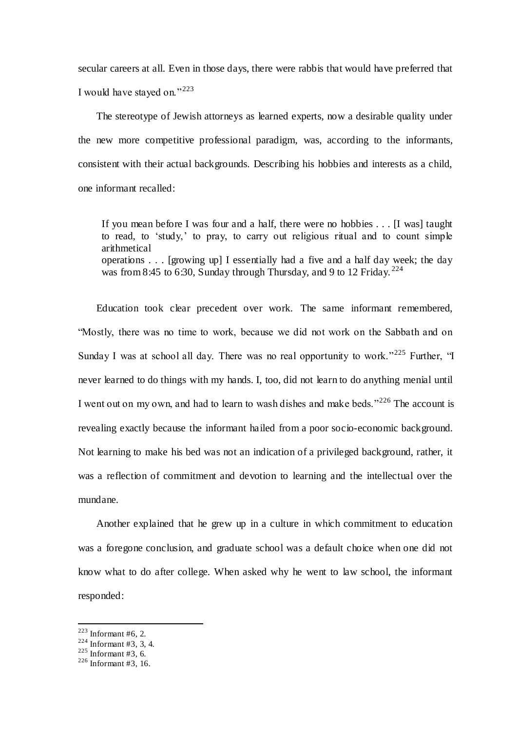secular careers at all. Even in those days, there were rabbis that would have preferred that I would have stayed on."[223]

The stereotype of Jewish attorneys as learned experts, now a desirable quality under the new more competitive professional paradigm, was, according to the informants, consistent with their actual backgrounds. Describing his hobbies and interests as a child, one informant recalled:

> If you mean before I was four and a half, there were no hobbies . . . [I was] taught to read, to 'study,' to pray, to carry out religious ritual and to count simple arithmetical operations . . . [growing up] I essentially had a five and a half day week; the day was from 8:45 to 6:30, Sunday through Thursday, and 9 to 12 Friday.[224]

Education took clear precedent over work. The same informant remembered, "Mostly, there was no time to work, because we did not work on the Sabbath and on Sunday I was at school all day. There was no real opportunity to work."[225] Further, "I never learned to do things with my hands. I, too, did not learn to do anything menial until I went out on my own, and had to learn to wash dishes and make beds."[226] The account is revealing exactly because the informant hailed from a poor socio-economic background. Not learning to make his bed was not an indication of a privileged background, rather, it was a reflection of commitment and devotion to learning and the intellectual over the mundane.

Another explained that he grew up in a culture in which commitment to education was a foregone conclusion, and graduate school was a default choice when one did not know what to do after college. When asked why he went to law school, the informant responded:

---

[223] Informant #6, 2.
[224] Informant #3, 3, 4.
[225] Informant #3, 6.
[226] Informant #3, 16.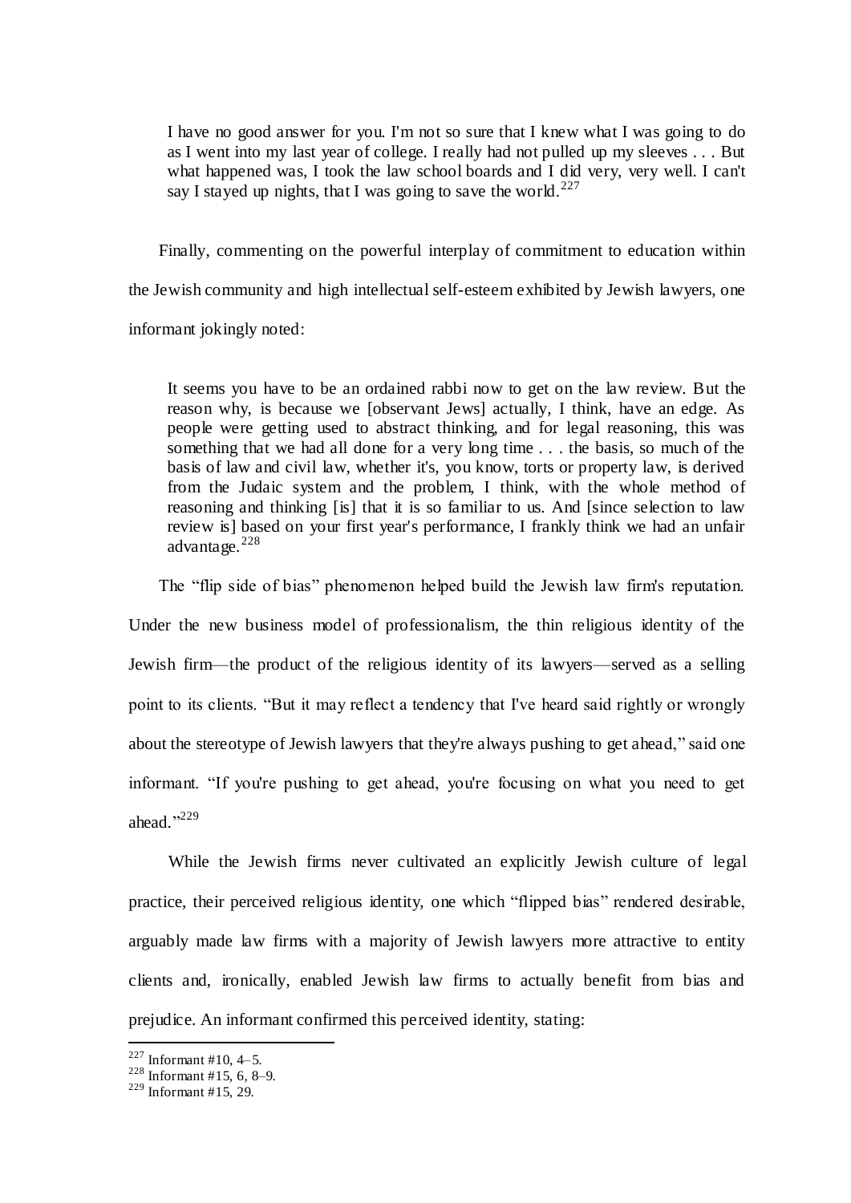> I have no good answer for you. I'm not so sure that I knew what I was going to do as I went into my last year of college. I really had not pulled up my sleeves . . . But what happened was, I took the law school boards and I did very, very well. I can't say I stayed up nights, that I was going to save the world.[227]

Finally, commenting on the powerful interplay of commitment to education within the Jewish community and high intellectual self-esteem exhibited by Jewish lawyers, one informant jokingly noted:

> It seems you have to be an ordained rabbi now to get on the law review. But the reason why, is because we [observant Jews] actually, I think, have an edge. As people were getting used to abstract thinking, and for legal reasoning, this was something that we had all done for a very long time . . . the basis, so much of the basis of law and civil law, whether it's, you know, torts or property law, is derived from the Judaic system and the problem, I think, with the whole method of reasoning and thinking [is] that it is so familiar to us. And [since selection to law review is] based on your first year's performance, I frankly think we had an unfair advantage.[228]

The "flip side of bias" phenomenon helped build the Jewish law firm's reputation. Under the new business model of professionalism, the thin religious identity of the Jewish firm—the product of the religious identity of its lawyers—served as a selling point to its clients. "But it may reflect a tendency that I've heard said rightly or wrongly about the stereotype of Jewish lawyers that they're always pushing to get ahead," said one informant. "If you're pushing to get ahead, you're focusing on what you need to get ahead."[229]

While the Jewish firms never cultivated an explicitly Jewish culture of legal practice, their perceived religious identity, one which "flipped bias" rendered desirable, arguably made law firms with a majority of Jewish lawyers more attractive to entity clients and, ironically, enabled Jewish law firms to actually benefit from bias and prejudice. An informant confirmed this perceived identity, stating:

---

[227] Informant #10, 4–5.

[228] Informant #15, 6, 8–9.

[229] Informant #15, 29.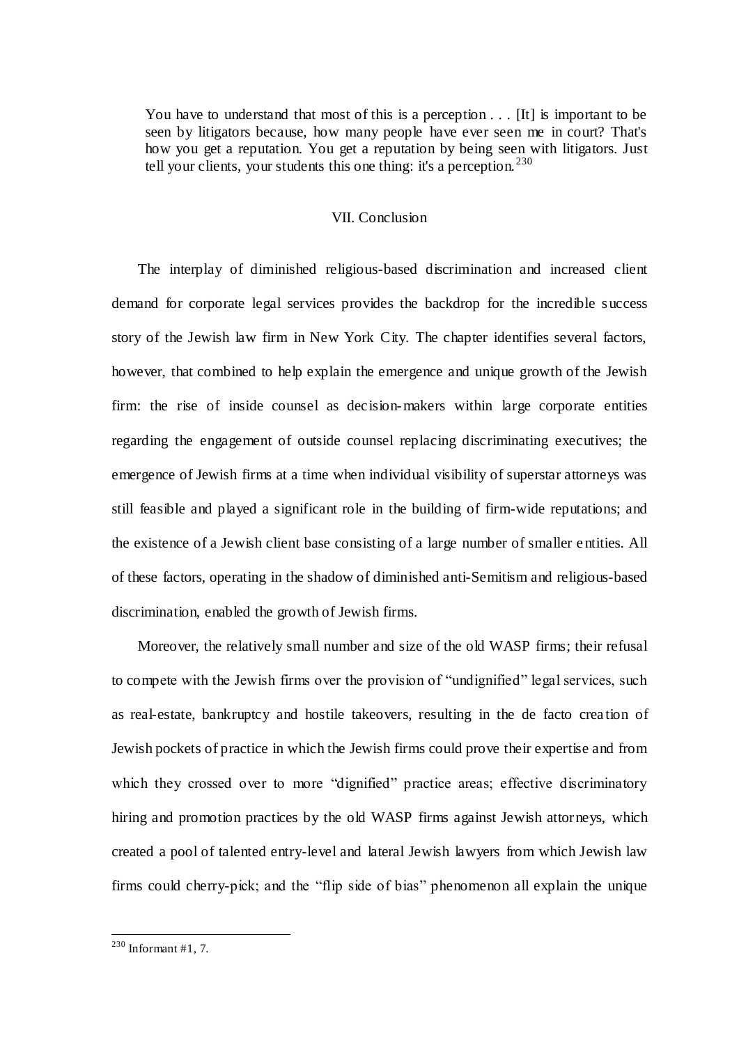> You have to understand that most of this is a perception . . . [It] is important to be seen by litigators because, how many people have ever seen me in court? That's how you get a reputation. You get a reputation by being seen with litigators. Just tell your clients, your students this one thing: it's a perception.[230]

## VII. Conclusion

The interplay of diminished religious-based discrimination and increased client demand for corporate legal services provides the backdrop for the incredible success story of the Jewish law firm in New York City. The chapter identifies several factors, however, that combined to help explain the emergence and unique growth of the Jewish firm: the rise of inside counsel as decision-makers within large corporate entities regarding the engagement of outside counsel replacing discriminating executives; the emergence of Jewish firms at a time when individual visibility of superstar attorneys was still feasible and played a significant role in the building of firm-wide reputations; and the existence of a Jewish client base consisting of a large number of smaller entities. All of these factors, operating in the shadow of diminished anti-Semitism and religious-based discrimination, enabled the growth of Jewish firms.

Moreover, the relatively small number and size of the old WASP firms; their refusal to compete with the Jewish firms over the provision of "undignified" legal services, such as real-estate, bankruptcy and hostile takeovers, resulting in the de facto creation of Jewish pockets of practice in which the Jewish firms could prove their expertise and from which they crossed over to more "dignified" practice areas; effective discriminatory hiring and promotion practices by the old WASP firms against Jewish attorneys, which created a pool of talented entry-level and lateral Jewish lawyers from which Jewish law firms could cherry-pick; and the "flip side of bias" phenomenon all explain the unique

[230] Informant #1, 7.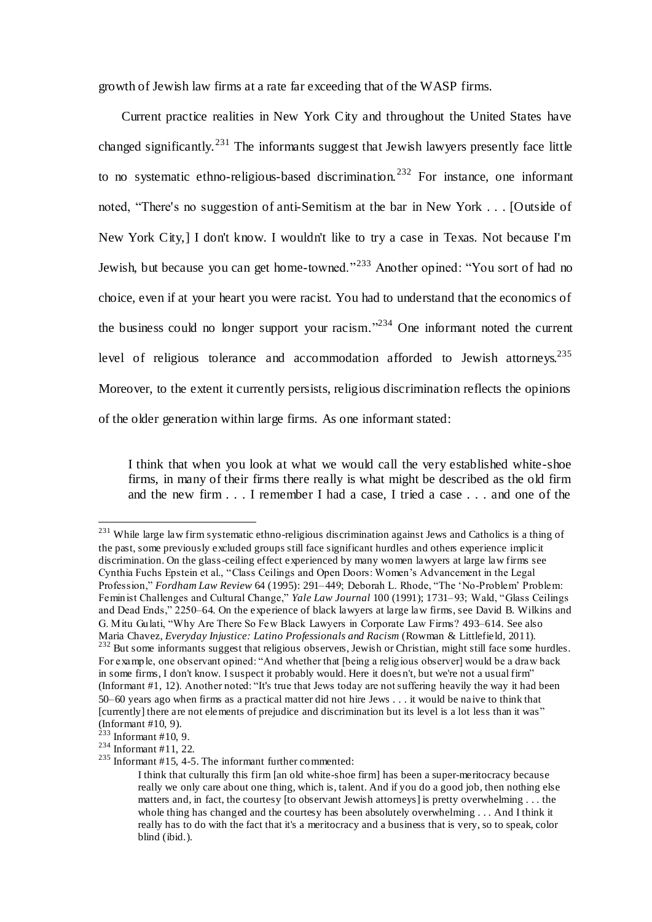growth of Jewish law firms at a rate far exceeding that of the WASP firms.

Current practice realities in New York City and throughout the United States have changed significantly.[231] The informants suggest that Jewish lawyers presently face little to no systematic ethno-religious-based discrimination.[232] For instance, one informant noted, "There's no suggestion of anti-Semitism at the bar in New York . . . [Outside of New York City,] I don't know. I wouldn't like to try a case in Texas. Not because I'm Jewish, but because you can get home-towned."[233] Another opined: "You sort of had no choice, even if at your heart you were racist. You had to understand that the economics of the business could no longer support your racism."[234] One informant noted the current level of religious tolerance and accommodation afforded to Jewish attorneys.[235] Moreover, to the extent it currently persists, religious discrimination reflects the opinions of the older generation within large firms. As one informant stated:

> I think that when you look at what we would call the very established white-shoe firms, in many of their firms there really is what might be described as the old firm and the new firm . . . I remember I had a case, I tried a case . . . and one of the

---

[231] While large law firm systematic ethno-religious discrimination against Jews and Catholics is a thing of the past, some previously excluded groups still face significant hurdles and others experience implicit discrimination. On the glass-ceiling effect experienced by many women lawyers at large law firms see Cynthia Fuchs Epstein et al., "Class Ceilings and Open Doors: Women's Advancement in the Legal Profession," *Fordham Law Review* 64 (1995): 291–449; Deborah L. Rhode, "The 'No-Problem' Problem: Feminist Challenges and Cultural Change," *Yale Law Journal* 100 (1991); 1731–93; Wald, "Glass Ceilings and Dead Ends," 2250–64. On the experience of black lawyers at large law firms, see David B. Wilkins and G. Mitu Gulati, "Why Are There So Few Black Lawyers in Corporate Law Firms? 493–614. See also Maria Chavez, *Everyday Injustice: Latino Professionals and Racism* (Rowman & Littlefield, 2011).

[232] But some informants suggest that religious observers, Jewish or Christian, might still face some hurdles. For example, one observant opined: "And whether that [being a religious observer] would be a draw back in some firms, I don't know. I suspect it probably would. Here it doesn't, but we're not a usual firm" (Informant #1, 12). Another noted: "It's true that Jews today are not suffering heavily the way it had been 50–60 years ago when firms as a practical matter did not hire Jews . . . it would be naive to think that [currently] there are not elements of prejudice and discrimination but its level is a lot less than it was" (Informant #10, 9).

[233] Informant #10, 9.

[234] Informant #11, 22.

[235] Informant #15, 4-5. The informant further commented:

> I think that culturally this firm [an old white-shoe firm] has been a super-meritocracy because really we only care about one thing, which is, talent. And if you do a good job, then nothing else matters and, in fact, the courtesy [to observant Jewish attorneys] is pretty overwhelming . . . the whole thing has changed and the courtesy has been absolutely overwhelming . . . And I think it really has to do with the fact that it's a meritocracy and a business that is very, so to speak, color blind (ibid.).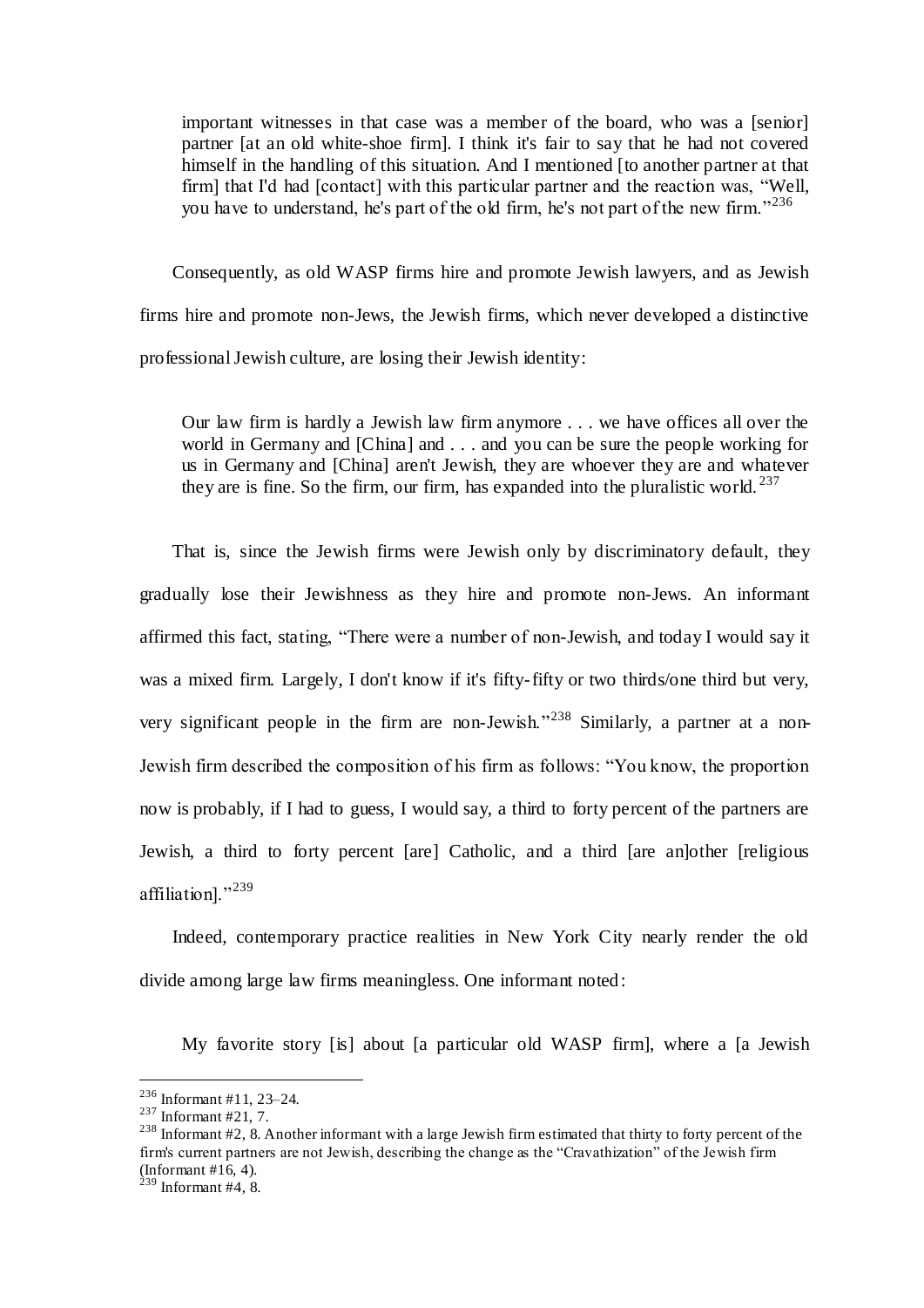> important witnesses in that case was a member of the board, who was a [senior] partner [at an old white-shoe firm]. I think it's fair to say that he had not covered himself in the handling of this situation. And I mentioned [to another partner at that firm] that I'd had [contact] with this particular partner and the reaction was, "Well, you have to understand, he's part of the old firm, he's not part of the new firm."[236]

Consequently, as old WASP firms hire and promote Jewish lawyers, and as Jewish firms hire and promote non-Jews, the Jewish firms, which never developed a distinctive professional Jewish culture, are losing their Jewish identity:

> Our law firm is hardly a Jewish law firm anymore . . . we have offices all over the world in Germany and [China] and . . . and you can be sure the people working for us in Germany and [China] aren't Jewish, they are whoever they are and whatever they are is fine. So the firm, our firm, has expanded into the pluralistic world.[237]

That is, since the Jewish firms were Jewish only by discriminatory default, they gradually lose their Jewishness as they hire and promote non-Jews. An informant affirmed this fact, stating, "There were a number of non-Jewish, and today I would say it was a mixed firm. Largely, I don't know if it's fifty-fifty or two thirds/one third but very, very significant people in the firm are non-Jewish."[238] Similarly, a partner at a non-Jewish firm described the composition of his firm as follows: "You know, the proportion now is probably, if I had to guess, I would say, a third to forty percent of the partners are Jewish, a third to forty percent [are] Catholic, and a third [are an]other [religious affiliation]."[239]

Indeed, contemporary practice realities in New York City nearly render the old divide among large law firms meaningless. One informant noted:

> My favorite story [is] about [a particular old WASP firm], where a [a Jewish

---

[236] Informant #11, 23–24.

[237] Informant #21, 7.

[238] Informant #2, 8. Another informant with a large Jewish firm estimated that thirty to forty percent of the firm's current partners are not Jewish, describing the change as the "Cravathization" of the Jewish firm (Informant #16, 4).

[239] Informant #4, 8.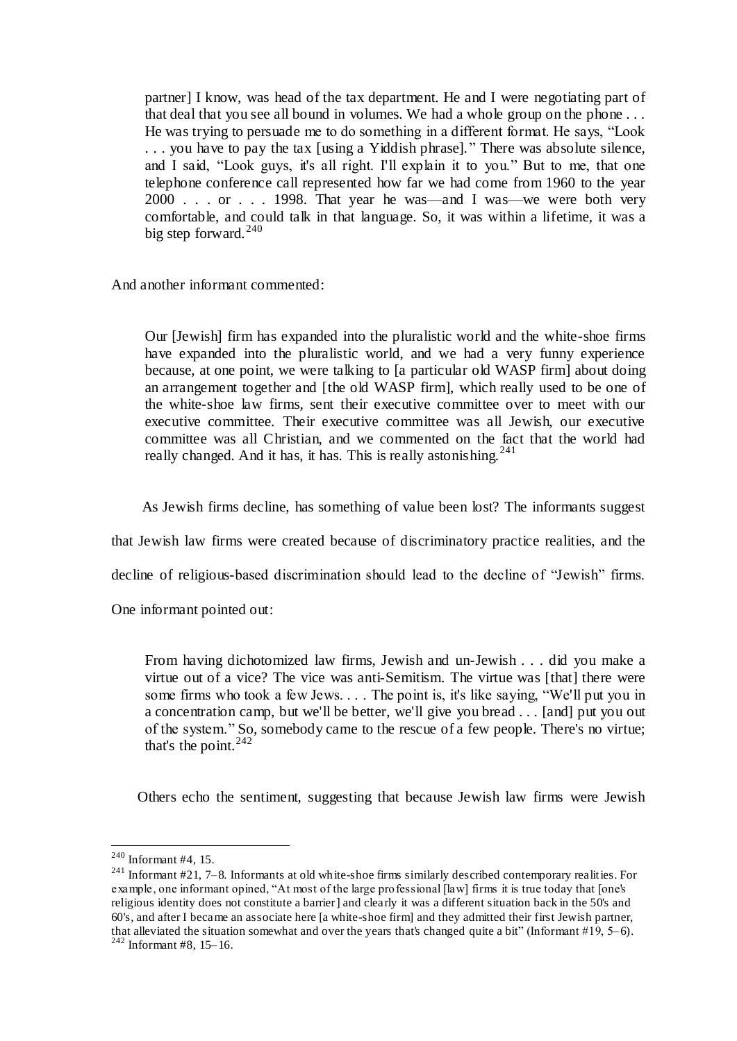> partner] I know, was head of the tax department. He and I were negotiating part of that deal that you see all bound in volumes. We had a whole group on the phone . . . He was trying to persuade me to do something in a different format. He says, "Look . . . you have to pay the tax [using a Yiddish phrase]." There was absolute silence, and I said, "Look guys, it's all right. I'll explain it to you." But to me, that one telephone conference call represented how far we had come from 1960 to the year 2000 . . . or . . . 1998. That year he was—and I was—we were both very comfortable, and could talk in that language. So, it was within a lifetime, it was a big step forward.[240]

And another informant commented:

> Our [Jewish] firm has expanded into the pluralistic world and the white-shoe firms have expanded into the pluralistic world, and we had a very funny experience because, at one point, we were talking to [a particular old WASP firm] about doing an arrangement together and [the old WASP firm], which really used to be one of the white-shoe law firms, sent their executive committee over to meet with our executive committee. Their executive committee was all Jewish, our executive committee was all Christian, and we commented on the fact that the world had really changed. And it has, it has. This is really astonishing.[241]

As Jewish firms decline, has something of value been lost? The informants suggest that Jewish law firms were created because of discriminatory practice realities, and the decline of religious-based discrimination should lead to the decline of "Jewish" firms. One informant pointed out:

> From having dichotomized law firms, Jewish and un-Jewish . . . did you make a virtue out of a vice? The vice was anti-Semitism. The virtue was [that] there were some firms who took a few Jews. . . . The point is, it's like saying, "We'll put you in a concentration camp, but we'll be better, we'll give you bread . . . [and] put you out of the system." So, somebody came to the rescue of a few people. There's no virtue; that's the point.[242]

Others echo the sentiment, suggesting that because Jewish law firms were Jewish

---

[240] Informant #4, 15.

[241] Informant #21, 7–8. Informants at old white-shoe firms similarly described contemporary realities. For example, one informant opined, "At most of the large professional [law] firms it is true today that [one's religious identity does not constitute a barrier] and clearly it was a different situation back in the 50's and 60's, and after I became an associate here [a white-shoe firm] and they admitted their first Jewish partner, that alleviated the situation somewhat and over the years that's changed quite a bit" (Informant #19, 5–6).

[242] Informant #8, 15–16.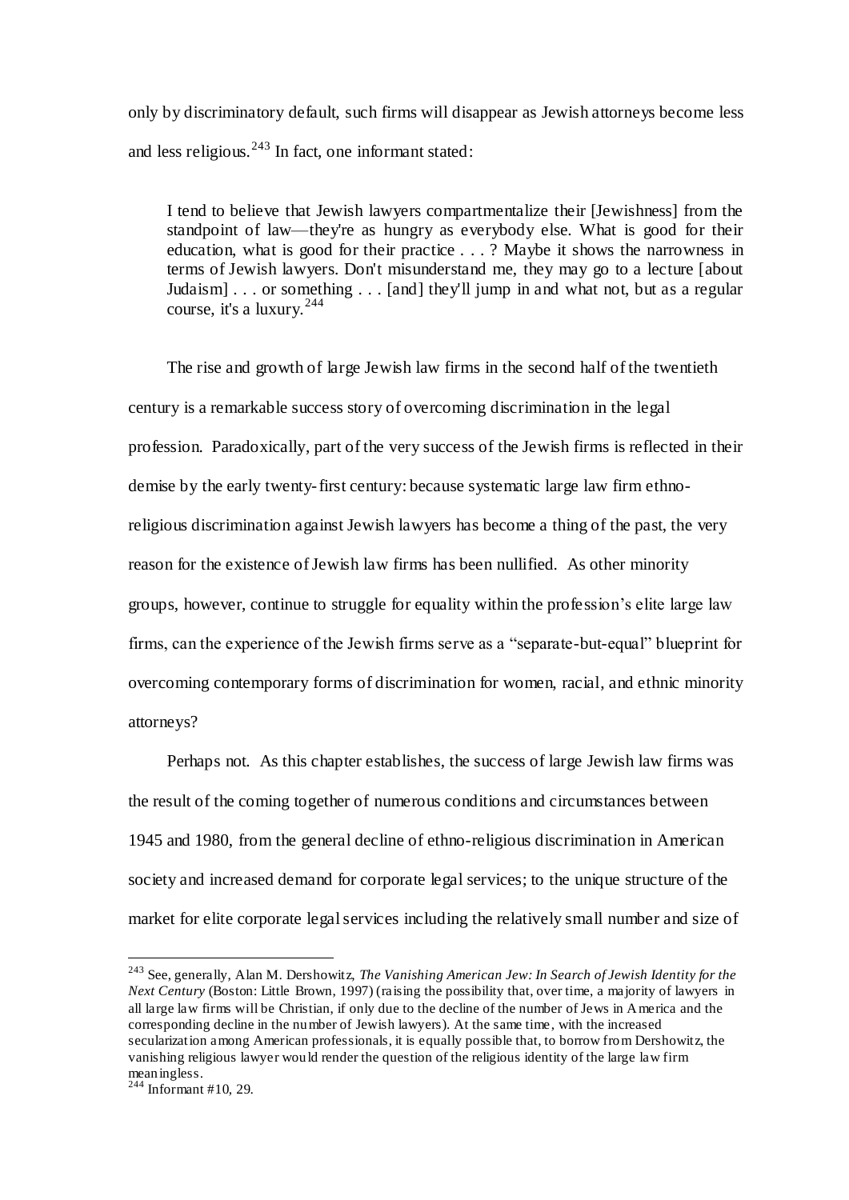only by discriminatory default, such firms will disappear as Jewish attorneys become less and less religious.[243] In fact, one informant stated:

> I tend to believe that Jewish lawyers compartmentalize their [Jewishness] from the standpoint of law—they're as hungry as everybody else. What is good for their education, what is good for their practice . . . ? Maybe it shows the narrowness in terms of Jewish lawyers. Don't misunderstand me, they may go to a lecture [about Judaism] . . . or something . . . [and] they'll jump in and what not, but as a regular course, it's a luxury.[244]

The rise and growth of large Jewish law firms in the second half of the twentieth century is a remarkable success story of overcoming discrimination in the legal profession. Paradoxically, part of the very success of the Jewish firms is reflected in their demise by the early twenty-first century: because systematic large law firm ethno-religious discrimination against Jewish lawyers has become a thing of the past, the very reason for the existence of Jewish law firms has been nullified. As other minority groups, however, continue to struggle for equality within the profession's elite large law firms, can the experience of the Jewish firms serve as a "separate-but-equal" blueprint for overcoming contemporary forms of discrimination for women, racial, and ethnic minority attorneys?

Perhaps not. As this chapter establishes, the success of large Jewish law firms was the result of the coming together of numerous conditions and circumstances between 1945 and 1980, from the general decline of ethno-religious discrimination in American society and increased demand for corporate legal services; to the unique structure of the market for elite corporate legal services including the relatively small number and size of

---

[243] See, generally, Alan M. Dershowitz, *The Vanishing American Jew: In Search of Jewish Identity for the Next Century* (Boston: Little Brown, 1997) (raising the possibility that, over time, a majority of lawyers in all large law firms will be Christian, if only due to the decline of the number of Jews in America and the corresponding decline in the number of Jewish lawyers). At the same time, with the increased secularization among American professionals, it is equally possible that, to borrow from Dershowitz, the vanishing religious lawyer would render the question of the religious identity of the large law firm meaningless.

[244] Informant #10, 29.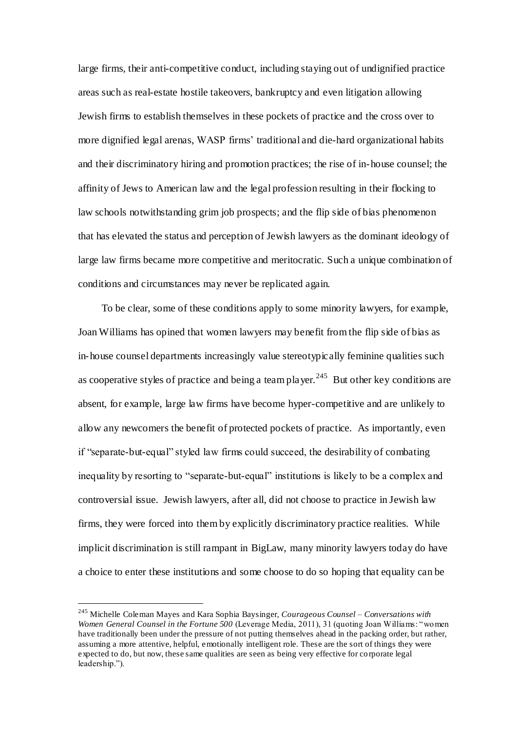large firms, their anti-competitive conduct, including staying out of undignified practice areas such as real-estate hostile takeovers, bankruptcy and even litigation allowing Jewish firms to establish themselves in these pockets of practice and the cross over to more dignified legal arenas, WASP firms' traditional and die-hard organizational habits and their discriminatory hiring and promotion practices; the rise of in-house counsel; the affinity of Jews to American law and the legal profession resulting in their flocking to law schools notwithstanding grim job prospects; and the flip side of bias phenomenon that has elevated the status and perception of Jewish lawyers as the dominant ideology of large law firms became more competitive and meritocratic. Such a unique combination of conditions and circumstances may never be replicated again.

To be clear, some of these conditions apply to some minority lawyers, for example, Joan Williams has opined that women lawyers may benefit from the flip side of bias as in-house counsel departments increasingly value stereotypically feminine qualities such as cooperative styles of practice and being a team player.[245] But other key conditions are absent, for example, large law firms have become hyper-competitive and are unlikely to allow any newcomers the benefit of protected pockets of practice. As importantly, even if "separate-but-equal" styled law firms could succeed, the desirability of combating inequality by resorting to "separate-but-equal" institutions is likely to be a complex and controversial issue. Jewish lawyers, after all, did not choose to practice in Jewish law firms, they were forced into them by explicitly discriminatory practice realities. While implicit discrimination is still rampant in BigLaw, many minority lawyers today do have a choice to enter these institutions and some choose to do so hoping that equality can be

---

[245] Michelle Coleman Mayes and Kara Sophia Baysinger, *Courageous Counsel – Conversations with Women General Counsel in the Fortune 500* (Leverage Media, 2011), 31 (quoting Joan Williams: "women have traditionally been under the pressure of not putting themselves ahead in the packing order, but rather, assuming a more attentive, helpful, emotionally intelligent role. These are the sort of things they were expected to do, but now, these same qualities are seen as being very effective for corporate legal leadership.").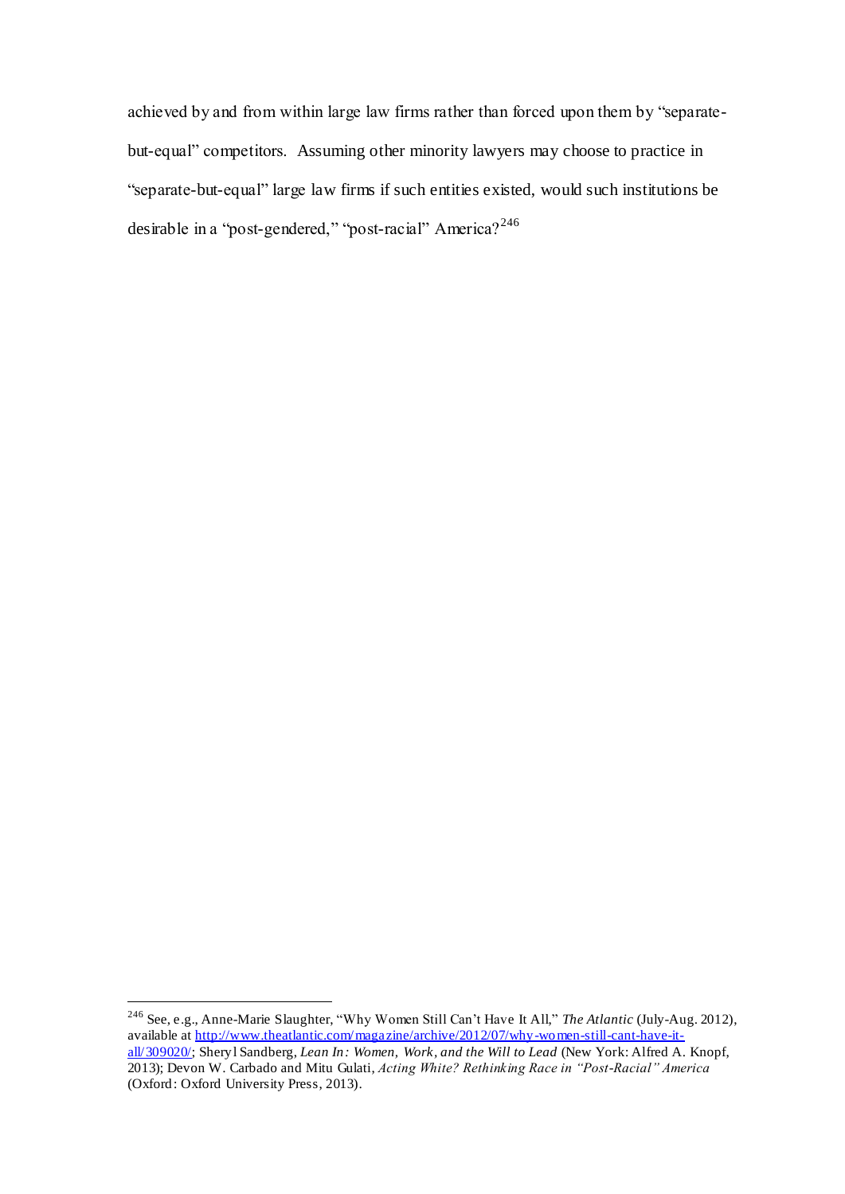achieved by and from within large law firms rather than forced upon them by "separate-but-equal" competitors. Assuming other minority lawyers may choose to practice in "separate-but-equal" large law firms if such entities existed, would such institutions be desirable in a "post-gendered," "post-racial" America?[246]

---

[246] See, e.g., Anne-Marie Slaughter, "Why Women Still Can't Have It All," *The Atlantic* (July-Aug. 2012), available at http://www.theatlantic.com/magazine/archive/2012/07/why-women-still-cant-have-it-all/309020/; Sheryl Sandberg, *Lean In: Women, Work, and the Will to Lead* (New York: Alfred A. Knopf, 2013); Devon W. Carbado and Mitu Gulati, *Acting White? Rethinking Race in "Post-Racial" America* (Oxford: Oxford University Press, 2013).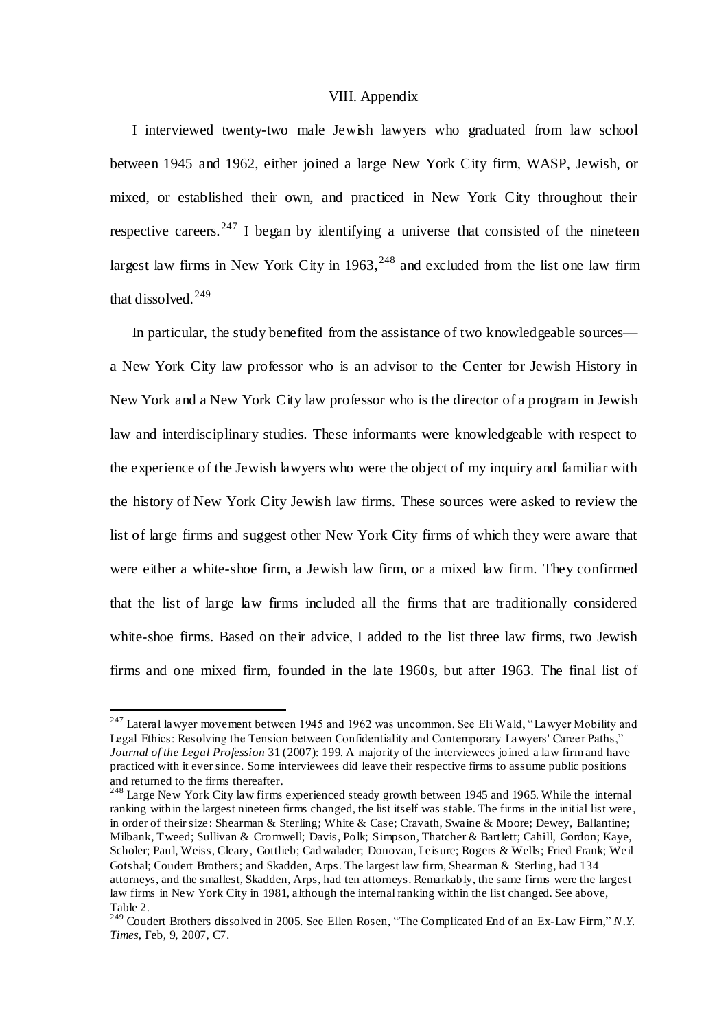## VIII. Appendix

I interviewed twenty-two male Jewish lawyers who graduated from law school between 1945 and 1962, either joined a large New York City firm, WASP, Jewish, or mixed, or established their own, and practiced in New York City throughout their respective careers.[247] I began by identifying a universe that consisted of the nineteen largest law firms in New York City in 1963,[248] and excluded from the list one law firm that dissolved.[249]

In particular, the study benefited from the assistance of two knowledgeable sources—a New York City law professor who is an advisor to the Center for Jewish History in New York and a New York City law professor who is the director of a program in Jewish law and interdisciplinary studies. These informants were knowledgeable with respect to the experience of the Jewish lawyers who were the object of my inquiry and familiar with the history of New York City Jewish law firms. These sources were asked to review the list of large firms and suggest other New York City firms of which they were aware that were either a white-shoe firm, a Jewish law firm, or a mixed law firm. They confirmed that the list of large law firms included all the firms that are traditionally considered white-shoe firms. Based on their advice, I added to the list three law firms, two Jewish firms and one mixed firm, founded in the late 1960s, but after 1963. The final list of

---

[247] Lateral lawyer movement between 1945 and 1962 was uncommon. See Eli Wald, "Lawyer Mobility and Legal Ethics: Resolving the Tension between Confidentiality and Contemporary Lawyers' Career Paths," *Journal of the Legal Profession* 31 (2007): 199. A majority of the interviewees joined a law firm and have practiced with it ever since. Some interviewees did leave their respective firms to assume public positions and returned to the firms thereafter.

[248] Large New York City law firms experienced steady growth between 1945 and 1965. While the internal ranking within the largest nineteen firms changed, the list itself was stable. The firms in the initial list were, in order of their size: Shearman & Sterling; White & Case; Cravath, Swaine & Moore; Dewey, Ballantine; Milbank, Tweed; Sullivan & Cromwell; Davis, Polk; Simpson, Thatcher & Bartlett; Cahill, Gordon; Kaye, Scholer; Paul, Weiss, Cleary, Gottlieb; Cadwalader; Donovan, Leisure; Rogers & Wells; Fried Frank; Weil Gotshal; Coudert Brothers; and Skadden, Arps. The largest law firm, Shearman & Sterling, had 134 attorneys, and the smallest, Skadden, Arps, had ten attorneys. Remarkably, the same firms were the largest law firms in New York City in 1981, although the internal ranking within the list changed. See above, Table 2.

[249] Coudert Brothers dissolved in 2005. See Ellen Rosen, "The Complicated End of an Ex-Law Firm," *N.Y. Times,* Feb, 9, 2007, C7.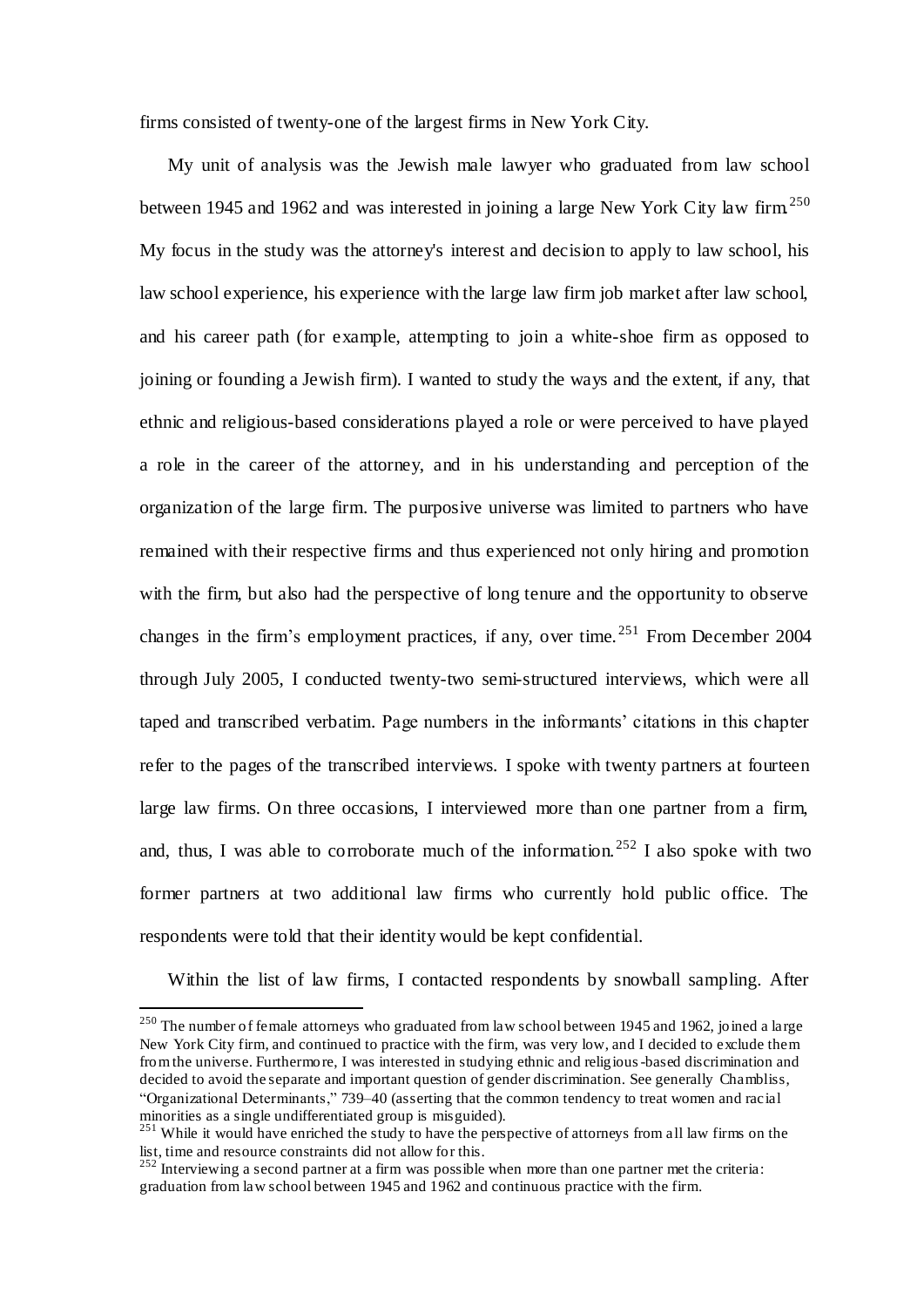firms consisted of twenty-one of the largest firms in New York City.

My unit of analysis was the Jewish male lawyer who graduated from law school between 1945 and 1962 and was interested in joining a large New York City law firm.[250] My focus in the study was the attorney's interest and decision to apply to law school, his law school experience, his experience with the large law firm job market after law school, and his career path (for example, attempting to join a white-shoe firm as opposed to joining or founding a Jewish firm). I wanted to study the ways and the extent, if any, that ethnic and religious-based considerations played a role or were perceived to have played a role in the career of the attorney, and in his understanding and perception of the organization of the large firm. The purposive universe was limited to partners who have remained with their respective firms and thus experienced not only hiring and promotion with the firm, but also had the perspective of long tenure and the opportunity to observe changes in the firm's employment practices, if any, over time.[251] From December 2004 through July 2005, I conducted twenty-two semi-structured interviews, which were all taped and transcribed verbatim. Page numbers in the informants' citations in this chapter refer to the pages of the transcribed interviews. I spoke with twenty partners at fourteen large law firms. On three occasions, I interviewed more than one partner from a firm, and, thus, I was able to corroborate much of the information.[252] I also spoke with two former partners at two additional law firms who currently hold public office. The respondents were told that their identity would be kept confidential.

Within the list of law firms, I contacted respondents by snowball sampling. After

---

[250] The number of female attorneys who graduated from law school between 1945 and 1962, joined a large New York City firm, and continued to practice with the firm, was very low, and I decided to exclude them from the universe. Furthermore, I was interested in studying ethnic and religious-based discrimination and decided to avoid the separate and important question of gender discrimination. See generally Chambliss, "Organizational Determinants," 739–40 (asserting that the common tendency to treat women and racial minorities as a single undifferentiated group is misguided).

[251] While it would have enriched the study to have the perspective of attorneys from all law firms on the list, time and resource constraints did not allow for this.

[252] Interviewing a second partner at a firm was possible when more than one partner met the criteria: graduation from law school between 1945 and 1962 and continuous practice with the firm.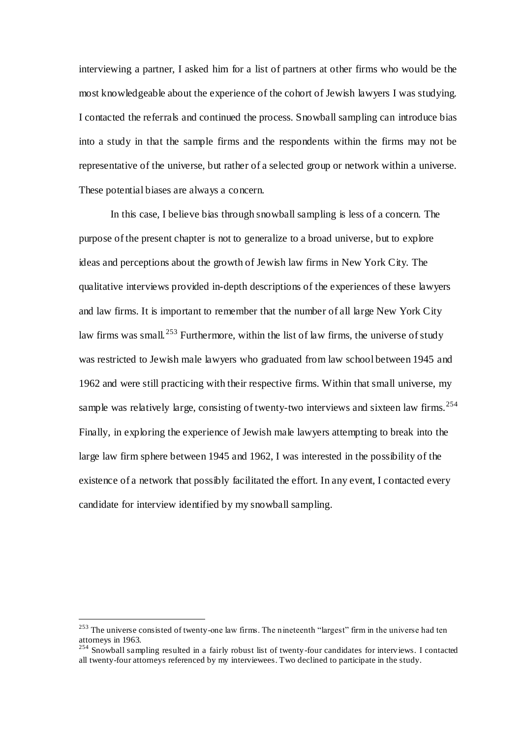interviewing a partner, I asked him for a list of partners at other firms who would be the most knowledgeable about the experience of the cohort of Jewish lawyers I was studying. I contacted the referrals and continued the process. Snowball sampling can introduce bias into a study in that the sample firms and the respondents within the firms may not be representative of the universe, but rather of a selected group or network within a universe. These potential biases are always a concern.

In this case, I believe bias through snowball sampling is less of a concern. The purpose of the present chapter is not to generalize to a broad universe, but to explore ideas and perceptions about the growth of Jewish law firms in New York City. The qualitative interviews provided in-depth descriptions of the experiences of these lawyers and law firms. It is important to remember that the number of all large New York City law firms was small.[253] Furthermore, within the list of law firms, the universe of study was restricted to Jewish male lawyers who graduated from law school between 1945 and 1962 and were still practicing with their respective firms. Within that small universe, my sample was relatively large, consisting of twenty-two interviews and sixteen law firms.[254] Finally, in exploring the experience of Jewish male lawyers attempting to break into the large law firm sphere between 1945 and 1962, I was interested in the possibility of the existence of a network that possibly facilitated the effort. In any event, I contacted every candidate for interview identified by my snowball sampling.

[253] The universe consisted of twenty-one law firms. The nineteenth "largest" firm in the universe had ten attorneys in 1963.

[254] Snowball sampling resulted in a fairly robust list of twenty-four candidates for interviews. I contacted all twenty-four attorneys referenced by my interviewees. Two declined to participate in the study.